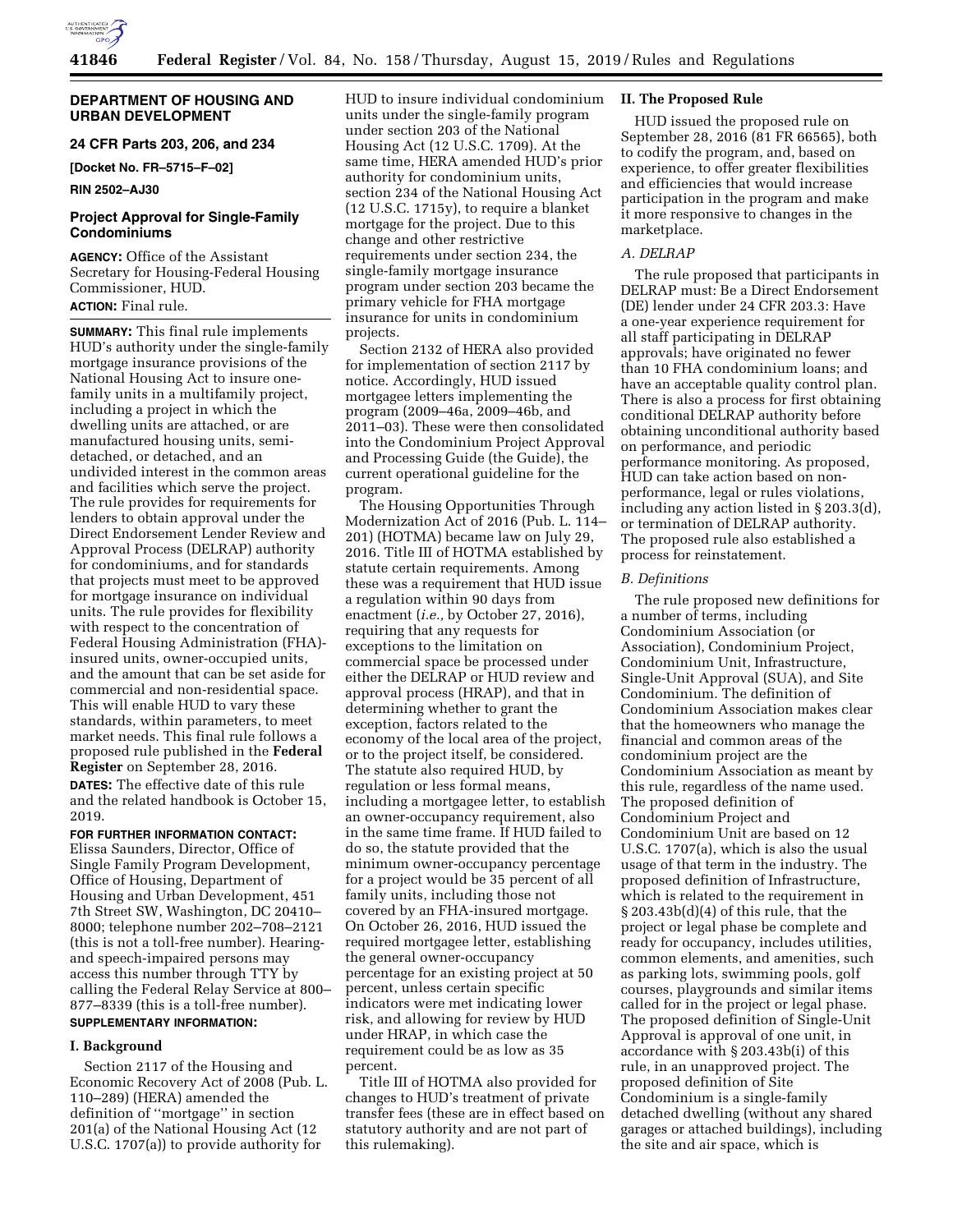## DEPARTMENT OF HOUSING AND URBAN DEVELOPMENT

### 24 CFR Parts 203, 206, and 234

**[Docket No. FR–5715–F–02]**

**RIN 2502–AJ30**

### Project Approval for Single-Family Condominiums

**AGENCY:** Office of the Assistant Secretary for Housing-Federal Housing Commissioner, HUD.

**ACTION:** Final rule.

**SUMMARY:** This final rule implements HUD's authority under the single-family mortgage insurance provisions of the National Housing Act to insure one-family units in a multifamily project, including a project in which the dwelling units are attached, or are manufactured housing units, semi-detached, or detached, and an undivided interest in the common areas and facilities which serve the project. The rule provides for requirements for lenders to obtain approval under the Direct Endorsement Lender Review and Approval Process (DELRAP) authority for condominiums, and for standards that projects must meet to be approved for mortgage insurance on individual units. The rule provides for flexibility with respect to the concentration of Federal Housing Administration (FHA)-insured units, owner-occupied units, and the amount that can be set aside for commercial and non-residential space. This will enable HUD to vary these standards, within parameters, to meet market needs. This final rule follows a proposed rule published in the **Federal Register** on September 28, 2016.

**DATES:** The effective date of this rule and the related handbook is October 15, 2019.

**FOR FURTHER INFORMATION CONTACT:** Elissa Saunders, Director, Office of Single Family Program Development, Office of Housing, Department of Housing and Urban Development, 451 7th Street SW, Washington, DC 20410–8000; telephone number 202–708–2121 (this is not a toll-free number). Hearing- and speech-impaired persons may access this number through TTY by calling the Federal Relay Service at 800–877–8339 (this is a toll-free number).

**SUPPLEMENTARY INFORMATION:**

#### I. Background

Section 2117 of the Housing and Economic Recovery Act of 2008 (Pub. L. 110–289) (HERA) amended the definition of ''mortgage'' in section 201(a) of the National Housing Act (12 U.S.C. 1707(a)) to provide authority for HUD to insure individual condominium units under the single-family program under section 203 of the National Housing Act (12 U.S.C. 1709). At the same time, HERA amended HUD's prior authority for condominium units, section 234 of the National Housing Act (12 U.S.C. 1715y), to require a blanket mortgage for the project. Due to this change and other restrictive requirements under section 234, the single-family mortgage insurance program under section 203 became the primary vehicle for FHA mortgage insurance for units in condominium projects.

Section 2132 of HERA also provided for implementation of section 2117 by notice. Accordingly, HUD issued mortgagee letters implementing the program (2009–46a, 2009–46b, and 2011–03). These were then consolidated into the Condominium Project Approval and Processing Guide (the Guide), the current operational guideline for the program.

The Housing Opportunities Through Modernization Act of 2016 (Pub. L. 114–201) (HOTMA) became law on July 29, 2016. Title III of HOTMA established by statute certain requirements. Among these was a requirement that HUD issue a regulation within 90 days from enactment (*i.e.,* by October 27, 2016), requiring that any requests for exceptions to the limitation on commercial space be processed under either the DELRAP or HUD review and approval process (HRAP), and that in determining whether to grant the exception, factors related to the economy of the local area of the project, or to the project itself, be considered. The statute also required HUD, by regulation or less formal means, including a mortgagee letter, to establish an owner-occupancy requirement, also in the same time frame. If HUD failed to do so, the statute provided that the minimum owner-occupancy percentage for a project would be 35 percent of all family units, including those not covered by an FHA-insured mortgage. On October 26, 2016, HUD issued the required mortgagee letter, establishing the general owner-occupancy percentage for an existing project at 50 percent, unless certain specific indicators were met indicating lower risk, and allowing for review by HUD under HRAP, in which case the requirement could be as low as 35 percent.

Title III of HOTMA also provided for changes to HUD's treatment of private transfer fees (these are in effect based on statutory authority and are not part of this rulemaking).

#### II. The Proposed Rule

HUD issued the proposed rule on September 28, 2016 (81 FR 66565), both to codify the program, and, based on experience, to offer greater flexibilities and efficiencies that would increase participation in the program and make it more responsive to changes in the marketplace.

##### *A. DELRAP*

The rule proposed that participants in DELRAP must: Be a Direct Endorsement (DE) lender under 24 CFR 203.3: Have a one-year experience requirement for all staff participating in DELRAP approvals; have originated no fewer than 10 FHA condominium loans; and have an acceptable quality control plan. There is also a process for first obtaining conditional DELRAP authority before obtaining unconditional authority based on performance, and periodic performance monitoring. As proposed, HUD can take action based on non-performance, legal or rules violations, including any action listed in § 203.3(d), or termination of DELRAP authority. The proposed rule also established a process for reinstatement.

##### *B. Definitions*

The rule proposed new definitions for a number of terms, including Condominium Association (or Association), Condominium Project, Condominium Unit, Infrastructure, Single-Unit Approval (SUA), and Site Condominium. The definition of Condominium Association makes clear that the homeowners who manage the financial and common areas of the condominium project are the Condominium Association as meant by this rule, regardless of the name used. The proposed definition of Condominium Project and Condominium Unit are based on 12 U.S.C. 1707(a), which is also the usual usage of that term in the industry. The proposed definition of Infrastructure, which is related to the requirement in § 203.43b(d)(4) of this rule, that the project or legal phase be complete and ready for occupancy, includes utilities, common elements, and amenities, such as parking lots, swimming pools, golf courses, playgrounds and similar items called for in the project or legal phase. The proposed definition of Single-Unit Approval is approval of one unit, in accordance with § 203.43b(i) of this rule, in an unapproved project. The proposed definition of Site Condominium is a single-family detached dwelling (without any shared garages or attached buildings), including the site and air space, which is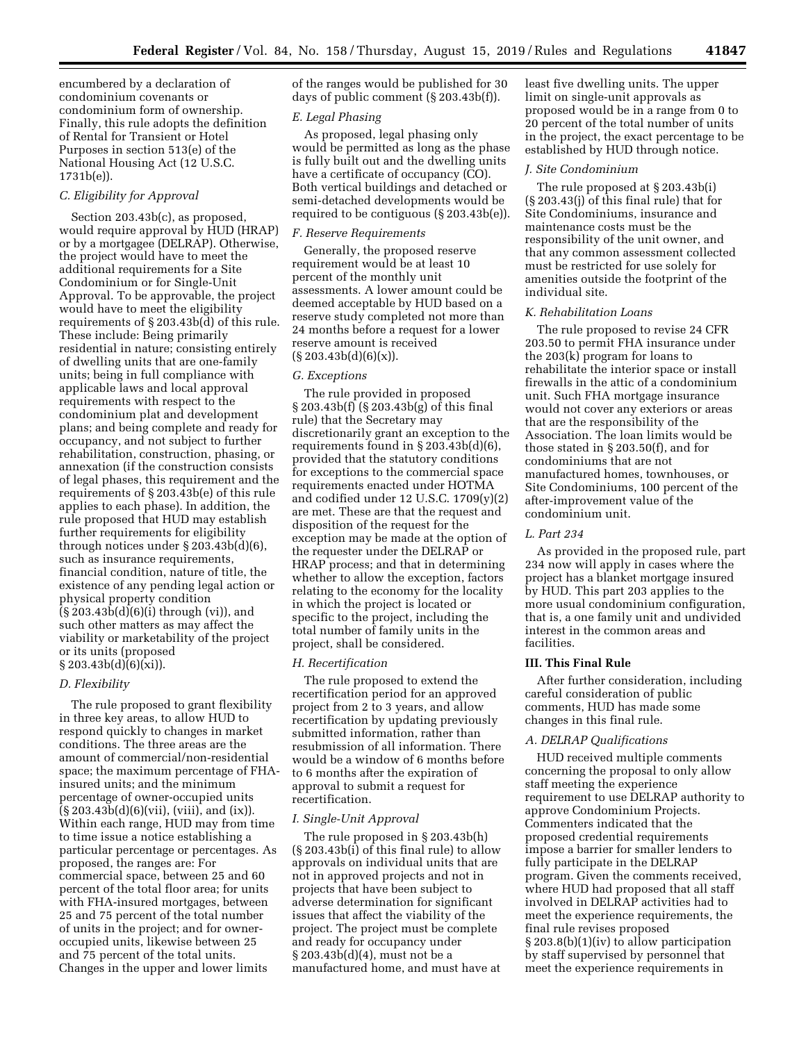encumbered by a declaration of condominium covenants or condominium form of ownership. Finally, this rule adopts the definition of Rental for Transient or Hotel Purposes in section 513(e) of the National Housing Act (12 U.S.C. 1731b(e)).

### C. Eligibility for Approval

Section 203.43b(c), as proposed, would require approval by HUD (HRAP) or by a mortgagee (DELRAP). Otherwise, the project would have to meet the additional requirements for a Site Condominium or for Single-Unit Approval. To be approvable, the project would have to meet the eligibility requirements of § 203.43b(d) of this rule. These include: Being primarily residential in nature; consisting entirely of dwelling units that are one-family units; being in full compliance with applicable laws and local approval requirements with respect to the condominium plat and development plans; and being complete and ready for occupancy, and not subject to further rehabilitation, construction, phasing, or annexation (if the construction consists of legal phases, this requirement and the requirements of § 203.43b(e) of this rule applies to each phase). In addition, the rule proposed that HUD may establish further requirements for eligibility through notices under § 203.43b(d)(6), such as insurance requirements, financial condition, nature of title, the existence of any pending legal action or physical property condition (§ 203.43b(d)(6)(i) through (vi)), and such other matters as may affect the viability or marketability of the project or its units (proposed § 203.43b(d)(6)(xi)).

### D. Flexibility

The rule proposed to grant flexibility in three key areas, to allow HUD to respond quickly to changes in market conditions. The three areas are the amount of commercial/non-residential space; the maximum percentage of FHA-insured units; and the minimum percentage of owner-occupied units (§ 203.43b(d)(6)(vii), (viii), and (ix)). Within each range, HUD may from time to time issue a notice establishing a particular percentage or percentages. As proposed, the ranges are: For commercial space, between 25 and 60 percent of the total floor area; for units with FHA-insured mortgages, between 25 and 75 percent of the total number of units in the project; and for owner-occupied units, likewise between 25 and 75 percent of the total units. Changes in the upper and lower limits of the ranges would be published for 30 days of public comment (§ 203.43b(f)).

### E. Legal Phasing

As proposed, legal phasing only would be permitted as long as the phase is fully built out and the dwelling units have a certificate of occupancy (CO). Both vertical buildings and detached or semi-detached developments would be required to be contiguous (§ 203.43b(e)).

### F. Reserve Requirements

Generally, the proposed reserve requirement would be at least 10 percent of the monthly unit assessments. A lower amount could be deemed acceptable by HUD based on a reserve study completed not more than 24 months before a request for a lower reserve amount is received (§ 203.43b(d)(6)(x)).

### G. Exceptions

The rule provided in proposed § 203.43b(f) (§ 203.43b(g) of this final rule) that the Secretary may discretionarily grant an exception to the requirements found in § 203.43b(d)(6), provided that the statutory conditions for exceptions to the commercial space requirements enacted under HOTMA and codified under 12 U.S.C. 1709(y)(2) are met. These are that the request and disposition of the request for the exception may be made at the option of the requester under the DELRAP or HRAP process; and that in determining whether to allow the exception, factors relating to the economy for the locality in which the project is located or specific to the project, including the total number of family units in the project, shall be considered.

### H. Recertification

The rule proposed to extend the recertification period for an approved project from 2 to 3 years, and allow recertification by updating previously submitted information, rather than resubmission of all information. There would be a window of 6 months before to 6 months after the expiration of approval to submit a request for recertification.

### I. Single-Unit Approval

The rule proposed in § 203.43b(h) (§ 203.43b(i) of this final rule) to allow approvals on individual units that are not in approved projects and not in projects that have been subject to adverse determination for significant issues that affect the viability of the project. The project must be complete and ready for occupancy under § 203.43b(d)(4), must not be a manufactured home, and must have at least five dwelling units. The upper limit on single-unit approvals as proposed would be in a range from 0 to 20 percent of the total number of units in the project, the exact percentage to be established by HUD through notice.

### J. Site Condominium

The rule proposed at § 203.43b(i) (§ 203.43(j) of this final rule) that for Site Condominiums, insurance and maintenance costs must be the responsibility of the unit owner, and that any common assessment collected must be restricted for use solely for amenities outside the footprint of the individual site.

### K. Rehabilitation Loans

The rule proposed to revise 24 CFR 203.50 to permit FHA insurance under the 203(k) program for loans to rehabilitate the interior space or install firewalls in the attic of a condominium unit. Such FHA mortgage insurance would not cover any exteriors or areas that are the responsibility of the Association. The loan limits would be those stated in § 203.50(f), and for condominiums that are not manufactured homes, townhouses, or Site Condominiums, 100 percent of the after-improvement value of the condominium unit.

### L. Part 234

As provided in the proposed rule, part 234 now will apply in cases where the project has a blanket mortgage insured by HUD. This part 203 applies to the more usual condominium configuration, that is, a one family unit and undivided interest in the common areas and facilities.

## III. This Final Rule

After further consideration, including careful consideration of public comments, HUD has made some changes in this final rule.

### A. DELRAP Qualifications

HUD received multiple comments concerning the proposal to only allow staff meeting the experience requirement to use DELRAP authority to approve Condominium Projects. Commenters indicated that the proposed credential requirements impose a barrier for smaller lenders to fully participate in the DELRAP program. Given the comments received, where HUD had proposed that all staff involved in DELRAP activities had to meet the experience requirements, the final rule revises proposed § 203.8(b)(1)(iv) to allow participation by staff supervised by personnel that meet the experience requirements in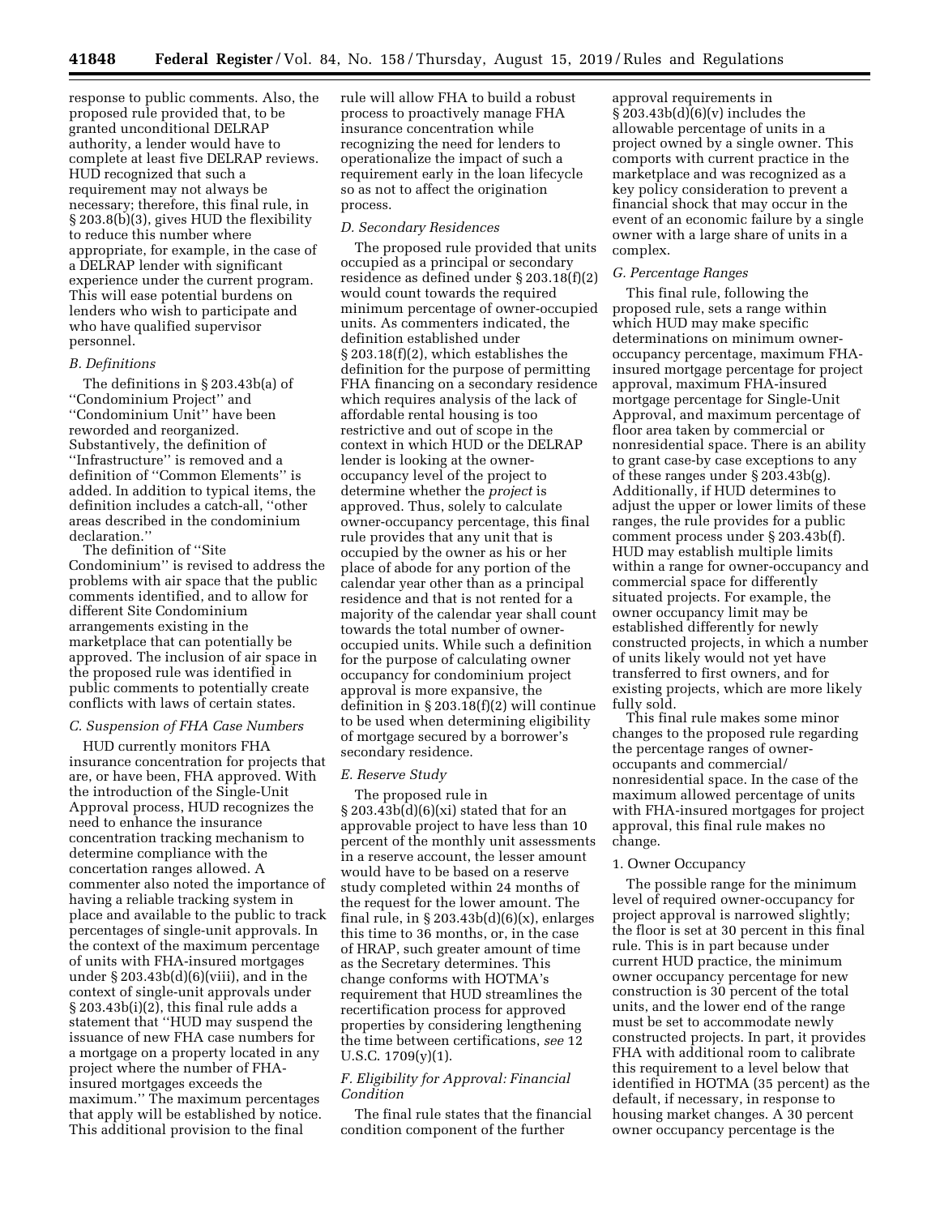response to public comments. Also, the proposed rule provided that, to be granted unconditional DELRAP authority, a lender would have to complete at least five DELRAP reviews. HUD recognized that such a requirement may not always be necessary; therefore, this final rule, in § 203.8(b)(3), gives HUD the flexibility to reduce this number where appropriate, for example, in the case of a DELRAP lender with significant experience under the current program. This will ease potential burdens on lenders who wish to participate and who have qualified supervisor personnel.

### *B. Definitions*

The definitions in § 203.43b(a) of ''Condominium Project'' and ''Condominium Unit'' have been reworded and reorganized. Substantively, the definition of ''Infrastructure'' is removed and a definition of ''Common Elements'' is added. In addition to typical items, the definition includes a catch-all, ''other areas described in the condominium declaration.''

The definition of ''Site Condominium'' is revised to address the problems with air space that the public comments identified, and to allow for different Site Condominium arrangements existing in the marketplace that can potentially be approved. The inclusion of air space in the proposed rule was identified in public comments to potentially create conflicts with laws of certain states.

### *C. Suspension of FHA Case Numbers*

HUD currently monitors FHA insurance concentration for projects that are, or have been, FHA approved. With the introduction of the Single-Unit Approval process, HUD recognizes the need to enhance the insurance concentration tracking mechanism to determine compliance with the concertation ranges allowed. A commenter also noted the importance of having a reliable tracking system in place and available to the public to track percentages of single-unit approvals. In the context of the maximum percentage of units with FHA-insured mortgages under § 203.43b(d)(6)(viii), and in the context of single-unit approvals under § 203.43b(i)(2), this final rule adds a statement that ''HUD may suspend the issuance of new FHA case numbers for a mortgage on a property located in any project where the number of FHA-insured mortgages exceeds the maximum.'' The maximum percentages that apply will be established by notice. This additional provision to the final rule will allow FHA to build a robust process to proactively manage FHA insurance concentration while recognizing the need for lenders to operationalize the impact of such a requirement early in the loan lifecycle so as not to affect the origination process.

### *D. Secondary Residences*

The proposed rule provided that units occupied as a principal or secondary residence as defined under § 203.18(f)(2) would count towards the required minimum percentage of owner-occupied units. As commenters indicated, the definition established under § 203.18(f)(2), which establishes the definition for the purpose of permitting FHA financing on a secondary residence which requires analysis of the lack of affordable rental housing is too restrictive and out of scope in the context in which HUD or the DELRAP lender is looking at the owner-occupancy level of the project to determine whether the *project* is approved. Thus, solely to calculate owner-occupancy percentage, this final rule provides that any unit that is occupied by the owner as his or her place of abode for any portion of the calendar year other than as a principal residence and that is not rented for a majority of the calendar year shall count towards the total number of owner-occupied units. While such a definition for the purpose of calculating owner occupancy for condominium project approval is more expansive, the definition in § 203.18(f)(2) will continue to be used when determining eligibility of mortgage secured by a borrower's secondary residence.

### *E. Reserve Study*

The proposed rule in § 203.43b(d)(6)(xi) stated that for an approvable project to have less than 10 percent of the monthly unit assessments in a reserve account, the lesser amount would have to be based on a reserve study completed within 24 months of the request for the lower amount. The final rule, in § 203.43b(d)(6)(x), enlarges this time to 36 months, or, in the case of HRAP, such greater amount of time as the Secretary determines. This change conforms with HOTMA's requirement that HUD streamlines the recertification process for approved properties by considering lengthening the time between certifications, *see* 12 U.S.C. 1709(y)(1).

### *F. Eligibility for Approval: Financial Condition*

The final rule states that the financial condition component of the further approval requirements in § 203.43b(d)(6)(v) includes the allowable percentage of units in a project owned by a single owner. This comports with current practice in the marketplace and was recognized as a key policy consideration to prevent a financial shock that may occur in the event of an economic failure by a single owner with a large share of units in a complex.

### *G. Percentage Ranges*

This final rule, following the proposed rule, sets a range within which HUD may make specific determinations on minimum owner-occupancy percentage, maximum FHA-insured mortgage percentage for project approval, maximum FHA-insured mortgage percentage for Single-Unit Approval, and maximum percentage of floor area taken by commercial or nonresidential space. There is an ability to grant case-by case exceptions to any of these ranges under § 203.43b(g). Additionally, if HUD determines to adjust the upper or lower limits of these ranges, the rule provides for a public comment process under § 203.43b(f). HUD may establish multiple limits within a range for owner-occupancy and commercial space for differently situated projects. For example, the owner occupancy limit may be established differently for newly constructed projects, in which a number of units likely would not yet have transferred to first owners, and for existing projects, which are more likely fully sold.

This final rule makes some minor changes to the proposed rule regarding the percentage ranges of owner-occupants and commercial/nonresidential space. In the case of the maximum allowed percentage of units with FHA-insured mortgages for project approval, this final rule makes no change.

#### 1. Owner Occupancy

The possible range for the minimum level of required owner-occupancy for project approval is narrowed slightly; the floor is set at 30 percent in this final rule. This is in part because under current HUD practice, the minimum owner occupancy percentage for new construction is 30 percent of the total units, and the lower end of the range must be set to accommodate newly constructed projects. In part, it provides FHA with additional room to calibrate this requirement to a level below that identified in HOTMA (35 percent) as the default, if necessary, in response to housing market changes. A 30 percent owner occupancy percentage is the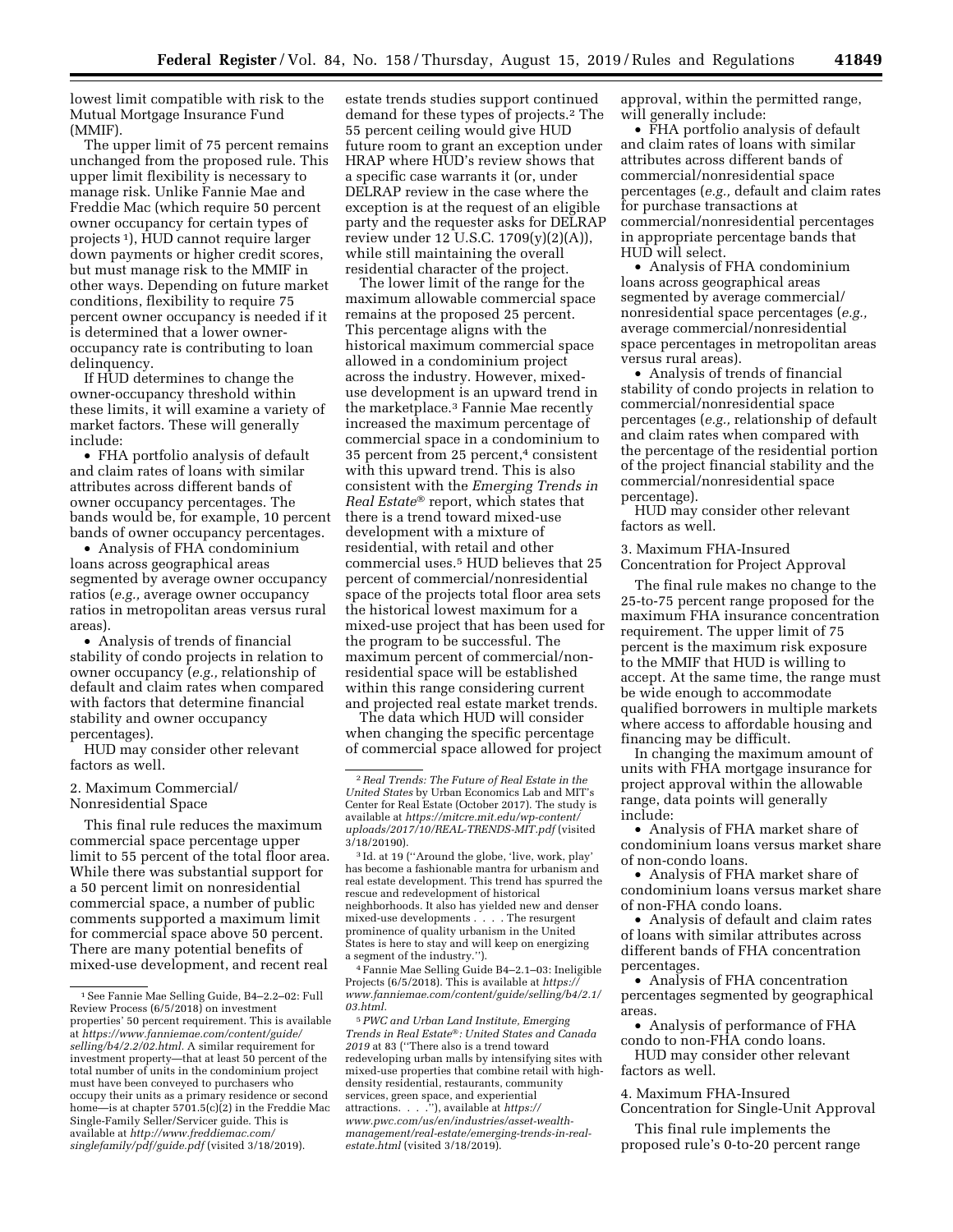lowest limit compatible with risk to the Mutual Mortgage Insurance Fund (MMIF).

The upper limit of 75 percent remains unchanged from the proposed rule. This upper limit flexibility is necessary to manage risk. Unlike Fannie Mae and Freddie Mac (which require 50 percent owner occupancy for certain types of projects [1]), HUD cannot require larger down payments or higher credit scores, but must manage risk to the MMIF in other ways. Depending on future market conditions, flexibility to require 75 percent owner occupancy is needed if it is determined that a lower owner-occupancy rate is contributing to loan delinquency.

If HUD determines to change the owner-occupancy threshold within these limits, it will examine a variety of market factors. These will generally include:

- FHA portfolio analysis of default and claim rates of loans with similar attributes across different bands of owner occupancy percentages. The bands would be, for example, 10 percent bands of owner occupancy percentages.
- Analysis of FHA condominium loans across geographical areas segmented by average owner occupancy ratios (*e.g.,* average owner occupancy ratios in metropolitan areas versus rural areas).
- Analysis of trends of financial stability of condo projects in relation to owner occupancy (*e.g.,* relationship of default and claim rates when compared with factors that determine financial stability and owner occupancy percentages).

HUD may consider other relevant factors as well.

2. Maximum Commercial/Nonresidential Space

This final rule reduces the maximum commercial space percentage upper limit to 55 percent of the total floor area. While there was substantial support for a 50 percent limit on nonresidential commercial space, a number of public comments supported a maximum limit for commercial space above 50 percent. There are many potential benefits of mixed-use development, and recent real estate trends studies support continued demand for these types of projects.[2] The 55 percent ceiling would give HUD future room to grant an exception under HRAP where HUD's review shows that a specific case warrants it (or, under DELRAP review in the case where the exception is at the request of an eligible party and the requester asks for DELRAP review under 12 U.S.C. 1709(y)(2)(A)), while still maintaining the overall residential character of the project.

The lower limit of the range for the maximum allowable commercial space remains at the proposed 25 percent. This percentage aligns with the historical maximum commercial space allowed in a condominium project across the industry. However, mixed-use development is an upward trend in the marketplace.[3] Fannie Mae recently increased the maximum percentage of commercial space in a condominium to 35 percent from 25 percent,[4] consistent with this upward trend. This is also consistent with the *Emerging Trends in Real Estate*® report, which states that there is a trend toward mixed-use development with a mixture of residential, with retail and other commercial uses.[5] HUD believes that 25 percent of commercial/nonresidential space of the projects total floor area sets the historical lowest maximum for a mixed-use project that has been used for the program to be successful. The maximum percent of commercial/non-residential space will be established within this range considering current and projected real estate market trends.

The data which HUD will consider when changing the specific percentage of commercial space allowed for project approval, within the permitted range, will generally include:

- FHA portfolio analysis of default and claim rates of loans with similar attributes across different bands of commercial/nonresidential space percentages (*e.g.,* default and claim rates for purchase transactions at commercial/nonresidential percentages in appropriate percentage bands that HUD will select.
- Analysis of FHA condominium loans across geographical areas segmented by average commercial/nonresidential space percentages (*e.g.,* average commercial/nonresidential space percentages in metropolitan areas versus rural areas).
- Analysis of trends of financial stability of condo projects in relation to commercial/nonresidential space percentages (*e.g.,* relationship of default and claim rates when compared with the percentage of the residential portion of the project financial stability and the commercial/nonresidential space percentage).

HUD may consider other relevant factors as well.

3. Maximum FHA-Insured Concentration for Project Approval

The final rule makes no change to the 25-to-75 percent range proposed for the maximum FHA insurance concentration requirement. The upper limit of 75 percent is the maximum risk exposure to the MMIF that HUD is willing to accept. At the same time, the range must be wide enough to accommodate qualified borrowers in multiple markets where access to affordable housing and financing may be difficult.

In changing the maximum amount of units with FHA mortgage insurance for project approval within the allowable range, data points will generally include:

- Analysis of FHA market share of condominium loans versus market share of non-condo loans.
- Analysis of FHA market share of condominium loans versus market share of non-FHA condo loans.
- Analysis of default and claim rates of loans with similar attributes across different bands of FHA concentration percentages.
- Analysis of FHA concentration percentages segmented by geographical areas.
- Analysis of performance of FHA condo to non-FHA condo loans.

HUD may consider other relevant factors as well.

4. Maximum FHA-Insured Concentration for Single-Unit Approval

This final rule implements the proposed rule's 0-to-20 percent range

---

[1] See Fannie Mae Selling Guide, B4–2.2–02: Full Review Process (6/5/2018) on investment properties' 50 percent requirement. This is available at *https://www.fanniemae.com/content/guide/selling/b4/2.2/02.html.* A similar requirement for investment property—that at least 50 percent of the total number of units in the condominium project must have been conveyed to purchasers who occupy their units as a primary residence or second home—is at chapter 5701.5(c)(2) in the Freddie Mac Single-Family Seller/Servicer guide. This is available at *http://www.freddiemac.com/singlefamily/pdf/guide.pdf* (visited 3/18/2019).

[2] *Real Trends: The Future of Real Estate in the United States* by Urban Economics Lab and MIT's Center for Real Estate (October 2017). The study is available at *https://mitcre.mit.edu/wp-content/uploads/2017/10/REAL-TRENDS-MIT.pdf* (visited 3/18/20190).

[3] Id. at 19 (''Around the globe, 'live, work, play' has become a fashionable mantra for urbanism and real estate development. This trend has spurred the rescue and redevelopment of historical neighborhoods. It also has yielded new and denser mixed-use developments . . . . The resurgent prominence of quality urbanism in the United States is here to stay and will keep on energizing a segment of the industry.'').

[4] Fannie Mae Selling Guide B4–2.1–03: Ineligible Projects (6/5/2018). This is available at *https://www.fanniemae.com/content/guide/selling/b4/2.1/03.html.*

[5] *PWC and Urban Land Institute, Emerging Trends in Real Estate*®*: United States and Canada 2019* at 83 (''There also is a trend toward redeveloping urban malls by intensifying sites with mixed-use properties that combine retail with high-density residential, restaurants, community services, green space, and experiential attractions. . . .''), available at *https://www.pwc.com/us/en/industries/asset-wealth-management/real-estate/emerging-trends-in-real-estate.html* (visited 3/18/2019).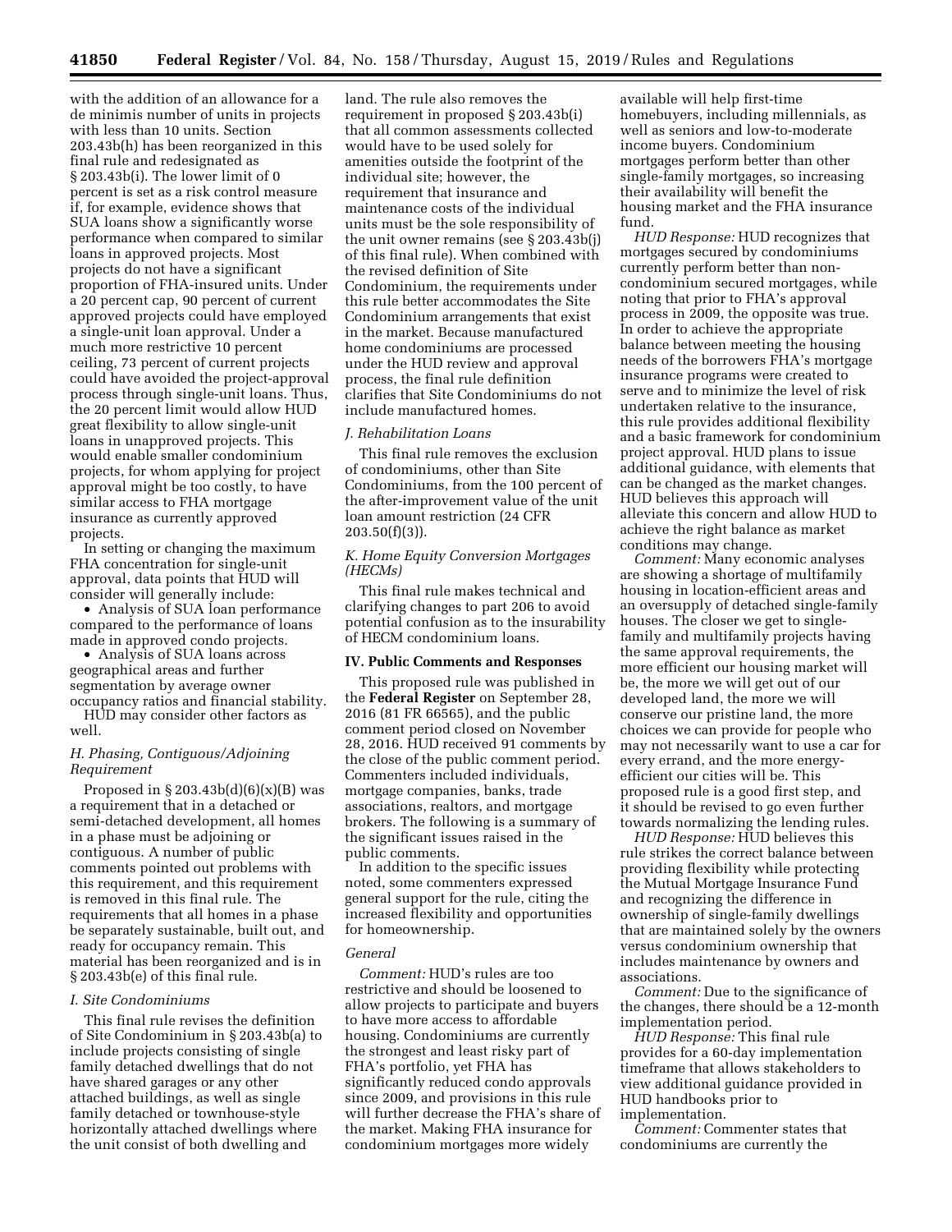with the addition of an allowance for a de minimis number of units in projects with less than 10 units. Section 203.43b(h) has been reorganized in this final rule and redesignated as § 203.43b(i). The lower limit of 0 percent is set as a risk control measure if, for example, evidence shows that SUA loans show a significantly worse performance when compared to similar loans in approved projects. Most projects do not have a significant proportion of FHA-insured units. Under a 20 percent cap, 90 percent of current approved projects could have employed a single-unit loan approval. Under a much more restrictive 10 percent ceiling, 73 percent of current projects could have avoided the project-approval process through single-unit loans. Thus, the 20 percent limit would allow HUD great flexibility to allow single-unit loans in unapproved projects. This would enable smaller condominium projects, for whom applying for project approval might be too costly, to have similar access to FHA mortgage insurance as currently approved projects.

In setting or changing the maximum FHA concentration for single-unit approval, data points that HUD will consider will generally include:

- Analysis of SUA loan performance compared to the performance of loans made in approved condo projects.
- Analysis of SUA loans across geographical areas and further segmentation by average owner occupancy ratios and financial stability.

HUD may consider other factors as well.

### H. Phasing, Contiguous/Adjoining Requirement

Proposed in § 203.43b(d)(6)(x)(B) was a requirement that in a detached or semi-detached development, all homes in a phase must be adjoining or contiguous. A number of public comments pointed out problems with this requirement, and this requirement is removed in this final rule. The requirements that all homes in a phase be separately sustainable, built out, and ready for occupancy remain. This material has been reorganized and is in § 203.43b(e) of this final rule.

### I. Site Condominiums

This final rule revises the definition of Site Condominium in § 203.43b(a) to include projects consisting of single family detached dwellings that do not have shared garages or any other attached buildings, as well as single family detached or townhouse-style horizontally attached dwellings where the unit consist of both dwelling and land. The rule also removes the requirement in proposed § 203.43b(i) that all common assessments collected would have to be used solely for amenities outside the footprint of the individual site; however, the requirement that insurance and maintenance costs of the individual units must be the sole responsibility of the unit owner remains (see § 203.43b(j) of this final rule). When combined with the revised definition of Site Condominium, the requirements under this rule better accommodates the Site Condominium arrangements that exist in the market. Because manufactured home condominiums are processed under the HUD review and approval process, the final rule definition clarifies that Site Condominiums do not include manufactured homes.

### J. Rehabilitation Loans

This final rule removes the exclusion of condominiums, other than Site Condominiums, from the 100 percent of the after-improvement value of the unit loan amount restriction (24 CFR 203.50(f)(3)).

### K. Home Equity Conversion Mortgages (HECMs)

This final rule makes technical and clarifying changes to part 206 to avoid potential confusion as to the insurability of HECM condominium loans.

## IV. Public Comments and Responses

This proposed rule was published in the **Federal Register** on September 28, 2016 (81 FR 66565), and the public comment period closed on November 28, 2016. HUD received 91 comments by the close of the public comment period. Commenters included individuals, mortgage companies, banks, trade associations, realtors, and mortgage brokers. The following is a summary of the significant issues raised in the public comments.

In addition to the specific issues noted, some commenters expressed general support for the rule, citing the increased flexibility and opportunities for homeownership.

### General

*Comment:* HUD's rules are too restrictive and should be loosened to allow projects to participate and buyers to have more access to affordable housing. Condominiums are currently the strongest and least risky part of FHA's portfolio, yet FHA has significantly reduced condo approvals since 2009, and provisions in this rule will further decrease the FHA's share of the market. Making FHA insurance for condominium mortgages more widely available will help first-time homebuyers, including millennials, as well as seniors and low-to-moderate income buyers. Condominium mortgages perform better than other single-family mortgages, so increasing their availability will benefit the housing market and the FHA insurance fund.

*HUD Response:* HUD recognizes that mortgages secured by condominiums currently perform better than non-condominium secured mortgages, while noting that prior to FHA's approval process in 2009, the opposite was true. In order to achieve the appropriate balance between meeting the housing needs of the borrowers FHA's mortgage insurance programs were created to serve and to minimize the level of risk undertaken relative to the insurance, this rule provides additional flexibility and a basic framework for condominium project approval. HUD plans to issue additional guidance, with elements that can be changed as the market changes. HUD believes this approach will alleviate this concern and allow HUD to achieve the right balance as market conditions may change.

*Comment:* Many economic analyses are showing a shortage of multifamily housing in location-efficient areas and an oversupply of detached single-family houses. The closer we get to single-family and multifamily projects having the same approval requirements, the more efficient our housing market will be, the more we will get out of our developed land, the more we will conserve our pristine land, the more choices we can provide for people who may not necessarily want to use a car for every errand, and the more energy-efficient our cities will be. This proposed rule is a good first step, and it should be revised to go even further towards normalizing the lending rules.

*HUD Response:* HUD believes this rule strikes the correct balance between providing flexibility while protecting the Mutual Mortgage Insurance Fund and recognizing the difference in ownership of single-family dwellings that are maintained solely by the owners versus condominium ownership that includes maintenance by owners and associations.

*Comment:* Due to the significance of the changes, there should be a 12-month implementation period.

*HUD Response:* This final rule provides for a 60-day implementation timeframe that allows stakeholders to view additional guidance provided in HUD handbooks prior to implementation.

*Comment:* Commenter states that condominiums are currently the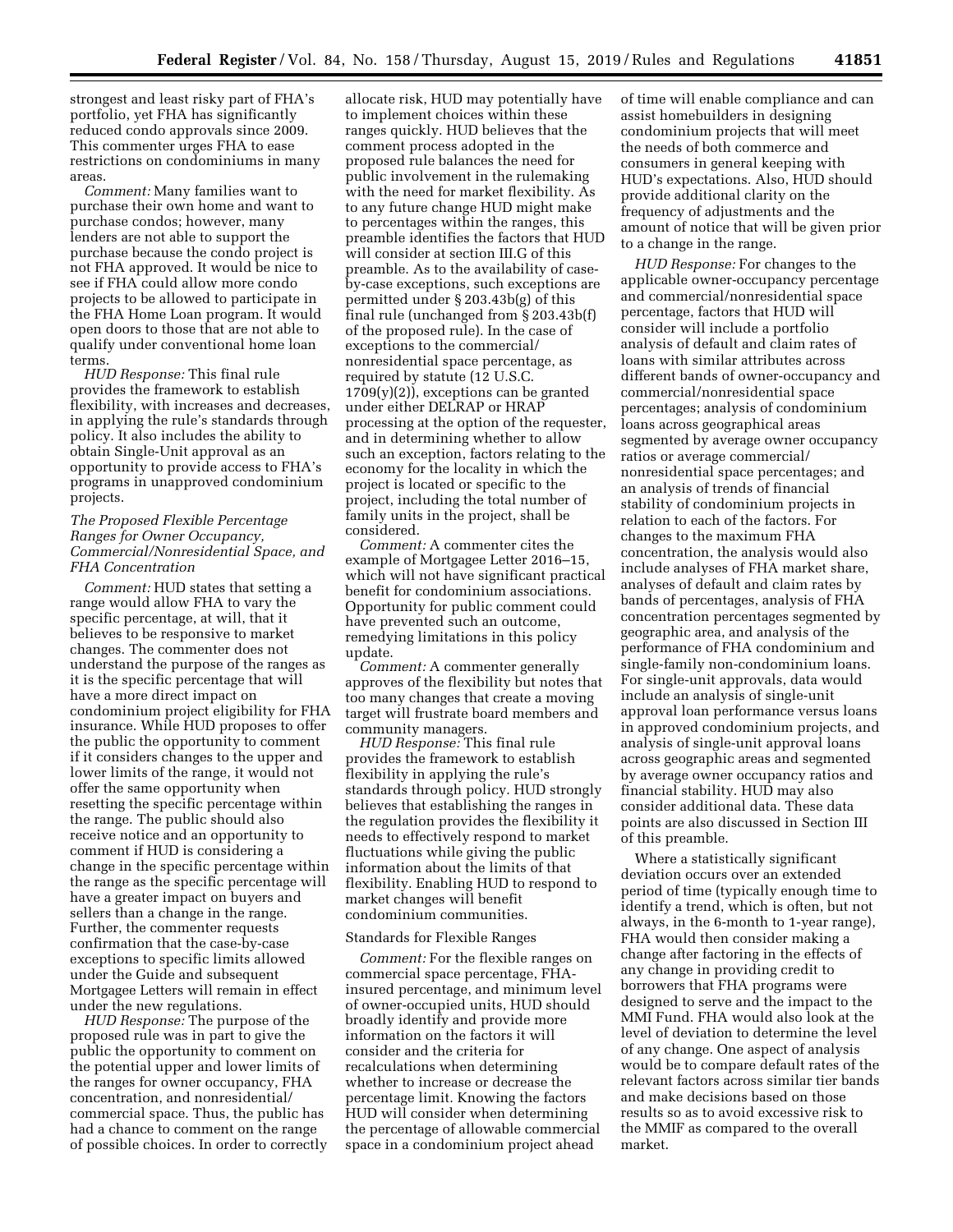strongest and least risky part of FHA's portfolio, yet FHA has significantly reduced condo approvals since 2009. This commenter urges FHA to ease restrictions on condominiums in many areas.

*Comment:* Many families want to purchase their own home and want to purchase condos; however, many lenders are not able to support the purchase because the condo project is not FHA approved. It would be nice to see if FHA could allow more condo projects to be allowed to participate in the FHA Home Loan program. It would open doors to those that are not able to qualify under conventional home loan terms.

*HUD Response:* This final rule provides the framework to establish flexibility, with increases and decreases, in applying the rule's standards through policy. It also includes the ability to obtain Single-Unit approval as an opportunity to provide access to FHA's programs in unapproved condominium projects.

### *The Proposed Flexible Percentage Ranges for Owner Occupancy, Commercial/Nonresidential Space, and FHA Concentration*

*Comment:* HUD states that setting a range would allow FHA to vary the specific percentage, at will, that it believes to be responsive to market changes. The commenter does not understand the purpose of the ranges as it is the specific percentage that will have a more direct impact on condominium project eligibility for FHA insurance. While HUD proposes to offer the public the opportunity to comment if it considers changes to the upper and lower limits of the range, it would not offer the same opportunity when resetting the specific percentage within the range. The public should also receive notice and an opportunity to comment if HUD is considering a change in the specific percentage within the range as the specific percentage will have a greater impact on buyers and sellers than a change in the range. Further, the commenter requests confirmation that the case-by-case exceptions to specific limits allowed under the Guide and subsequent Mortgagee Letters will remain in effect under the new regulations.

*HUD Response:* The purpose of the proposed rule was in part to give the public the opportunity to comment on the potential upper and lower limits of the ranges for owner occupancy, FHA concentration, and nonresidential/commercial space. Thus, the public has had a chance to comment on the range of possible choices. In order to correctly allocate risk, HUD may potentially have to implement choices within these ranges quickly. HUD believes that the comment process adopted in the proposed rule balances the need for public involvement in the rulemaking with the need for market flexibility. As to any future change HUD might make to percentages within the ranges, this preamble identifies the factors that HUD will consider at section III.G of this preamble. As to the availability of case-by-case exceptions, such exceptions are permitted under § 203.43b(g) of this final rule (unchanged from § 203.43b(f) of the proposed rule). In the case of exceptions to the commercial/nonresidential space percentage, as required by statute (12 U.S.C. 1709(y)(2)), exceptions can be granted under either DELRAP or HRAP processing at the option of the requester, and in determining whether to allow such an exception, factors relating to the economy for the locality in which the project is located or specific to the project, including the total number of family units in the project, shall be considered.

*Comment:* A commenter cites the example of Mortgagee Letter 2016–15, which will not have significant practical benefit for condominium associations. Opportunity for public comment could have prevented such an outcome, remedying limitations in this policy update.

*Comment:* A commenter generally approves of the flexibility but notes that too many changes that create a moving target will frustrate board members and community managers.

*HUD Response:* This final rule provides the framework to establish flexibility in applying the rule's standards through policy. HUD strongly believes that establishing the ranges in the regulation provides the flexibility it needs to effectively respond to market fluctuations while giving the public information about the limits of that flexibility. Enabling HUD to respond to market changes will benefit condominium communities.

### Standards for Flexible Ranges

*Comment:* For the flexible ranges on commercial space percentage, FHA-insured percentage, and minimum level of owner-occupied units, HUD should broadly identify and provide more information on the factors it will consider and the criteria for recalculations when determining whether to increase or decrease the percentage limit. Knowing the factors HUD will consider when determining the percentage of allowable commercial space in a condominium project ahead of time will enable compliance and can assist homebuilders in designing condominium projects that will meet the needs of both commerce and consumers in general keeping with HUD's expectations. Also, HUD should provide additional clarity on the frequency of adjustments and the amount of notice that will be given prior to a change in the range.

*HUD Response:* For changes to the applicable owner-occupancy percentage and commercial/nonresidential space percentage, factors that HUD will consider will include a portfolio analysis of default and claim rates of loans with similar attributes across different bands of owner-occupancy and commercial/nonresidential space percentages; analysis of condominium loans across geographical areas segmented by average owner occupancy ratios or average commercial/nonresidential space percentages; and an analysis of trends of financial stability of condominium projects in relation to each of the factors. For changes to the maximum FHA concentration, the analysis would also include analyses of FHA market share, analyses of default and claim rates by bands of percentages, analysis of FHA concentration percentages segmented by geographic area, and analysis of the performance of FHA condominium and single-family non-condominium loans. For single-unit approvals, data would include an analysis of single-unit approval loan performance versus loans in approved condominium projects, and analysis of single-unit approval loans across geographic areas and segmented by average owner occupancy ratios and financial stability. HUD may also consider additional data. These data points are also discussed in Section III of this preamble.

Where a statistically significant deviation occurs over an extended period of time (typically enough time to identify a trend, which is often, but not always, in the 6-month to 1-year range), FHA would then consider making a change after factoring in the effects of any change in providing credit to borrowers that FHA programs were designed to serve and the impact to the MMI Fund. FHA would also look at the level of deviation to determine the level of any change. One aspect of analysis would be to compare default rates of the relevant factors across similar tier bands and make decisions based on those results so as to avoid excessive risk to the MMIF as compared to the overall market.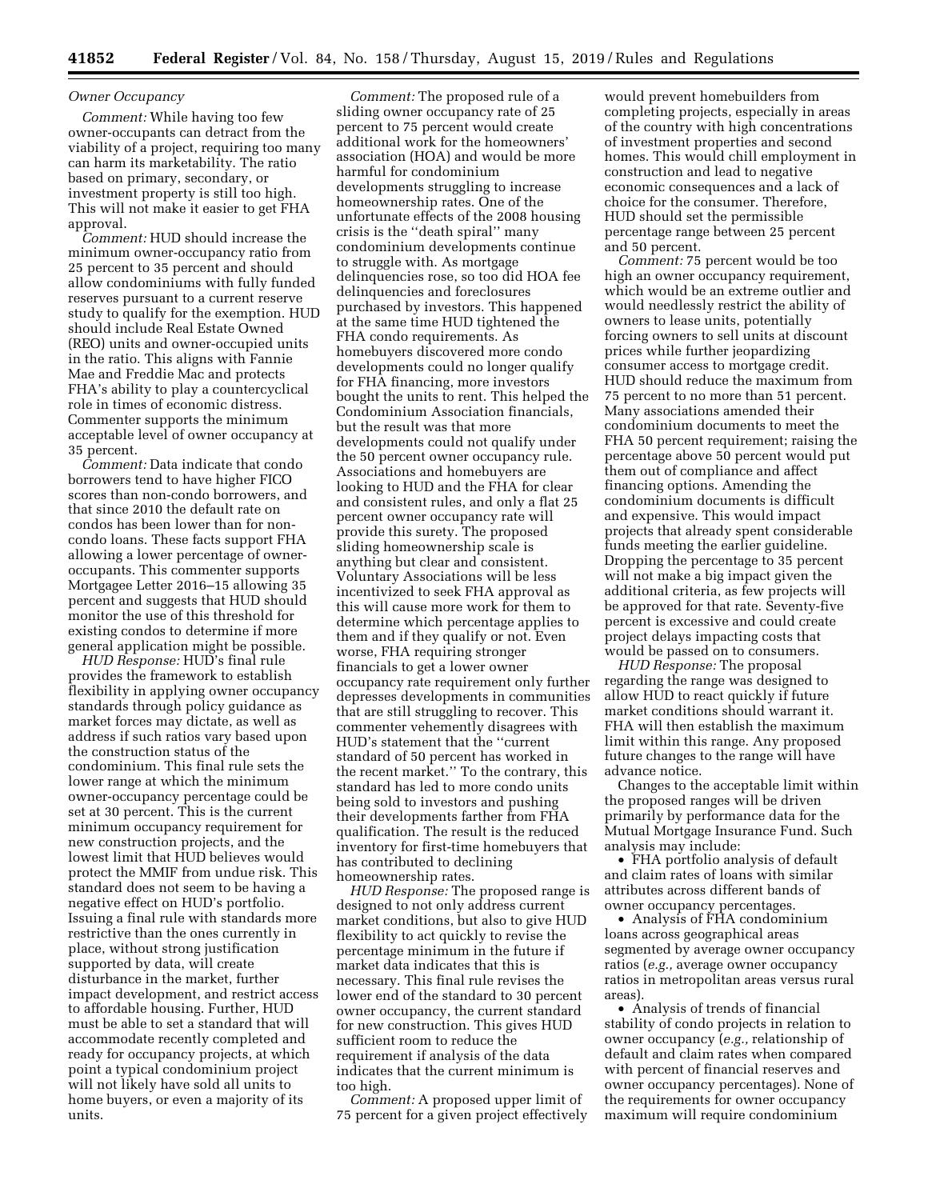*Owner Occupancy*

*Comment:* While having too few owner-occupants can detract from the viability of a project, requiring too many can harm its marketability. The ratio based on primary, secondary, or investment property is still too high. This will not make it easier to get FHA approval.

*Comment:* HUD should increase the minimum owner-occupancy ratio from 25 percent to 35 percent and should allow condominiums with fully funded reserves pursuant to a current reserve study to qualify for the exemption. HUD should include Real Estate Owned (REO) units and owner-occupied units in the ratio. This aligns with Fannie Mae and Freddie Mac and protects FHA's ability to play a countercyclical role in times of economic distress. Commenter supports the minimum acceptable level of owner occupancy at 35 percent.

*Comment:* Data indicate that condo borrowers tend to have higher FICO scores than non-condo borrowers, and that since 2010 the default rate on condos has been lower than for non-condo loans. These facts support FHA allowing a lower percentage of owner-occupants. This commenter supports Mortgagee Letter 2016–15 allowing 35 percent and suggests that HUD should monitor the use of this threshold for existing condos to determine if more general application might be possible.

*HUD Response:* HUD's final rule provides the framework to establish flexibility in applying owner occupancy standards through policy guidance as market forces may dictate, as well as address if such ratios vary based upon the construction status of the condominium. This final rule sets the lower range at which the minimum owner-occupancy percentage could be set at 30 percent. This is the current minimum occupancy requirement for new construction projects, and the lowest limit that HUD believes would protect the MMIF from undue risk. This standard does not seem to be having a negative effect on HUD's portfolio. Issuing a final rule with standards more restrictive than the ones currently in place, without strong justification supported by data, will create disturbance in the market, further impact development, and restrict access to affordable housing. Further, HUD must be able to set a standard that will accommodate recently completed and ready for occupancy projects, at which point a typical condominium project will not likely have sold all units to home buyers, or even a majority of its units.

*Comment:* The proposed rule of a sliding owner occupancy rate of 25 percent to 75 percent would create additional work for the homeowners' association (HOA) and would be more harmful for condominium developments struggling to increase homeownership rates. One of the unfortunate effects of the 2008 housing crisis is the ''death spiral'' many condominium developments continue to struggle with. As mortgage delinquencies rose, so too did HOA fee delinquencies and foreclosures purchased by investors. This happened at the same time HUD tightened the FHA condo requirements. As homebuyers discovered more condo developments could no longer qualify for FHA financing, more investors bought the units to rent. This helped the Condominium Association financials, but the result was that more developments could not qualify under the 50 percent owner occupancy rule. Associations and homebuyers are looking to HUD and the FHA for clear and consistent rules, and only a flat 25 percent owner occupancy rate will provide this surety. The proposed sliding homeownership scale is anything but clear and consistent. Voluntary Associations will be less incentivized to seek FHA approval as this will cause more work for them to determine which percentage applies to them and if they qualify or not. Even worse, FHA requiring stronger financials to get a lower owner occupancy rate requirement only further depresses developments in communities that are still struggling to recover. This commenter vehemently disagrees with HUD's statement that the ''current standard of 50 percent has worked in the recent market.'' To the contrary, this standard has led to more condo units being sold to investors and pushing their developments farther from FHA qualification. The result is the reduced inventory for first-time homebuyers that has contributed to declining homeownership rates.

*HUD Response:* The proposed range is designed to not only address current market conditions, but also to give HUD flexibility to act quickly to revise the percentage minimum in the future if market data indicates that this is necessary. This final rule revises the lower end of the standard to 30 percent owner occupancy, the current standard for new construction. This gives HUD sufficient room to reduce the requirement if analysis of the data indicates that the current minimum is too high.

*Comment:* A proposed upper limit of 75 percent for a given project effectively would prevent homebuilders from completing projects, especially in areas of the country with high concentrations of investment properties and second homes. This would chill employment in construction and lead to negative economic consequences and a lack of choice for the consumer. Therefore, HUD should set the permissible percentage range between 25 percent and 50 percent.

*Comment:* 75 percent would be too high an owner occupancy requirement, which would be an extreme outlier and would needlessly restrict the ability of owners to lease units, potentially forcing owners to sell units at discount prices while further jeopardizing consumer access to mortgage credit. HUD should reduce the maximum from 75 percent to no more than 51 percent. Many associations amended their condominium documents to meet the FHA 50 percent requirement; raising the percentage above 50 percent would put them out of compliance and affect financing options. Amending the condominium documents is difficult and expensive. This would impact projects that already spent considerable funds meeting the earlier guideline. Dropping the percentage to 35 percent will not make a big impact given the additional criteria, as few projects will be approved for that rate. Seventy-five percent is excessive and could create project delays impacting costs that would be passed on to consumers.

*HUD Response:* The proposal regarding the range was designed to allow HUD to react quickly if future market conditions should warrant it. FHA will then establish the maximum limit within this range. Any proposed future changes to the range will have advance notice.

Changes to the acceptable limit within the proposed ranges will be driven primarily by performance data for the Mutual Mortgage Insurance Fund. Such analysis may include:

- FHA portfolio analysis of default and claim rates of loans with similar attributes across different bands of owner occupancy percentages.
- Analysis of FHA condominium loans across geographical areas segmented by average owner occupancy ratios (*e.g.,* average owner occupancy ratios in metropolitan areas versus rural areas).
- Analysis of trends of financial stability of condo projects in relation to owner occupancy (*e.g.,* relationship of default and claim rates when compared with percent of financial reserves and owner occupancy percentages). None of the requirements for owner occupancy maximum will require condominium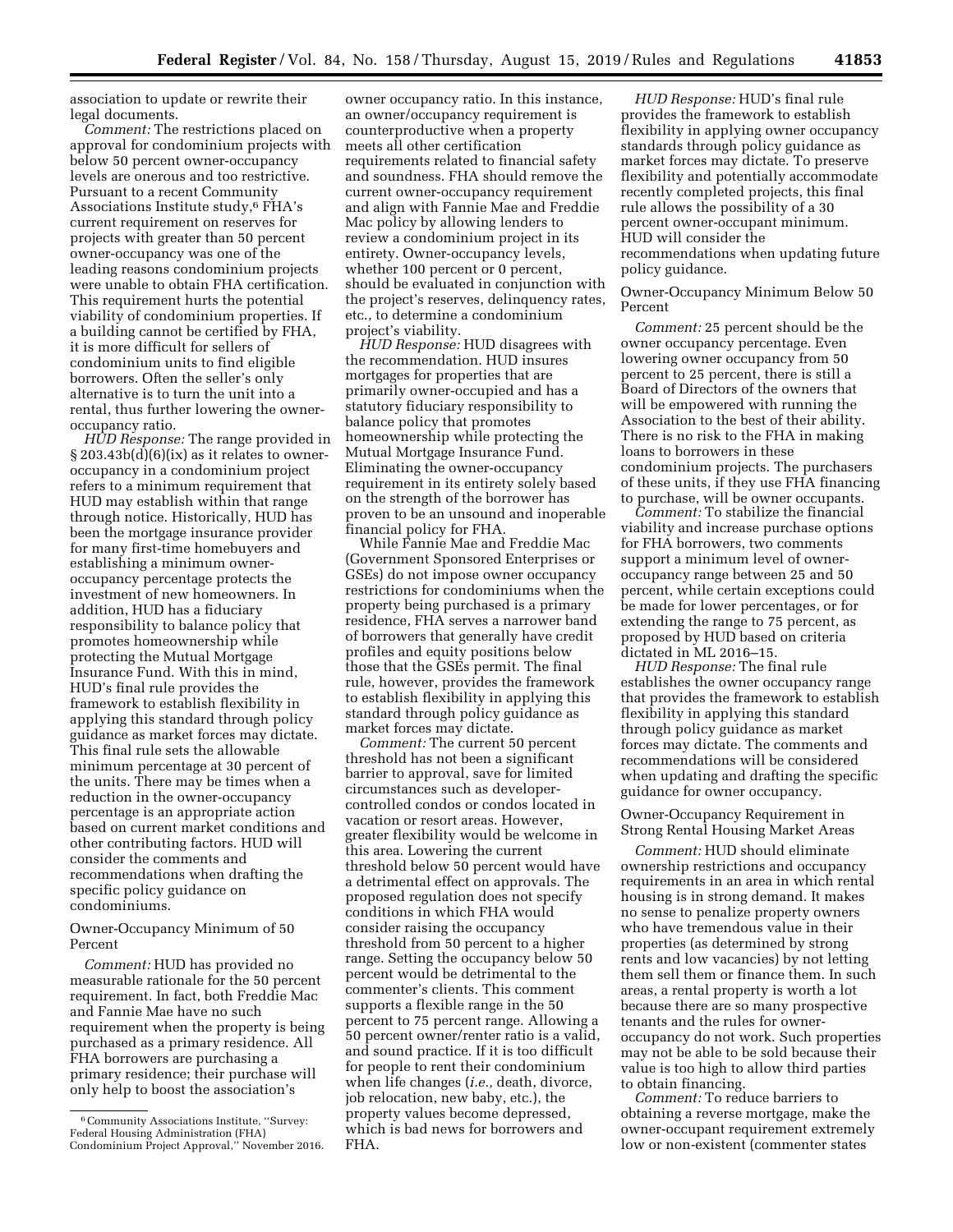association to update or rewrite their legal documents.

*Comment:* The restrictions placed on approval for condominium projects with below 50 percent owner-occupancy levels are onerous and too restrictive. Pursuant to a recent Community Associations Institute study,[6] FHA's current requirement on reserves for projects with greater than 50 percent owner-occupancy was one of the leading reasons condominium projects were unable to obtain FHA certification. This requirement hurts the potential viability of condominium properties. If a building cannot be certified by FHA, it is more difficult for sellers of condominium units to find eligible borrowers. Often the seller's only alternative is to turn the unit into a rental, thus further lowering the owner-occupancy ratio.

*HUD Response:* The range provided in § 203.43b(d)(6)(ix) as it relates to owner-occupancy in a condominium project refers to a minimum requirement that HUD may establish within that range through notice. Historically, HUD has been the mortgage insurance provider for many first-time homebuyers and establishing a minimum owner-occupancy percentage protects the investment of new homeowners. In addition, HUD has a fiduciary responsibility to balance policy that promotes homeownership while protecting the Mutual Mortgage Insurance Fund. With this in mind, HUD's final rule provides the framework to establish flexibility in applying this standard through policy guidance as market forces may dictate. This final rule sets the allowable minimum percentage at 30 percent of the units. There may be times when a reduction in the owner-occupancy percentage is an appropriate action based on current market conditions and other contributing factors. HUD will consider the comments and recommendations when drafting the specific policy guidance on condominiums.

Owner-Occupancy Minimum of 50 Percent

*Comment:* HUD has provided no measurable rationale for the 50 percent requirement. In fact, both Freddie Mac and Fannie Mae have no such requirement when the property is being purchased as a primary residence. All FHA borrowers are purchasing a primary residence; their purchase will only help to boost the association's owner occupancy ratio. In this instance, an owner/occupancy requirement is counterproductive when a property meets all other certification requirements related to financial safety and soundness. FHA should remove the current owner-occupancy requirement and align with Fannie Mae and Freddie Mac policy by allowing lenders to review a condominium project in its entirety. Owner-occupancy levels, whether 100 percent or 0 percent, should be evaluated in conjunction with the project's reserves, delinquency rates, etc., to determine a condominium project's viability.

*HUD Response:* HUD disagrees with the recommendation. HUD insures mortgages for properties that are primarily owner-occupied and has a statutory fiduciary responsibility to balance policy that promotes homeownership while protecting the Mutual Mortgage Insurance Fund. Eliminating the owner-occupancy requirement in its entirety solely based on the strength of the borrower has proven to be an unsound and inoperable financial policy for FHA.

While Fannie Mae and Freddie Mac (Government Sponsored Enterprises or GSEs) do not impose owner occupancy restrictions for condominiums when the property being purchased is a primary residence, FHA serves a narrower band of borrowers that generally have credit profiles and equity positions below those that the GSEs permit. The final rule, however, provides the framework to establish flexibility in applying this standard through policy guidance as market forces may dictate.

*Comment:* The current 50 percent threshold has not been a significant barrier to approval, save for limited circumstances such as developer-controlled condos or condos located in vacation or resort areas. However, greater flexibility would be welcome in this area. Lowering the current threshold below 50 percent would have a detrimental effect on approvals. The proposed regulation does not specify conditions in which FHA would consider raising the occupancy threshold from 50 percent to a higher range. Setting the occupancy below 50 percent would be detrimental to the commenter's clients. This comment supports a flexible range in the 50 percent to 75 percent range. Allowing a 50 percent owner/renter ratio is a valid, and sound practice. If it is too difficult for people to rent their condominium when life changes (*i.e.,* death, divorce, job relocation, new baby, etc.), the property values become depressed, which is bad news for borrowers and FHA.

*HUD Response:* HUD's final rule provides the framework to establish flexibility in applying owner occupancy standards through policy guidance as market forces may dictate. To preserve flexibility and potentially accommodate recently completed projects, this final rule allows the possibility of a 30 percent owner-occupant minimum. HUD will consider the recommendations when updating future policy guidance.

Owner-Occupancy Minimum Below 50 Percent

*Comment:* 25 percent should be the owner occupancy percentage. Even lowering owner occupancy from 50 percent to 25 percent, there is still a Board of Directors of the owners that will be empowered with running the Association to the best of their ability. There is no risk to the FHA in making loans to borrowers in these condominium projects. The purchasers of these units, if they use FHA financing to purchase, will be owner occupants.

*Comment:* To stabilize the financial viability and increase purchase options for FHA borrowers, two comments support a minimum level of owner-occupancy range between 25 and 50 percent, while certain exceptions could be made for lower percentages, or for extending the range to 75 percent, as proposed by HUD based on criteria dictated in ML 2016–15.

*HUD Response:* The final rule establishes the owner occupancy range that provides the framework to establish flexibility in applying this standard through policy guidance as market forces may dictate. The comments and recommendations will be considered when updating and drafting the specific guidance for owner occupancy.

Owner-Occupancy Requirement in Strong Rental Housing Market Areas

*Comment:* HUD should eliminate ownership restrictions and occupancy requirements in an area in which rental housing is in strong demand. It makes no sense to penalize property owners who have tremendous value in their properties (as determined by strong rents and low vacancies) by not letting them sell them or finance them. In such areas, a rental property is worth a lot because there are so many prospective tenants and the rules for owner-occupancy do not work. Such properties may not be able to be sold because their value is too high to allow third parties to obtain financing.

*Comment:* To reduce barriers to obtaining a reverse mortgage, make the owner-occupant requirement extremely low or non-existent (commenter states

[6] Community Associations Institute, "Survey: Federal Housing Administration (FHA) Condominium Project Approval," November 2016.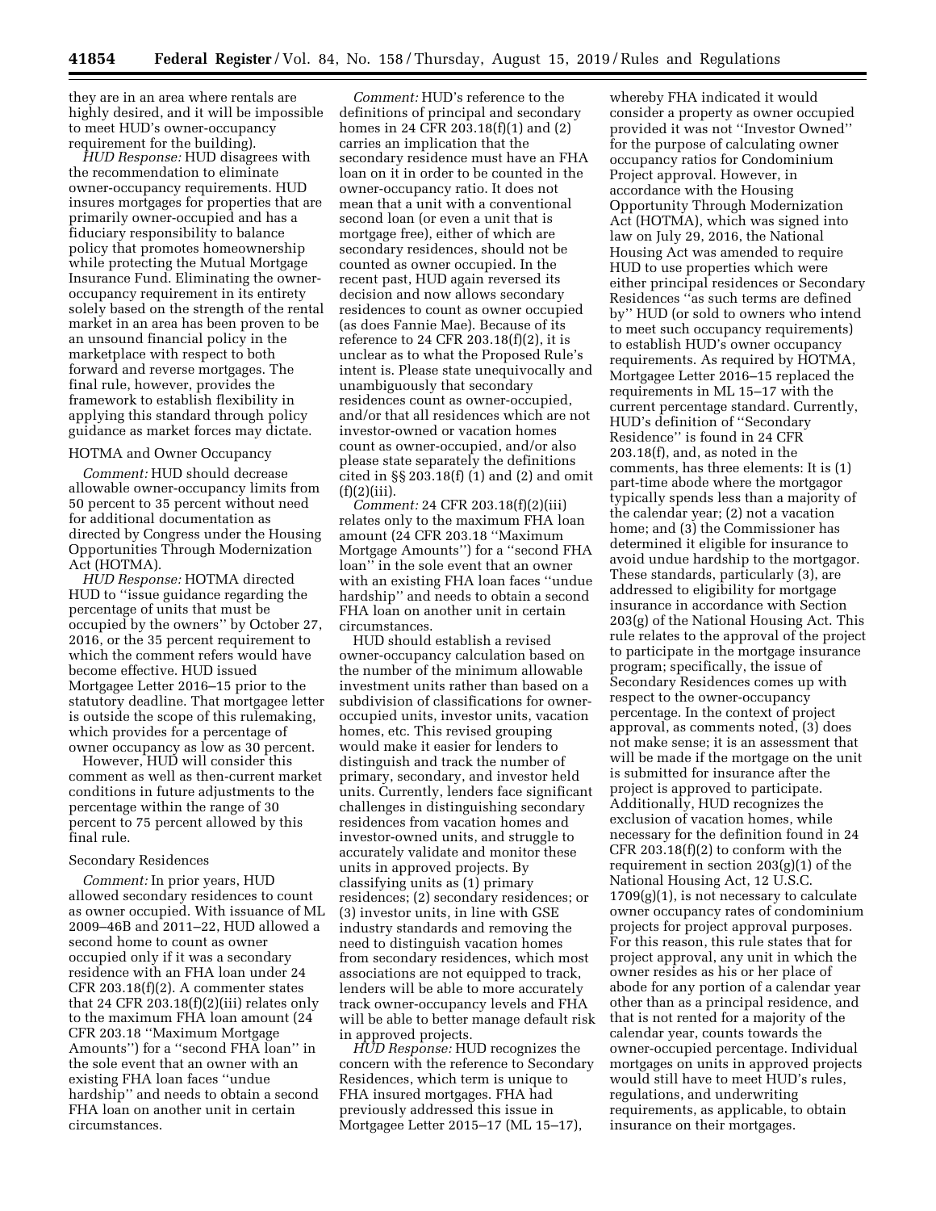they are in an area where rentals are highly desired, and it will be impossible to meet HUD's owner-occupancy requirement for the building).

*HUD Response:* HUD disagrees with the recommendation to eliminate owner-occupancy requirements. HUD insures mortgages for properties that are primarily owner-occupied and has a fiduciary responsibility to balance policy that promotes homeownership while protecting the Mutual Mortgage Insurance Fund. Eliminating the owner-occupancy requirement in its entirety solely based on the strength of the rental market in an area has been proven to be an unsound financial policy in the marketplace with respect to both forward and reverse mortgages. The final rule, however, provides the framework to establish flexibility in applying this standard through policy guidance as market forces may dictate.

### HOTMA and Owner Occupancy

*Comment:* HUD should decrease allowable owner-occupancy limits from 50 percent to 35 percent without need for additional documentation as directed by Congress under the Housing Opportunities Through Modernization Act (HOTMA).

*HUD Response:* HOTMA directed HUD to ''issue guidance regarding the percentage of units that must be occupied by the owners'' by October 27, 2016, or the 35 percent requirement to which the comment refers would have become effective. HUD issued Mortgagee Letter 2016–15 prior to the statutory deadline. That mortgagee letter is outside the scope of this rulemaking, which provides for a percentage of owner occupancy as low as 30 percent.

However, HUD will consider this comment as well as then-current market conditions in future adjustments to the percentage within the range of 30 percent to 75 percent allowed by this final rule.

### Secondary Residences

*Comment:* In prior years, HUD allowed secondary residences to count as owner occupied. With issuance of ML 2009–46B and 2011–22, HUD allowed a second home to count as owner occupied only if it was a secondary residence with an FHA loan under 24 CFR 203.18(f)(2). A commenter states that 24 CFR 203.18(f)(2)(iii) relates only to the maximum FHA loan amount (24 CFR 203.18 ''Maximum Mortgage Amounts'') for a ''second FHA loan'' in the sole event that an owner with an existing FHA loan faces ''undue hardship'' and needs to obtain a second FHA loan on another unit in certain circumstances.

*Comment:* HUD's reference to the definitions of principal and secondary homes in 24 CFR 203.18(f)(1) and (2) carries an implication that the secondary residence must have an FHA loan on it in order to be counted in the owner-occupancy ratio. It does not mean that a unit with a conventional second loan (or even a unit that is mortgage free), either of which are secondary residences, should not be counted as owner occupied. In the recent past, HUD again reversed its decision and now allows secondary residences to count as owner occupied (as does Fannie Mae). Because of its reference to 24 CFR 203.18(f)(2), it is unclear as to what the Proposed Rule's intent is. Please state unequivocally and unambiguously that secondary residences count as owner-occupied, and/or that all residences which are not investor-owned or vacation homes count as owner-occupied, and/or also please state separately the definitions cited in §§ 203.18(f) (1) and (2) and omit (f)(2)(iii).

*Comment:* 24 CFR 203.18(f)(2)(iii) relates only to the maximum FHA loan amount (24 CFR 203.18 ''Maximum Mortgage Amounts'') for a ''second FHA loan'' in the sole event that an owner with an existing FHA loan faces ''undue hardship'' and needs to obtain a second FHA loan on another unit in certain circumstances.

HUD should establish a revised owner-occupancy calculation based on the number of the minimum allowable investment units rather than based on a subdivision of classifications for owner-occupied units, investor units, vacation homes, etc. This revised grouping would make it easier for lenders to distinguish and track the number of primary, secondary, and investor held units. Currently, lenders face significant challenges in distinguishing secondary residences from vacation homes and investor-owned units, and struggle to accurately validate and monitor these units in approved projects. By classifying units as (1) primary residences; (2) secondary residences; or (3) investor units, in line with GSE industry standards and removing the need to distinguish vacation homes from secondary residences, which most associations are not equipped to track, lenders will be able to more accurately track owner-occupancy levels and FHA will be able to better manage default risk in approved projects.

*HUD Response:* HUD recognizes the concern with the reference to Secondary Residences, which term is unique to FHA insured mortgages. FHA had previously addressed this issue in Mortgagee Letter 2015–17 (ML 15–17), whereby FHA indicated it would consider a property as owner occupied provided it was not ''Investor Owned'' for the purpose of calculating owner occupancy ratios for Condominium Project approval. However, in accordance with the Housing Opportunity Through Modernization Act (HOTMA), which was signed into law on July 29, 2016, the National Housing Act was amended to require HUD to use properties which were either principal residences or Secondary Residences ''as such terms are defined by'' HUD (or sold to owners who intend to meet such occupancy requirements) to establish HUD's owner occupancy requirements. As required by HOTMA, Mortgagee Letter 2016–15 replaced the requirements in ML 15–17 with the current percentage standard. Currently, HUD's definition of ''Secondary Residence'' is found in 24 CFR 203.18(f), and, as noted in the comments, has three elements: It is (1) part-time abode where the mortgagor typically spends less than a majority of the calendar year; (2) not a vacation home; and (3) the Commissioner has determined it eligible for insurance to avoid undue hardship to the mortgagor. These standards, particularly (3), are addressed to eligibility for mortgage insurance in accordance with Section 203(g) of the National Housing Act. This rule relates to the approval of the project to participate in the mortgage insurance program; specifically, the issue of Secondary Residences comes up with respect to the owner-occupancy percentage. In the context of project approval, as comments noted, (3) does not make sense; it is an assessment that will be made if the mortgage on the unit is submitted for insurance after the project is approved to participate. Additionally, HUD recognizes the exclusion of vacation homes, while necessary for the definition found in 24 CFR 203.18(f)(2) to conform with the requirement in section 203(g)(1) of the National Housing Act, 12 U.S.C. 1709(g)(1), is not necessary to calculate owner occupancy rates of condominium projects for project approval purposes. For this reason, this rule states that for project approval, any unit in which the owner resides as his or her place of abode for any portion of a calendar year other than as a principal residence, and that is not rented for a majority of the calendar year, counts towards the owner-occupied percentage. Individual mortgages on units in approved projects would still have to meet HUD's rules, regulations, and underwriting requirements, as applicable, to obtain insurance on their mortgages.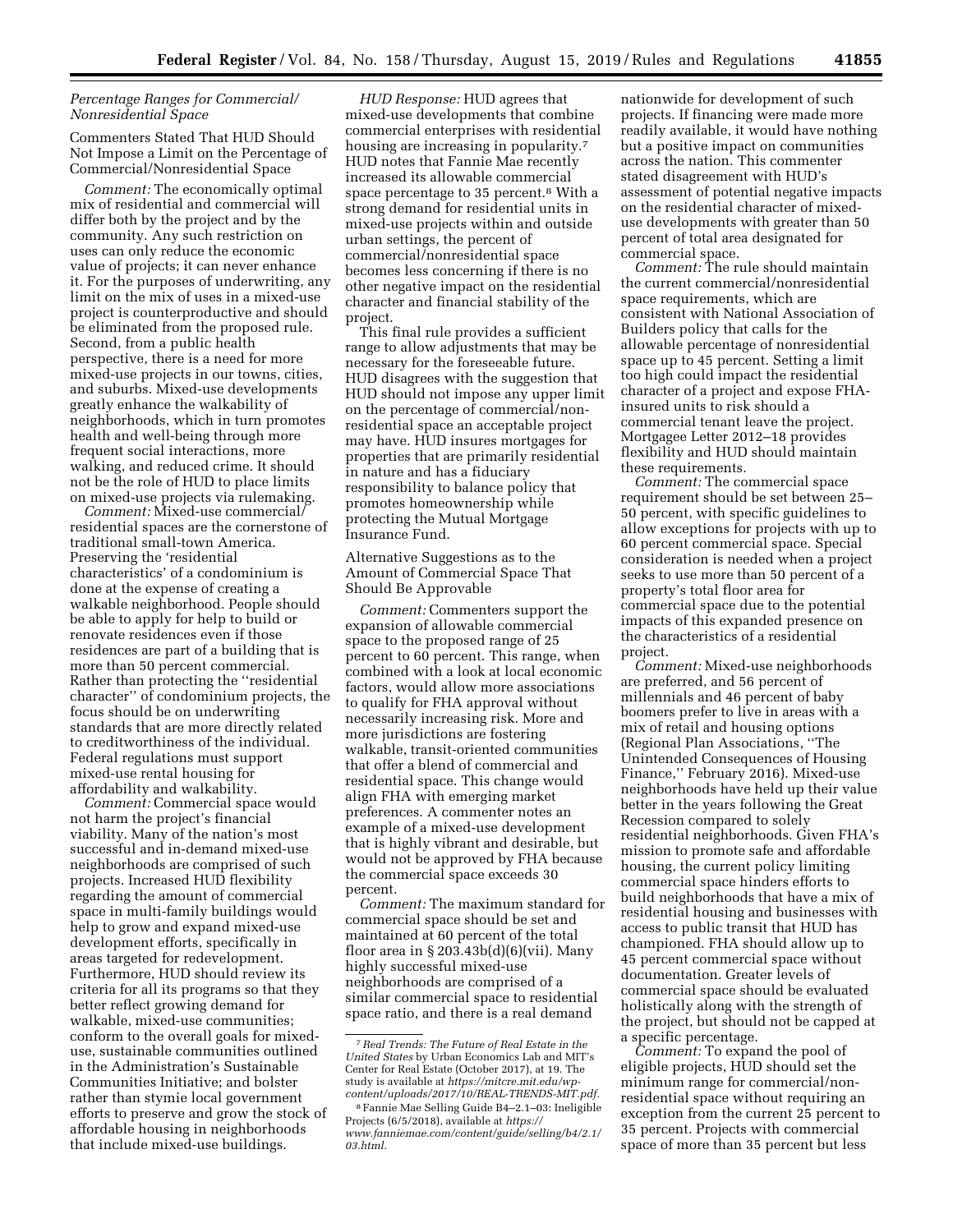### *Percentage Ranges for Commercial/Nonresidential Space*

Commenters Stated That HUD Should Not Impose a Limit on the Percentage of Commercial/Nonresidential Space

*Comment:* The economically optimal mix of residential and commercial will differ both by the project and by the community. Any such restriction on uses can only reduce the economic value of projects; it can never enhance it. For the purposes of underwriting, any limit on the mix of uses in a mixed-use project is counterproductive and should be eliminated from the proposed rule. Second, from a public health perspective, there is a need for more mixed-use projects in our towns, cities, and suburbs. Mixed-use developments greatly enhance the walkability of neighborhoods, which in turn promotes health and well-being through more frequent social interactions, more walking, and reduced crime. It should not be the role of HUD to place limits on mixed-use projects via rulemaking.

*Comment:* Mixed-use commercial/residential spaces are the cornerstone of traditional small-town America. Preserving the 'residential characteristics' of a condominium is done at the expense of creating a walkable neighborhood. People should be able to apply for help to build or renovate residences even if those residences are part of a building that is more than 50 percent commercial. Rather than protecting the ''residential character'' of condominium projects, the focus should be on underwriting standards that are more directly related to creditworthiness of the individual. Federal regulations must support mixed-use rental housing for affordability and walkability.

*Comment:* Commercial space would not harm the project's financial viability. Many of the nation's most successful and in-demand mixed-use neighborhoods are comprised of such projects. Increased HUD flexibility regarding the amount of commercial space in multi-family buildings would help to grow and expand mixed-use development efforts, specifically in areas targeted for redevelopment. Furthermore, HUD should review its criteria for all its programs so that they better reflect growing demand for walkable, mixed-use communities; conform to the overall goals for mixed-use, sustainable communities outlined in the Administration's Sustainable Communities Initiative; and bolster rather than stymie local government efforts to preserve and grow the stock of affordable housing in neighborhoods that include mixed-use buildings.

*HUD Response:* HUD agrees that mixed-use developments that combine commercial enterprises with residential housing are increasing in popularity.[7] HUD notes that Fannie Mae recently increased its allowable commercial space percentage to 35 percent.[8] With a strong demand for residential units in mixed-use projects within and outside urban settings, the percent of commercial/nonresidential space becomes less concerning if there is no other negative impact on the residential character and financial stability of the project.

This final rule provides a sufficient range to allow adjustments that may be necessary for the foreseeable future. HUD disagrees with the suggestion that HUD should not impose any upper limit on the percentage of commercial/non-residential space an acceptable project may have. HUD insures mortgages for properties that are primarily residential in nature and has a fiduciary responsibility to balance policy that promotes homeownership while protecting the Mutual Mortgage Insurance Fund.

Alternative Suggestions as to the Amount of Commercial Space That Should Be Approvable

*Comment:* Commenters support the expansion of allowable commercial space to the proposed range of 25 percent to 60 percent. This range, when combined with a look at local economic factors, would allow more associations to qualify for FHA approval without necessarily increasing risk. More and more jurisdictions are fostering walkable, transit-oriented communities that offer a blend of commercial and residential space. This change would align FHA with emerging market preferences. A commenter notes an example of a mixed-use development that is highly vibrant and desirable, but would not be approved by FHA because the commercial space exceeds 30 percent.

*Comment:* The maximum standard for commercial space should be set and maintained at 60 percent of the total floor area in § 203.43b(d)(6)(vii). Many highly successful mixed-use neighborhoods are comprised of a similar commercial space to residential space ratio, and there is a real demand nationwide for development of such projects. If financing were made more readily available, it would have nothing but a positive impact on communities across the nation. This commenter stated disagreement with HUD's assessment of potential negative impacts on the residential character of mixed-use developments with greater than 50 percent of total area designated for commercial space.

*Comment:* The rule should maintain the current commercial/nonresidential space requirements, which are consistent with National Association of Builders policy that calls for the allowable percentage of nonresidential space up to 45 percent. Setting a limit too high could impact the residential character of a project and expose FHA-insured units to risk should a commercial tenant leave the project. Mortgagee Letter 2012–18 provides flexibility and HUD should maintain these requirements.

*Comment:* The commercial space requirement should be set between 25–50 percent, with specific guidelines to allow exceptions for projects with up to 60 percent commercial space. Special consideration is needed when a project seeks to use more than 50 percent of a property's total floor area for commercial space due to the potential impacts of this expanded presence on the characteristics of a residential project.

*Comment:* Mixed-use neighborhoods are preferred, and 56 percent of millennials and 46 percent of baby boomers prefer to live in areas with a mix of retail and housing options (Regional Plan Associations, ''The Unintended Consequences of Housing Finance,'' February 2016). Mixed-use neighborhoods have held up their value better in the years following the Great Recession compared to solely residential neighborhoods. Given FHA's mission to promote safe and affordable housing, the current policy limiting commercial space hinders efforts to build neighborhoods that have a mix of residential housing and businesses with access to public transit that HUD has championed. FHA should allow up to 45 percent commercial space without documentation. Greater levels of commercial space should be evaluated holistically along with the strength of the project, but should not be capped at a specific percentage.

*Comment:* To expand the pool of eligible projects, HUD should set the minimum range for commercial/non-residential space without requiring an exception from the current 25 percent to 35 percent. Projects with commercial space of more than 35 percent but less

---

[7] *Real Trends: The Future of Real Estate in the United States* by Urban Economics Lab and MIT's Center for Real Estate (October 2017), at 19. The study is available at *https://mitcre.mit.edu/wp-content/uploads/2017/10/REAL-TRENDS-MIT.pdf.*

[8] Fannie Mae Selling Guide B4–2.1–03: Ineligible Projects (6/5/2018), available at *https://www.fanniemae.com/content/guide/selling/b4/2.1/03.html.*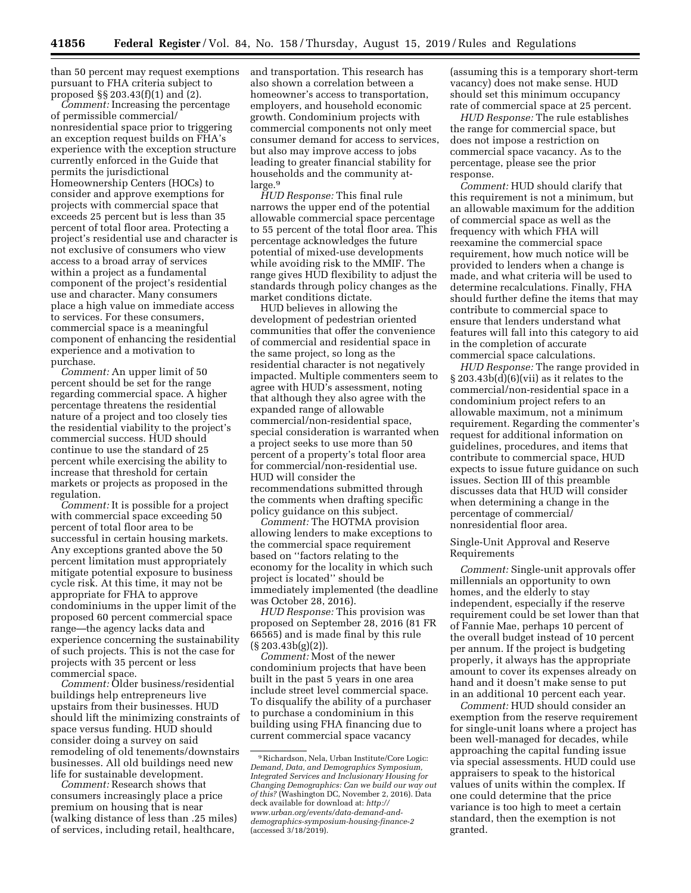than 50 percent may request exemptions pursuant to FHA criteria subject to proposed §§ 203.43(f)(1) and (2).

*Comment:* Increasing the percentage of permissible commercial/nonresidential space prior to triggering an exception request builds on FHA's experience with the exception structure currently enforced in the Guide that permits the jurisdictional Homeownership Centers (HOCs) to consider and approve exemptions for projects with commercial space that exceeds 25 percent but is less than 35 percent of total floor area. Protecting a project's residential use and character is not exclusive of consumers who view access to a broad array of services within a project as a fundamental component of the project's residential use and character. Many consumers place a high value on immediate access to services. For these consumers, commercial space is a meaningful component of enhancing the residential experience and a motivation to purchase.

*Comment:* An upper limit of 50 percent should be set for the range regarding commercial space. A higher percentage threatens the residential nature of a project and too closely ties the residential viability to the project's commercial success. HUD should continue to use the standard of 25 percent while exercising the ability to increase that threshold for certain markets or projects as proposed in the regulation.

*Comment:* It is possible for a project with commercial space exceeding 50 percent of total floor area to be successful in certain housing markets. Any exceptions granted above the 50 percent limitation must appropriately mitigate potential exposure to business cycle risk. At this time, it may not be appropriate for FHA to approve condominiums in the upper limit of the proposed 60 percent commercial space range—the agency lacks data and experience concerning the sustainability of such projects. This is not the case for projects with 35 percent or less commercial space.

*Comment:* Older business/residential buildings help entrepreneurs live upstairs from their businesses. HUD should lift the minimizing constraints of space versus funding. HUD should consider doing a survey on said remodeling of old tenements/downstairs businesses. All old buildings need new life for sustainable development.

*Comment:* Research shows that consumers increasingly place a price premium on housing that is near (walking distance of less than .25 miles) of services, including retail, healthcare, and transportation. This research has also shown a correlation between a homeowner's access to transportation, employers, and household economic growth. Condominium projects with commercial components not only meet consumer demand for access to services, but also may improve access to jobs leading to greater financial stability for households and the community at-large.[9]

*HUD Response:* This final rule narrows the upper end of the potential allowable commercial space percentage to 55 percent of the total floor area. This percentage acknowledges the future potential of mixed-use developments while avoiding risk to the MMIF. The range gives HUD flexibility to adjust the standards through policy changes as the market conditions dictate.

HUD believes in allowing the development of pedestrian oriented communities that offer the convenience of commercial and residential space in the same project, so long as the residential character is not negatively impacted. Multiple commenters seem to agree with HUD's assessment, noting that although they also agree with the expanded range of allowable commercial/non-residential space, special consideration is warranted when a project seeks to use more than 50 percent of a property's total floor area for commercial/non-residential use. HUD will consider the recommendations submitted through the comments when drafting specific policy guidance on this subject.

*Comment:* The HOTMA provision allowing lenders to make exceptions to the commercial space requirement based on ''factors relating to the economy for the locality in which such project is located'' should be immediately implemented (the deadline was October 28, 2016).

*HUD Response:* This provision was proposed on September 28, 2016 (81 FR 66565) and is made final by this rule (§ 203.43b(g)(2)).

*Comment:* Most of the newer condominium projects that have been built in the past 5 years in one area include street level commercial space. To disqualify the ability of a purchaser to purchase a condominium in this building using FHA financing due to current commercial space vacancy (assuming this is a temporary short-term vacancy) does not make sense. HUD should set this minimum occupancy rate of commercial space at 25 percent.

*HUD Response:* The rule establishes the range for commercial space, but does not impose a restriction on commercial space vacancy. As to the percentage, please see the prior response.

*Comment:* HUD should clarify that this requirement is not a minimum, but an allowable maximum for the addition of commercial space as well as the frequency with which FHA will reexamine the commercial space requirement, how much notice will be provided to lenders when a change is made, and what criteria will be used to determine recalculations. Finally, FHA should further define the items that may contribute to commercial space to ensure that lenders understand what features will fall into this category to aid in the completion of accurate commercial space calculations.

*HUD Response:* The range provided in § 203.43b(d)(6)(vii) as it relates to the commercial/non-residential space in a condominium project refers to an allowable maximum, not a minimum requirement. Regarding the commenter's request for additional information on guidelines, procedures, and items that contribute to commercial space, HUD expects to issue future guidance on such issues. Section III of this preamble discusses data that HUD will consider when determining a change in the percentage of commercial/nonresidential floor area.

Single-Unit Approval and Reserve Requirements

*Comment:* Single-unit approvals offer millennials an opportunity to own homes, and the elderly to stay independent, especially if the reserve requirement could be set lower than that of Fannie Mae, perhaps 10 percent of the overall budget instead of 10 percent per annum. If the project is budgeting properly, it always has the appropriate amount to cover its expenses already on hand and it doesn't make sense to put in an additional 10 percent each year.

*Comment:* HUD should consider an exemption from the reserve requirement for single-unit loans where a project has been well-managed for decades, while approaching the capital funding issue via special assessments. HUD could use appraisers to speak to the historical values of units within the complex. If one could determine that the price variance is too high to meet a certain standard, then the exemption is not granted.

---

[9] Richardson, Nela, Urban Institute/Core Logic: *Demand, Data, and Demographics Symposium, Integrated Services and Inclusionary Housing for Changing Demographics: Can we build our way out of this?* (Washington DC, November 2, 2016). Data deck available for download at: *http://www.urban.org/events/data-demand-and-demographics-symposium-housing-finance-2* (accessed 3/18/2019).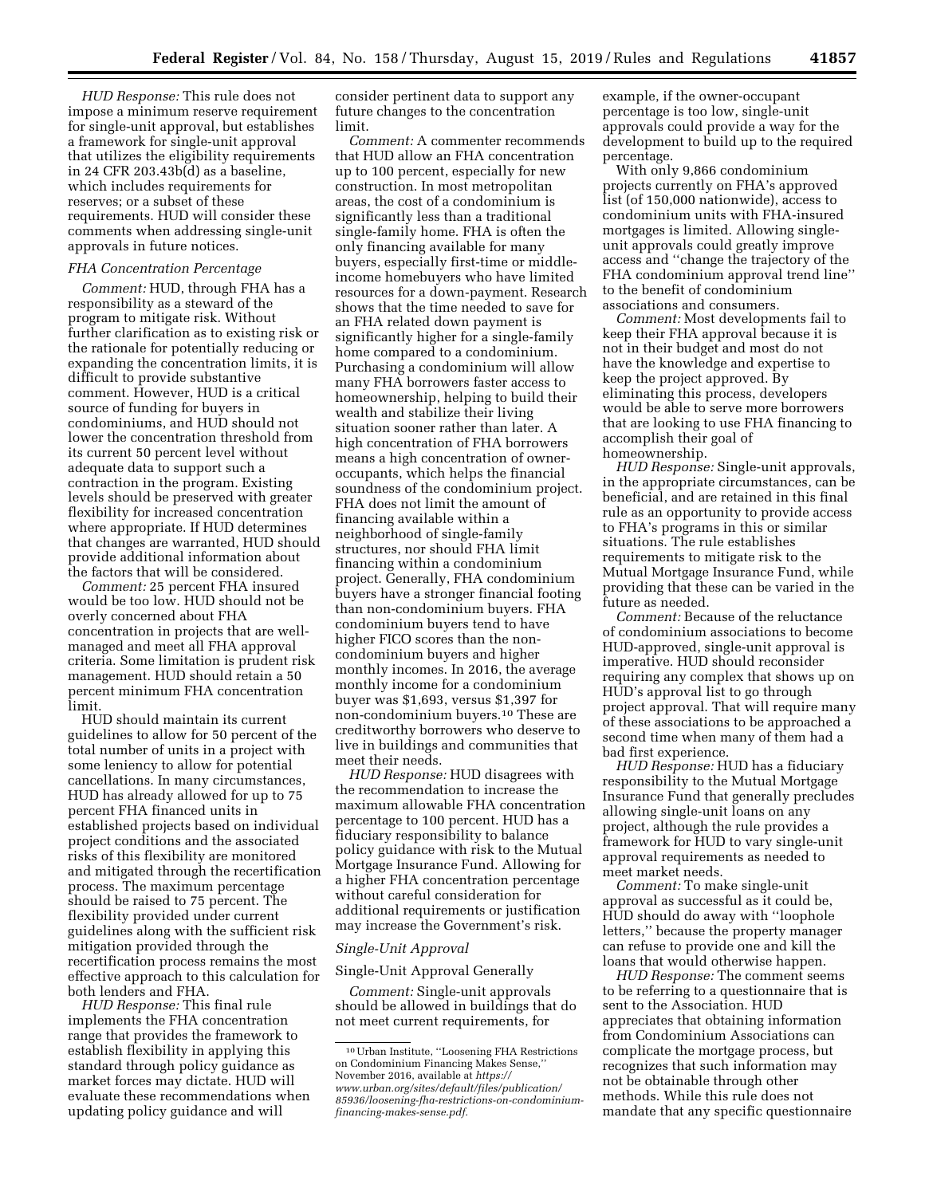*HUD Response:* This rule does not impose a minimum reserve requirement for single-unit approval, but establishes a framework for single-unit approval that utilizes the eligibility requirements in 24 CFR 203.43b(d) as a baseline, which includes requirements for reserves; or a subset of these requirements. HUD will consider these comments when addressing single-unit approvals in future notices.

### *FHA Concentration Percentage*

*Comment:* HUD, through FHA has a responsibility as a steward of the program to mitigate risk. Without further clarification as to existing risk or the rationale for potentially reducing or expanding the concentration limits, it is difficult to provide substantive comment. However, HUD is a critical source of funding for buyers in condominiums, and HUD should not lower the concentration threshold from its current 50 percent level without adequate data to support such a contraction in the program. Existing levels should be preserved with greater flexibility for increased concentration where appropriate. If HUD determines that changes are warranted, HUD should provide additional information about the factors that will be considered.

*Comment:* 25 percent FHA insured would be too low. HUD should not be overly concerned about FHA concentration in projects that are well-managed and meet all FHA approval criteria. Some limitation is prudent risk management. HUD should retain a 50 percent minimum FHA concentration limit.

HUD should maintain its current guidelines to allow for 50 percent of the total number of units in a project with some leniency to allow for potential cancellations. In many circumstances, HUD has already allowed for up to 75 percent FHA financed units in established projects based on individual project conditions and the associated risks of this flexibility are monitored and mitigated through the recertification process. The maximum percentage should be raised to 75 percent. The flexibility provided under current guidelines along with the sufficient risk mitigation provided through the recertification process remains the most effective approach to this calculation for both lenders and FHA.

*HUD Response:* This final rule implements the FHA concentration range that provides the framework to establish flexibility in applying this standard through policy guidance as market forces may dictate. HUD will evaluate these recommendations when updating policy guidance and will consider pertinent data to support any future changes to the concentration limit.

*Comment:* A commenter recommends that HUD allow an FHA concentration up to 100 percent, especially for new construction. In most metropolitan areas, the cost of a condominium is significantly less than a traditional single-family home. FHA is often the only financing available for many buyers, especially first-time or middle-income homebuyers who have limited resources for a down-payment. Research shows that the time needed to save for an FHA related down payment is significantly higher for a single-family home compared to a condominium. Purchasing a condominium will allow many FHA borrowers faster access to homeownership, helping to build their wealth and stabilize their living situation sooner rather than later. A high concentration of FHA borrowers means a high concentration of owner-occupants, which helps the financial soundness of the condominium project. FHA does not limit the amount of financing available within a neighborhood of single-family structures, nor should FHA limit financing within a condominium project. Generally, FHA condominium buyers have a stronger financial footing than non-condominium buyers. FHA condominium buyers tend to have higher FICO scores than the non-condominium buyers and higher monthly incomes. In 2016, the average monthly income for a condominium buyer was $1,693, versus $1,397 for non-condominium buyers.[10] These are creditworthy borrowers who deserve to live in buildings and communities that meet their needs.

*HUD Response:* HUD disagrees with the recommendation to increase the maximum allowable FHA concentration percentage to 100 percent. HUD has a fiduciary responsibility to balance policy guidance with risk to the Mutual Mortgage Insurance Fund. Allowing for a higher FHA concentration percentage without careful consideration for additional requirements or justification may increase the Government's risk.

### *Single-Unit Approval*

#### Single-Unit Approval Generally

*Comment:* Single-unit approvals should be allowed in buildings that do not meet current requirements, for example, if the owner-occupant percentage is too low, single-unit approvals could provide a way for the development to build up to the required percentage.

With only 9,866 condominium projects currently on FHA's approved list (of 150,000 nationwide), access to condominium units with FHA-insured mortgages is limited. Allowing single-unit approvals could greatly improve access and "change the trajectory of the FHA condominium approval trend line" to the benefit of condominium associations and consumers.

*Comment:* Most developments fail to keep their FHA approval because it is not in their budget and most do not have the knowledge and expertise to keep the project approved. By eliminating this process, developers would be able to serve more borrowers that are looking to use FHA financing to accomplish their goal of homeownership.

*HUD Response:* Single-unit approvals, in the appropriate circumstances, can be beneficial, and are retained in this final rule as an opportunity to provide access to FHA's programs in this or similar situations. The rule establishes requirements to mitigate risk to the Mutual Mortgage Insurance Fund, while providing that these can be varied in the future as needed.

*Comment:* Because of the reluctance of condominium associations to become HUD-approved, single-unit approval is imperative. HUD should reconsider requiring any complex that shows up on HUD's approval list to go through project approval. That will require many of these associations to be approached a second time when many of them had a bad first experience.

*HUD Response:* HUD has a fiduciary responsibility to the Mutual Mortgage Insurance Fund that generally precludes allowing single-unit loans on any project, although the rule provides a framework for HUD to vary single-unit approval requirements as needed to meet market needs.

*Comment:* To make single-unit approval as successful as it could be, HUD should do away with "loophole letters," because the property manager can refuse to provide one and kill the loans that would otherwise happen.

*HUD Response:* The comment seems to be referring to a questionnaire that is sent to the Association. HUD appreciates that obtaining information from Condominium Associations can complicate the mortgage process, but recognizes that such information may not be obtainable through other methods. While this rule does not mandate that any specific questionnaire

[10] Urban Institute, "Loosening FHA Restrictions on Condominium Financing Makes Sense," November 2016, available at *https://www.urban.org/sites/default/files/publication/85936/loosening-fha-restrictions-on-condominium-financing-makes-sense.pdf.*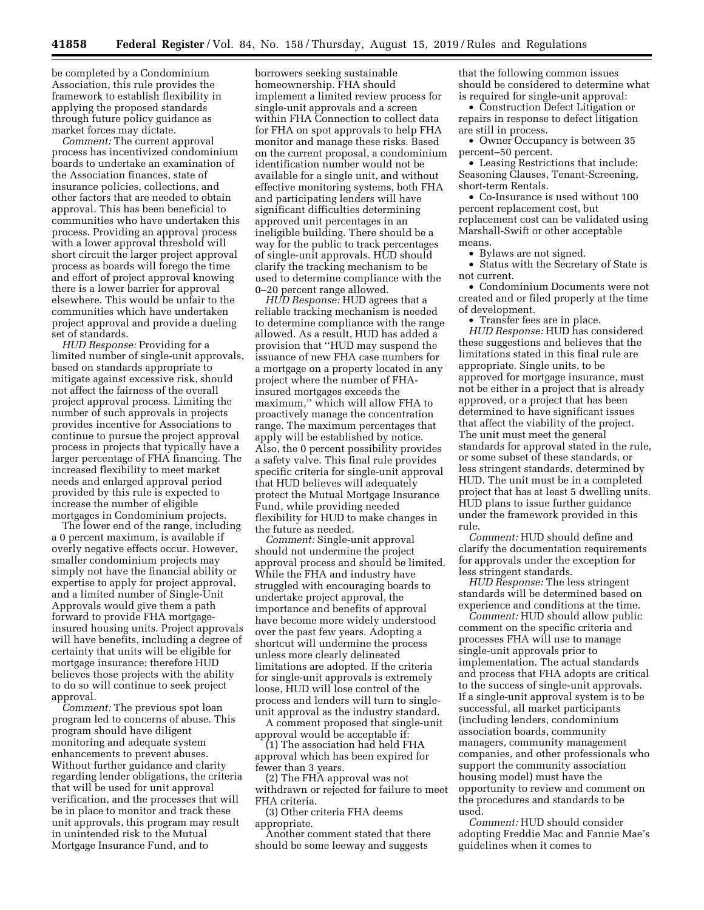be completed by a Condominium Association, this rule provides the framework to establish flexibility in applying the proposed standards through future policy guidance as market forces may dictate.

*Comment:* The current approval process has incentivized condominium boards to undertake an examination of the Association finances, state of insurance policies, collections, and other factors that are needed to obtain approval. This has been beneficial to communities who have undertaken this process. Providing an approval process with a lower approval threshold will short circuit the larger project approval process as boards will forego the time and effort of project approval knowing there is a lower barrier for approval elsewhere. This would be unfair to the communities which have undertaken project approval and provide a dueling set of standards.

*HUD Response:* Providing for a limited number of single-unit approvals, based on standards appropriate to mitigate against excessive risk, should not affect the fairness of the overall project approval process. Limiting the number of such approvals in projects provides incentive for Associations to continue to pursue the project approval process in projects that typically have a larger percentage of FHA financing. The increased flexibility to meet market needs and enlarged approval period provided by this rule is expected to increase the number of eligible mortgages in Condominium projects.

The lower end of the range, including a 0 percent maximum, is available if overly negative effects occur. However, smaller condominium projects may simply not have the financial ability or expertise to apply for project approval, and a limited number of Single-Unit Approvals would give them a path forward to provide FHA mortgage-insured housing units. Project approvals will have benefits, including a degree of certainty that units will be eligible for mortgage insurance; therefore HUD believes those projects with the ability to do so will continue to seek project approval.

*Comment:* The previous spot loan program led to concerns of abuse. This program should have diligent monitoring and adequate system enhancements to prevent abuses. Without further guidance and clarity regarding lender obligations, the criteria that will be used for unit approval verification, and the processes that will be in place to monitor and track these unit approvals, this program may result in unintended risk to the Mutual Mortgage Insurance Fund, and to borrowers seeking sustainable homeownership. FHA should implement a limited review process for single-unit approvals and a screen within FHA Connection to collect data for FHA on spot approvals to help FHA monitor and manage these risks. Based on the current proposal, a condominium identification number would not be available for a single unit, and without effective monitoring systems, both FHA and participating lenders will have significant difficulties determining approved unit percentages in an ineligible building. There should be a way for the public to track percentages of single-unit approvals. HUD should clarify the tracking mechanism to be used to determine compliance with the 0–20 percent range allowed.

*HUD Response:* HUD agrees that a reliable tracking mechanism is needed to determine compliance with the range allowed. As a result, HUD has added a provision that "HUD may suspend the issuance of new FHA case numbers for a mortgage on a property located in any project where the number of FHA-insured mortgages exceeds the maximum," which will allow FHA to proactively manage the concentration range. The maximum percentages that apply will be established by notice. Also, the 0 percent possibility provides a safety valve. This final rule provides specific criteria for single-unit approval that HUD believes will adequately protect the Mutual Mortgage Insurance Fund, while providing needed flexibility for HUD to make changes in the future as needed.

*Comment:* Single-unit approval should not undermine the project approval process and should be limited. While the FHA and industry have struggled with encouraging boards to undertake project approval, the importance and benefits of approval have become more widely understood over the past few years. Adopting a shortcut will undermine the process unless more clearly delineated limitations are adopted. If the criteria for single-unit approvals is extremely loose, HUD will lose control of the process and lenders will turn to single-unit approval as the industry standard.

A comment proposed that single-unit approval would be acceptable if:

(1) The association had held FHA approval which has been expired for fewer than 3 years.

(2) The FHA approval was not withdrawn or rejected for failure to meet FHA criteria.

(3) Other criteria FHA deems appropriate.

Another comment stated that there should be some leeway and suggests that the following common issues should be considered to determine what is required for single-unit approval:

- Construction Defect Litigation or repairs in response to defect litigation are still in process.
- Owner Occupancy is between 35 percent–50 percent.
- Leasing Restrictions that include: Seasoning Clauses, Tenant-Screening, short-term Rentals.
- Co-Insurance is used without 100 percent replacement cost, but replacement cost can be validated using Marshall-Swift or other acceptable means.
- Bylaws are not signed.
- Status with the Secretary of State is not current.
- Condominium Documents were not created and or filed properly at the time of development.
- Transfer fees are in place.

*HUD Response:* HUD has considered these suggestions and believes that the limitations stated in this final rule are appropriate. Single units, to be approved for mortgage insurance, must not be either in a project that is already approved, or a project that has been determined to have significant issues that affect the viability of the project. The unit must meet the general standards for approval stated in the rule, or some subset of these standards, or less stringent standards, determined by HUD. The unit must be in a completed project that has at least 5 dwelling units. HUD plans to issue further guidance under the framework provided in this rule.

*Comment:* HUD should define and clarify the documentation requirements for approvals under the exception for less stringent standards.

*HUD Response:* The less stringent standards will be determined based on experience and conditions at the time.

*Comment:* HUD should allow public comment on the specific criteria and processes FHA will use to manage single-unit approvals prior to implementation. The actual standards and process that FHA adopts are critical to the success of single-unit approvals. If a single-unit approval system is to be successful, all market participants (including lenders, condominium association boards, community managers, community management companies, and other professionals who support the community association housing model) must have the opportunity to review and comment on the procedures and standards to be used.

*Comment:* HUD should consider adopting Freddie Mac and Fannie Mae's guidelines when it comes to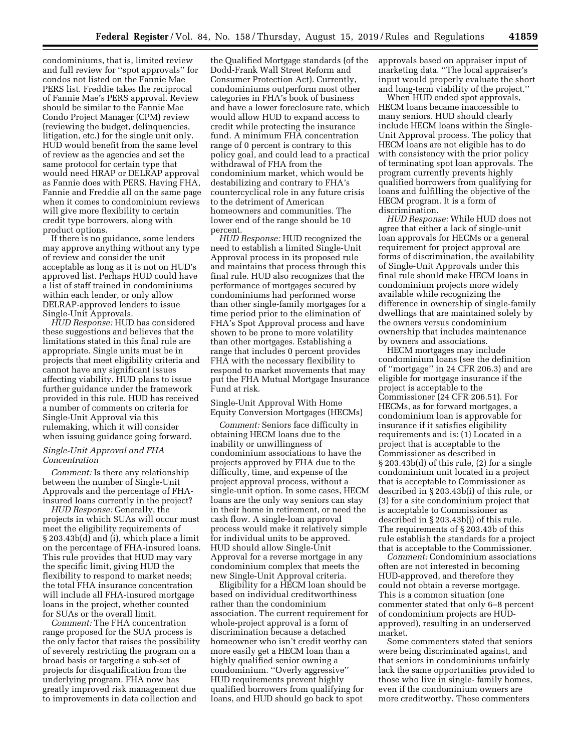condominiums, that is, limited review and full review for ''spot approvals'' for condos not listed on the Fannie Mae PERS list. Freddie takes the reciprocal of Fannie Mae's PERS approval. Review should be similar to the Fannie Mae Condo Project Manager (CPM) review (reviewing the budget, delinquencies, litigation, etc.) for the single unit only. HUD would benefit from the same level of review as the agencies and set the same protocol for certain type that would need HRAP or DELRAP approval as Fannie does with PERS. Having FHA, Fannie and Freddie all on the same page when it comes to condominium reviews will give more flexibility to certain credit type borrowers, along with product options.

If there is no guidance, some lenders may approve anything without any type of review and consider the unit acceptable as long as it is not on HUD's approved list. Perhaps HUD could have a list of staff trained in condominiums within each lender, or only allow DELRAP-approved lenders to issue Single-Unit Approvals.

*HUD Response:* HUD has considered these suggestions and believes that the limitations stated in this final rule are appropriate. Single units must be in projects that meet eligibility criteria and cannot have any significant issues affecting viability. HUD plans to issue further guidance under the framework provided in this rule. HUD has received a number of comments on criteria for Single-Unit Approval via this rulemaking, which it will consider when issuing guidance going forward.

### *Single-Unit Approval and FHA Concentration*

*Comment:* Is there any relationship between the number of Single-Unit Approvals and the percentage of FHA-insured loans currently in the project?

*HUD Response:* Generally, the projects in which SUAs will occur must meet the eligibility requirements of § 203.43b(d) and (i), which place a limit on the percentage of FHA-insured loans. This rule provides that HUD may vary the specific limit, giving HUD the flexibility to respond to market needs; the total FHA insurance concentration will include all FHA-insured mortgage loans in the project, whether counted for SUAs or the overall limit.

*Comment:* The FHA concentration range proposed for the SUA process is the only factor that raises the possibility of severely restricting the program on a broad basis or targeting a sub-set of projects for disqualification from the underlying program. FHA now has greatly improved risk management due to improvements in data collection and the Qualified Mortgage standards (of the Dodd-Frank Wall Street Reform and Consumer Protection Act). Currently, condominiums outperform most other categories in FHA's book of business and have a lower foreclosure rate, which would allow HUD to expand access to credit while protecting the insurance fund. A minimum FHA concentration range of 0 percent is contrary to this policy goal, and could lead to a practical withdrawal of FHA from the condominium market, which would be destabilizing and contrary to FHA's countercyclical role in any future crisis to the detriment of American homeowners and communities. The lower end of the range should be 10 percent.

*HUD Response:* HUD recognized the need to establish a limited Single-Unit Approval process in its proposed rule and maintains that process through this final rule. HUD also recognizes that the performance of mortgages secured by condominiums had performed worse than other single-family mortgages for a time period prior to the elimination of FHA's Spot Approval process and have shown to be prone to more volatility than other mortgages. Establishing a range that includes 0 percent provides FHA with the necessary flexibility to respond to market movements that may put the FHA Mutual Mortgage Insurance Fund at risk.

### Single-Unit Approval With Home Equity Conversion Mortgages (HECMs)

*Comment:* Seniors face difficulty in obtaining HECM loans due to the inability or unwillingness of condominium associations to have the projects approved by FHA due to the difficulty, time, and expense of the project approval process, without a single-unit option. In some cases, HECM loans are the only way seniors can stay in their home in retirement, or need the cash flow. A single-loan approval process would make it relatively simple for individual units to be approved. HUD should allow Single-Unit Approval for a reverse mortgage in any condominium complex that meets the new Single-Unit Approval criteria.

Eligibility for a HECM loan should be based on individual creditworthiness rather than the condominium association. The current requirement for whole-project approval is a form of discrimination because a detached homeowner who isn't credit worthy can more easily get a HECM loan than a highly qualified senior owning a condominium. ''Overly aggressive'' HUD requirements prevent highly qualified borrowers from qualifying for loans, and HUD should go back to spot approvals based on appraiser input of marketing data. ''The local appraiser's input would properly evaluate the short and long-term viability of the project.''

When HUD ended spot approvals, HECM loans became inaccessible to many seniors. HUD should clearly include HECM loans within the Single-Unit Approval process. The policy that HECM loans are not eligible has to do with consistency with the prior policy of terminating spot loan approvals. The program currently prevents highly qualified borrowers from qualifying for loans and fulfilling the objective of the HECM program. It is a form of discrimination.

*HUD Response:* While HUD does not agree that either a lack of single-unit loan approvals for HECMs or a general requirement for project approval are forms of discrimination, the availability of Single-Unit Approvals under this final rule should make HECM loans in condominium projects more widely available while recognizing the difference in ownership of single-family dwellings that are maintained solely by the owners versus condominium ownership that includes maintenance by owners and associations.

HECM mortgages may include condominium loans (see the definition of ''mortgage'' in 24 CFR 206.3) and are eligible for mortgage insurance if the project is acceptable to the Commissioner (24 CFR 206.51). For HECMs, as for forward mortgages, a condominium loan is approvable for insurance if it satisfies eligibility requirements and is: (1) Located in a project that is acceptable to the Commissioner as described in § 203.43b(d) of this rule, (2) for a single condominium unit located in a project that is acceptable to Commissioner as described in § 203.43b(i) of this rule, or (3) for a site condominium project that is acceptable to Commissioner as described in § 203.43b(j) of this rule. The requirements of § 203.43b of this rule establish the standards for a project that is acceptable to the Commissioner.

*Comment:* Condominium associations often are not interested in becoming HUD-approved, and therefore they could not obtain a reverse mortgage. This is a common situation (one commenter stated that only 6–8 percent of condominium projects are HUD-approved), resulting in an underserved market.

Some commenters stated that seniors were being discriminated against, and that seniors in condominiums unfairly lack the same opportunities provided to those who live in single- family homes, even if the condominium owners are more creditworthy. These commenters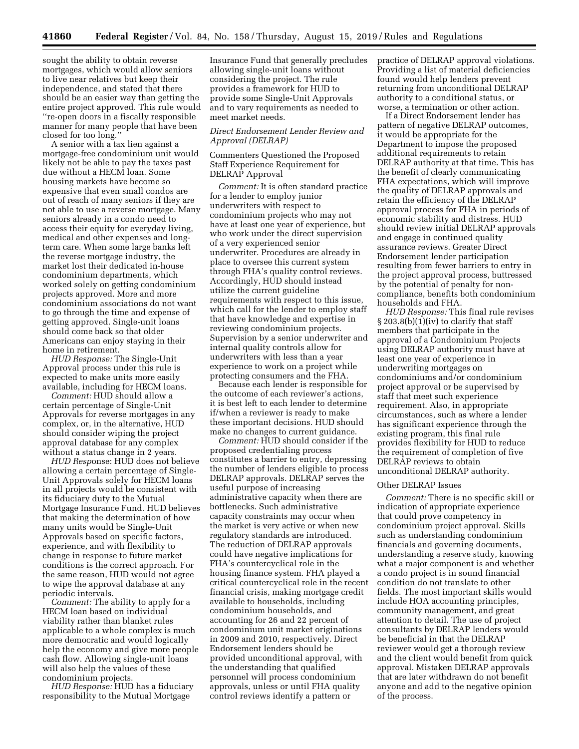sought the ability to obtain reverse mortgages, which would allow seniors to live near relatives but keep their independence, and stated that there should be an easier way than getting the entire project approved. This rule would ''re-open doors in a fiscally responsible manner for many people that have been closed for too long.''

A senior with a tax lien against a mortgage-free condominium unit would likely not be able to pay the taxes past due without a HECM loan. Some housing markets have become so expensive that even small condos are out of reach of many seniors if they are not able to use a reverse mortgage. Many seniors already in a condo need to access their equity for everyday living, medical and other expenses and long-term care. When some large banks left the reverse mortgage industry, the market lost their dedicated in-house condominium departments, which worked solely on getting condominium projects approved. More and more condominium associations do not want to go through the time and expense of getting approved. Single-unit loans should come back so that older Americans can enjoy staying in their home in retirement.

*HUD Response:* The Single-Unit Approval process under this rule is expected to make units more easily available, including for HECM loans.

*Comment:* HUD should allow a certain percentage of Single-Unit Approvals for reverse mortgages in any complex, or, in the alternative, HUD should consider wiping the project approval database for any complex without a status change in 2 years.

*HUD Response:* HUD does not believe allowing a certain percentage of Single-Unit Approvals solely for HECM loans in all projects would be consistent with its fiduciary duty to the Mutual Mortgage Insurance Fund. HUD believes that making the determination of how many units would be Single-Unit Approvals based on specific factors, experience, and with flexibility to change in response to future market conditions is the correct approach. For the same reason, HUD would not agree to wipe the approval database at any periodic intervals.

*Comment:* The ability to apply for a HECM loan based on individual viability rather than blanket rules applicable to a whole complex is much more democratic and would logically help the economy and give more people cash flow. Allowing single-unit loans will also help the values of these condominium projects.

*HUD Response:* HUD has a fiduciary responsibility to the Mutual Mortgage Insurance Fund that generally precludes allowing single-unit loans without considering the project. The rule provides a framework for HUD to provide some Single-Unit Approvals and to vary requirements as needed to meet market needs.

*Direct Endorsement Lender Review and Approval (DELRAP)*

Commenters Questioned the Proposed Staff Experience Requirement for DELRAP Approval

*Comment:* It is often standard practice for a lender to employ junior underwriters with respect to condominium projects who may not have at least one year of experience, but who work under the direct supervision of a very experienced senior underwriter. Procedures are already in place to oversee this current system through FHA's quality control reviews. Accordingly, HUD should instead utilize the current guideline requirements with respect to this issue, which call for the lender to employ staff that have knowledge and expertise in reviewing condominium projects. Supervision by a senior underwriter and internal quality controls allow for underwriters with less than a year experience to work on a project while protecting consumers and the FHA.

Because each lender is responsible for the outcome of each reviewer's actions, it is best left to each lender to determine if/when a reviewer is ready to make these important decisions. HUD should make no changes to current guidance.

*Comment:* HUD should consider if the proposed credentialing process constitutes a barrier to entry, depressing the number of lenders eligible to process DELRAP approvals. DELRAP serves the useful purpose of increasing administrative capacity when there are bottlenecks. Such administrative capacity constraints may occur when the market is very active or when new regulatory standards are introduced. The reduction of DELRAP approvals could have negative implications for FHA's countercyclical role in the housing finance system. FHA played a critical countercyclical role in the recent financial crisis, making mortgage credit available to households, including condominium households, and accounting for 26 and 22 percent of condominium unit market originations in 2009 and 2010, respectively. Direct Endorsement lenders should be provided unconditional approval, with the understanding that qualified personnel will process condominium approvals, unless or until FHA quality control reviews identify a pattern or practice of DELRAP approval violations. Providing a list of material deficiencies found would help lenders prevent returning from unconditional DELRAP authority to a conditional status, or worse, a termination or other action.

If a Direct Endorsement lender has pattern of negative DELRAP outcomes, it would be appropriate for the Department to impose the proposed additional requirements to retain DELRAP authority at that time. This has the benefit of clearly communicating FHA expectations, which will improve the quality of DELRAP approvals and retain the efficiency of the DELRAP approval process for FHA in periods of economic stability and distress. HUD should review initial DELRAP approvals and engage in continued quality assurance reviews. Greater Direct Endorsement lender participation resulting from fewer barriers to entry in the project approval process, buttressed by the potential of penalty for non-compliance, benefits both condominium households and FHA.

*HUD Response:* This final rule revises § 203.8(b)(1)(iv) to clarify that staff members that participate in the approval of a Condominium Projects using DELRAP authority must have at least one year of experience in underwriting mortgages on condominiums and/or condominium project approval or be supervised by staff that meet such experience requirement. Also, in appropriate circumstances, such as where a lender has significant experience through the existing program, this final rule provides flexibility for HUD to reduce the requirement of completion of five DELRAP reviews to obtain unconditional DELRAP authority.

Other DELRAP Issues

*Comment:* There is no specific skill or indication of appropriate experience that could prove competency in condominium project approval. Skills such as understanding condominium financials and governing documents, understanding a reserve study, knowing what a major component is and whether a condo project is in sound financial condition do not translate to other fields. The most important skills would include HOA accounting principles, community management, and great attention to detail. The use of project consultants by DELRAP lenders would be beneficial in that the DELRAP reviewer would get a thorough review and the client would benefit from quick approval. Mistaken DELRAP approvals that are later withdrawn do not benefit anyone and add to the negative opinion of the process.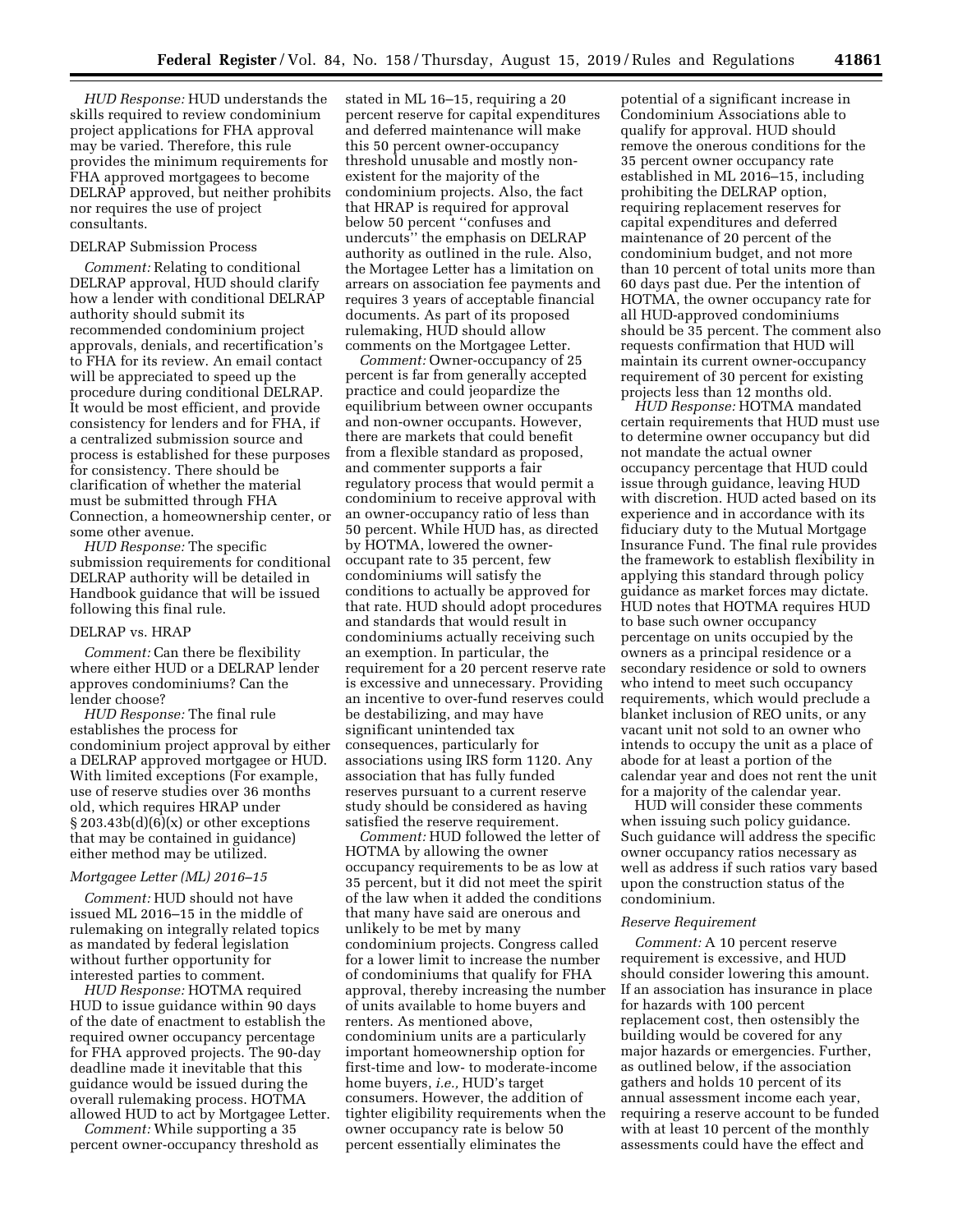*HUD Response:* HUD understands the skills required to review condominium project applications for FHA approval may be varied. Therefore, this rule provides the minimum requirements for FHA approved mortgagees to become DELRAP approved, but neither prohibits nor requires the use of project consultants.

DELRAP Submission Process

*Comment:* Relating to conditional DELRAP approval, HUD should clarify how a lender with conditional DELRAP authority should submit its recommended condominium project approvals, denials, and recertification's to FHA for its review. An email contact will be appreciated to speed up the procedure during conditional DELRAP. It would be most efficient, and provide consistency for lenders and for FHA, if a centralized submission source and process is established for these purposes for consistency. There should be clarification of whether the material must be submitted through FHA Connection, a homeownership center, or some other avenue.

*HUD Response:* The specific submission requirements for conditional DELRAP authority will be detailed in Handbook guidance that will be issued following this final rule.

DELRAP vs. HRAP

*Comment:* Can there be flexibility where either HUD or a DELRAP lender approves condominiums? Can the lender choose?

*HUD Response:* The final rule establishes the process for condominium project approval by either a DELRAP approved mortgagee or HUD. With limited exceptions (For example, use of reserve studies over 36 months old, which requires HRAP under § 203.43b(d)(6)(x) or other exceptions that may be contained in guidance) either method may be utilized.

*Mortgagee Letter (ML) 2016–15*

*Comment:* HUD should not have issued ML 2016–15 in the middle of rulemaking on integrally related topics as mandated by federal legislation without further opportunity for interested parties to comment.

*HUD Response:* HOTMA required HUD to issue guidance within 90 days of the date of enactment to establish the required owner occupancy percentage for FHA approved projects. The 90-day deadline made it inevitable that this guidance would be issued during the overall rulemaking process. HOTMA allowed HUD to act by Mortgagee Letter.

*Comment:* While supporting a 35 percent owner-occupancy threshold as stated in ML 16–15, requiring a 20 percent reserve for capital expenditures and deferred maintenance will make this 50 percent owner-occupancy threshold unusable and mostly non-existent for the majority of the condominium projects. Also, the fact that HRAP is required for approval below 50 percent ''confuses and undercuts'' the emphasis on DELRAP authority as outlined in the rule. Also, the Mortgagee Letter has a limitation on arrears on association fee payments and requires 3 years of acceptable financial documents. As part of its proposed rulemaking, HUD should allow comments on the Mortgagee Letter.

*Comment:* Owner-occupancy of 25 percent is far from generally accepted practice and could jeopardize the equilibrium between owner occupants and non-owner occupants. However, there are markets that could benefit from a flexible standard as proposed, and commenter supports a fair regulatory process that would permit a condominium to receive approval with an owner-occupancy ratio of less than 50 percent. While HUD has, as directed by HOTMA, lowered the owner-occupant rate to 35 percent, few condominiums will satisfy the conditions to actually be approved for that rate. HUD should adopt procedures and standards that would result in condominiums actually receiving such an exemption. In particular, the requirement for a 20 percent reserve rate is excessive and unnecessary. Providing an incentive to over-fund reserves could be destabilizing, and may have significant unintended tax consequences, particularly for associations using IRS form 1120. Any association that has fully funded reserves pursuant to a current reserve study should be considered as having satisfied the reserve requirement.

*Comment:* HUD followed the letter of HOTMA by allowing the owner occupancy requirements to be as low at 35 percent, but it did not meet the spirit of the law when it added the conditions that many have said are onerous and unlikely to be met by many condominium projects. Congress called for a lower limit to increase the number of condominiums that qualify for FHA approval, thereby increasing the number of units available to home buyers and renters. As mentioned above, condominium units are a particularly important homeownership option for first-time and low- to moderate-income home buyers, *i.e.,* HUD's target consumers. However, the addition of tighter eligibility requirements when the owner occupancy rate is below 50 percent essentially eliminates the potential of a significant increase in Condominium Associations able to qualify for approval. HUD should remove the onerous conditions for the 35 percent owner occupancy rate established in ML 2016–15, including prohibiting the DELRAP option, requiring replacement reserves for capital expenditures and deferred maintenance of 20 percent of the condominium budget, and not more than 10 percent of total units more than 60 days past due. Per the intention of HOTMA, the owner occupancy rate for all HUD-approved condominiums should be 35 percent. The comment also requests confirmation that HUD will maintain its current owner-occupancy requirement of 30 percent for existing projects less than 12 months old.

*HUD Response:* HOTMA mandated certain requirements that HUD must use to determine owner occupancy but did not mandate the actual owner occupancy percentage that HUD could issue through guidance, leaving HUD with discretion. HUD acted based on its experience and in accordance with its fiduciary duty to the Mutual Mortgage Insurance Fund. The final rule provides the framework to establish flexibility in applying this standard through policy guidance as market forces may dictate. HUD notes that HOTMA requires HUD to base such owner occupancy percentage on units occupied by the owners as a principal residence or a secondary residence or sold to owners who intend to meet such occupancy requirements, which would preclude a blanket inclusion of REO units, or any vacant unit not sold to an owner who intends to occupy the unit as a place of abode for at least a portion of the calendar year and does not rent the unit for a majority of the calendar year.

HUD will consider these comments when issuing such policy guidance. Such guidance will address the specific owner occupancy ratios necessary as well as address if such ratios vary based upon the construction status of the condominium.

*Reserve Requirement*

*Comment:* A 10 percent reserve requirement is excessive, and HUD should consider lowering this amount. If an association has insurance in place for hazards with 100 percent replacement cost, then ostensibly the building would be covered for any major hazards or emergencies. Further, as outlined below, if the association gathers and holds 10 percent of its annual assessment income each year, requiring a reserve account to be funded with at least 10 percent of the monthly assessments could have the effect and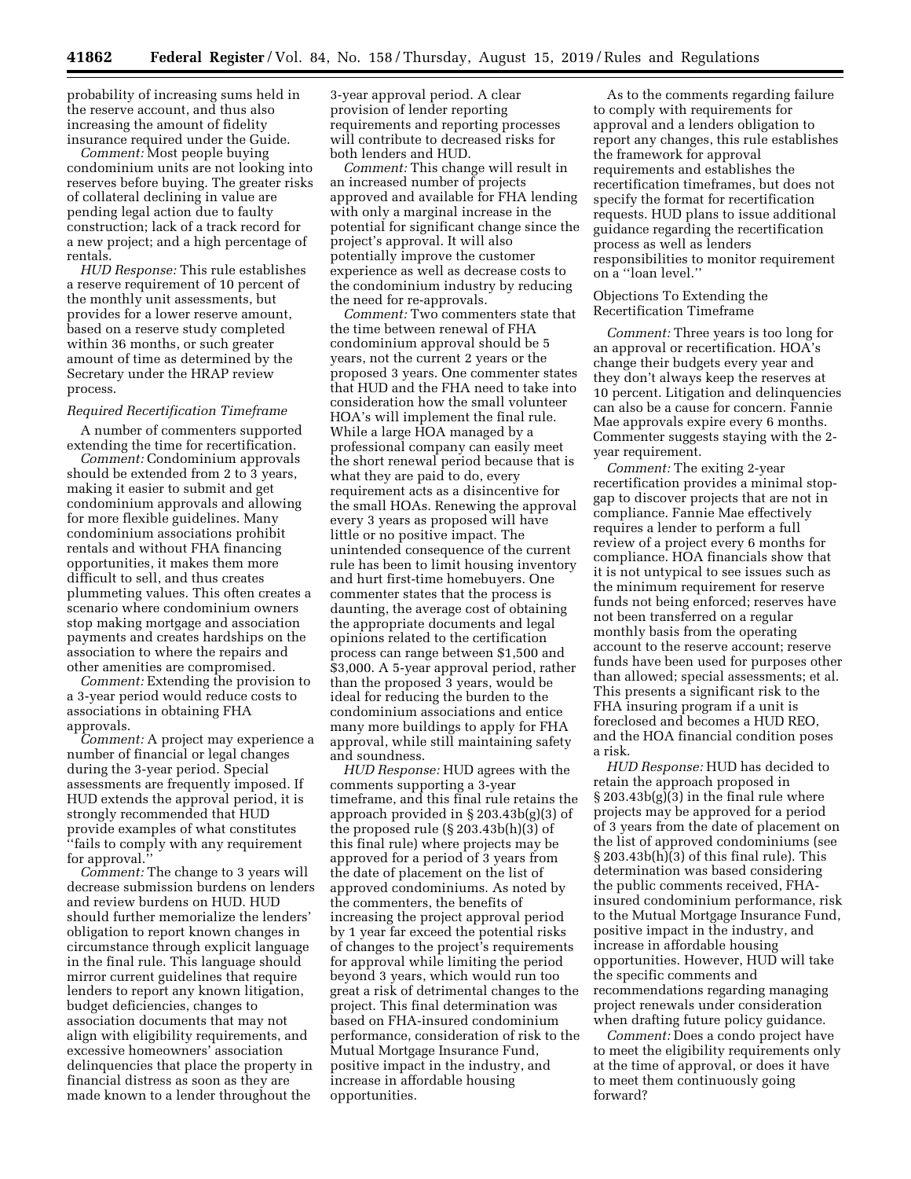probability of increasing sums held in the reserve account, and thus also increasing the amount of fidelity insurance required under the Guide.

*Comment:* Most people buying condominium units are not looking into reserves before buying. The greater risks of collateral declining in value are pending legal action due to faulty construction; lack of a track record for a new project; and a high percentage of rentals.

*HUD Response:* This rule establishes a reserve requirement of 10 percent of the monthly unit assessments, but provides for a lower reserve amount, based on a reserve study completed within 36 months, or such greater amount of time as determined by the Secretary under the HRAP review process.

### *Required Recertification Timeframe*

A number of commenters supported extending the time for recertification.

*Comment:* Condominium approvals should be extended from 2 to 3 years, making it easier to submit and get condominium approvals and allowing for more flexible guidelines. Many condominium associations prohibit rentals and without FHA financing opportunities, it makes them more difficult to sell, and thus creates plummeting values. This often creates a scenario where condominium owners stop making mortgage and association payments and creates hardships on the association to where the repairs and other amenities are compromised.

*Comment:* Extending the provision to a 3-year period would reduce costs to associations in obtaining FHA approvals.

*Comment:* A project may experience a number of financial or legal changes during the 3-year period. Special assessments are frequently imposed. If HUD extends the approval period, it is strongly recommended that HUD provide examples of what constitutes ''fails to comply with any requirement for approval.''

*Comment:* The change to 3 years will decrease submission burdens on lenders and review burdens on HUD. HUD should further memorialize the lenders' obligation to report known changes in circumstance through explicit language in the final rule. This language should mirror current guidelines that require lenders to report any known litigation, budget deficiencies, changes to association documents that may not align with eligibility requirements, and excessive homeowners' association delinquencies that place the property in financial distress as soon as they are made known to a lender throughout the 3-year approval period. A clear provision of lender reporting requirements and reporting processes will contribute to decreased risks for both lenders and HUD.

*Comment:* This change will result in an increased number of projects approved and available for FHA lending with only a marginal increase in the potential for significant change since the project's approval. It will also potentially improve the customer experience as well as decrease costs to the condominium industry by reducing the need for re-approvals.

*Comment:* Two commenters state that the time between renewal of FHA condominium approval should be 5 years, not the current 2 years or the proposed 3 years. One commenter states that HUD and the FHA need to take into consideration how the small volunteer HOA's will implement the final rule. While a large HOA managed by a professional company can easily meet the short renewal period because that is what they are paid to do, every requirement acts as a disincentive for the small HOAs. Renewing the approval every 3 years as proposed will have little or no positive impact. The unintended consequence of the current rule has been to limit housing inventory and hurt first-time homebuyers. One commenter states that the process is daunting, the average cost of obtaining the appropriate documents and legal opinions related to the certification process can range between $1,500 and $3,000. A 5-year approval period, rather than the proposed 3 years, would be ideal for reducing the burden to the condominium associations and entice many more buildings to apply for FHA approval, while still maintaining safety and soundness.

*HUD Response:* HUD agrees with the comments supporting a 3-year timeframe, and this final rule retains the approach provided in § 203.43b(g)(3) of the proposed rule (§ 203.43b(h)(3) of this final rule) where projects may be approved for a period of 3 years from the date of placement on the list of approved condominiums. As noted by the commenters, the benefits of increasing the project approval period by 1 year far exceed the potential risks of changes to the project's requirements for approval while limiting the period beyond 3 years, which would run too great a risk of detrimental changes to the project. This final determination was based on FHA-insured condominium performance, consideration of risk to the Mutual Mortgage Insurance Fund, positive impact in the industry, and increase in affordable housing opportunities.

As to the comments regarding failure to comply with requirements for approval and a lenders obligation to report any changes, this rule establishes the framework for approval requirements and establishes the recertification timeframes, but does not specify the format for recertification requests. HUD plans to issue additional guidance regarding the recertification process as well as lenders responsibilities to monitor requirement on a ''loan level.''

### Objections To Extending the Recertification Timeframe

*Comment:* Three years is too long for an approval or recertification. HOA's change their budgets every year and they don't always keep the reserves at 10 percent. Litigation and delinquencies can also be a cause for concern. Fannie Mae approvals expire every 6 months. Commenter suggests staying with the 2-year requirement.

*Comment:* The exiting 2-year recertification provides a minimal stop-gap to discover projects that are not in compliance. Fannie Mae effectively requires a lender to perform a full review of a project every 6 months for compliance. HOA financials show that it is not untypical to see issues such as the minimum requirement for reserve funds not being enforced; reserves have not been transferred on a regular monthly basis from the operating account to the reserve account; reserve funds have been used for purposes other than allowed; special assessments; et al. This presents a significant risk to the FHA insuring program if a unit is foreclosed and becomes a HUD REO, and the HOA financial condition poses a risk.

*HUD Response:* HUD has decided to retain the approach proposed in § 203.43b(g)(3) in the final rule where projects may be approved for a period of 3 years from the date of placement on the list of approved condominiums (see § 203.43b(h)(3) of this final rule). This determination was based considering the public comments received, FHA-insured condominium performance, risk to the Mutual Mortgage Insurance Fund, positive impact in the industry, and increase in affordable housing opportunities. However, HUD will take the specific comments and recommendations regarding managing project renewals under consideration when drafting future policy guidance.

*Comment:* Does a condo project have to meet the eligibility requirements only at the time of approval, or does it have to meet them continuously going forward?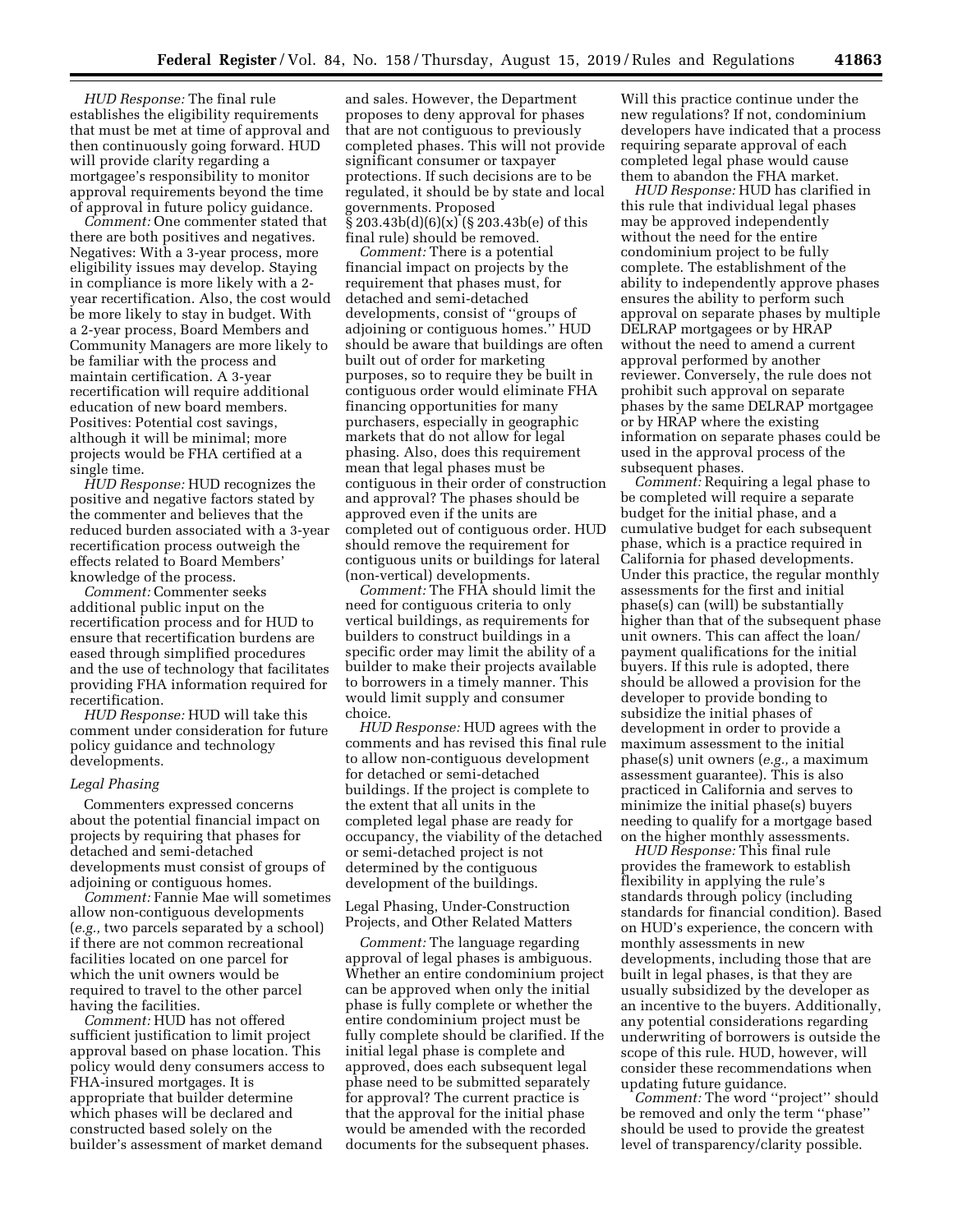*HUD Response:* The final rule establishes the eligibility requirements that must be met at time of approval and then continuously going forward. HUD will provide clarity regarding a mortgagee's responsibility to monitor approval requirements beyond the time of approval in future policy guidance.

*Comment:* One commenter stated that there are both positives and negatives. Negatives: With a 3-year process, more eligibility issues may develop. Staying in compliance is more likely with a 2-year recertification. Also, the cost would be more likely to stay in budget. With a 2-year process, Board Members and Community Managers are more likely to be familiar with the process and maintain certification. A 3-year recertification will require additional education of new board members. Positives: Potential cost savings, although it will be minimal; more projects would be FHA certified at a single time.

*HUD Response:* HUD recognizes the positive and negative factors stated by the commenter and believes that the reduced burden associated with a 3-year recertification process outweigh the effects related to Board Members' knowledge of the process.

*Comment:* Commenter seeks additional public input on the recertification process and for HUD to ensure that recertification burdens are eased through simplified procedures and the use of technology that facilitates providing FHA information required for recertification.

*HUD Response:* HUD will take this comment under consideration for future policy guidance and technology developments.

*Legal Phasing*

Commenters expressed concerns about the potential financial impact on projects by requiring that phases for detached and semi-detached developments must consist of groups of adjoining or contiguous homes.

*Comment:* Fannie Mae will sometimes allow non-contiguous developments (*e.g.,* two parcels separated by a school) if there are not common recreational facilities located on one parcel for which the unit owners would be required to travel to the other parcel having the facilities.

*Comment:* HUD has not offered sufficient justification to limit project approval based on phase location. This policy would deny consumers access to FHA-insured mortgages. It is appropriate that builder determine which phases will be declared and constructed based solely on the builder's assessment of market demand and sales. However, the Department proposes to deny approval for phases that are not contiguous to previously completed phases. This will not provide significant consumer or taxpayer protections. If such decisions are to be regulated, it should be by state and local governments. Proposed § 203.43b(d)(6)(x) (§ 203.43b(e) of this final rule) should be removed.

*Comment:* There is a potential financial impact on projects by the requirement that phases must, for detached and semi-detached developments, consist of "groups of adjoining or contiguous homes." HUD should be aware that buildings are often built out of order for marketing purposes, so to require they be built in contiguous order would eliminate FHA financing opportunities for many purchasers, especially in geographic markets that do not allow for legal phasing. Also, does this requirement mean that legal phases must be contiguous in their order of construction and approval? The phases should be approved even if the units are completed out of contiguous order. HUD should remove the requirement for contiguous units or buildings for lateral (non-vertical) developments.

*Comment:* The FHA should limit the need for contiguous criteria to only vertical buildings, as requirements for builders to construct buildings in a specific order may limit the ability of a builder to make their projects available to borrowers in a timely manner. This would limit supply and consumer choice.

*HUD Response:* HUD agrees with the comments and has revised this final rule to allow non-contiguous development for detached or semi-detached buildings. If the project is complete to the extent that all units in the completed legal phase are ready for occupancy, the viability of the detached or semi-detached project is not determined by the contiguous development of the buildings.

Legal Phasing, Under-Construction Projects, and Other Related Matters

*Comment:* The language regarding approval of legal phases is ambiguous. Whether an entire condominium project can be approved when only the initial phase is fully complete or whether the entire condominium project must be fully complete should be clarified. If the initial legal phase is complete and approved, does each subsequent legal phase need to be submitted separately for approval? The current practice is that the approval for the initial phase would be amended with the recorded documents for the subsequent phases. Will this practice continue under the new regulations? If not, condominium developers have indicated that a process requiring separate approval of each completed legal phase would cause them to abandon the FHA market.

*HUD Response:* HUD has clarified in this rule that individual legal phases may be approved independently without the need for the entire condominium project to be fully complete. The establishment of the ability to independently approve phases ensures the ability to perform such approval on separate phases by multiple DELRAP mortgagees or by HRAP without the need to amend a current approval performed by another reviewer. Conversely, the rule does not prohibit such approval on separate phases by the same DELRAP mortgagee or by HRAP where the existing information on separate phases could be used in the approval process of the subsequent phases.

*Comment:* Requiring a legal phase to be completed will require a separate budget for the initial phase, and a cumulative budget for each subsequent phase, which is a practice required in California for phased developments. Under this practice, the regular monthly assessments for the first and initial phase(s) can (will) be substantially higher than that of the subsequent phase unit owners. This can affect the loan/payment qualifications for the initial buyers. If this rule is adopted, there should be allowed a provision for the developer to provide bonding to subsidize the initial phases of development in order to provide a maximum assessment to the initial phase(s) unit owners (*e.g.,* a maximum assessment guarantee). This is also practiced in California and serves to minimize the initial phase(s) buyers needing to qualify for a mortgage based on the higher monthly assessments.

*HUD Response:* This final rule provides the framework to establish flexibility in applying the rule's standards through policy (including standards for financial condition). Based on HUD's experience, the concern with monthly assessments in new developments, including those that are built in legal phases, is that they are usually subsidized by the developer as an incentive to the buyers. Additionally, any potential considerations regarding underwriting of borrowers is outside the scope of this rule. HUD, however, will consider these recommendations when updating future guidance.

*Comment:* The word "project" should be removed and only the term "phase" should be used to provide the greatest level of transparency/clarity possible.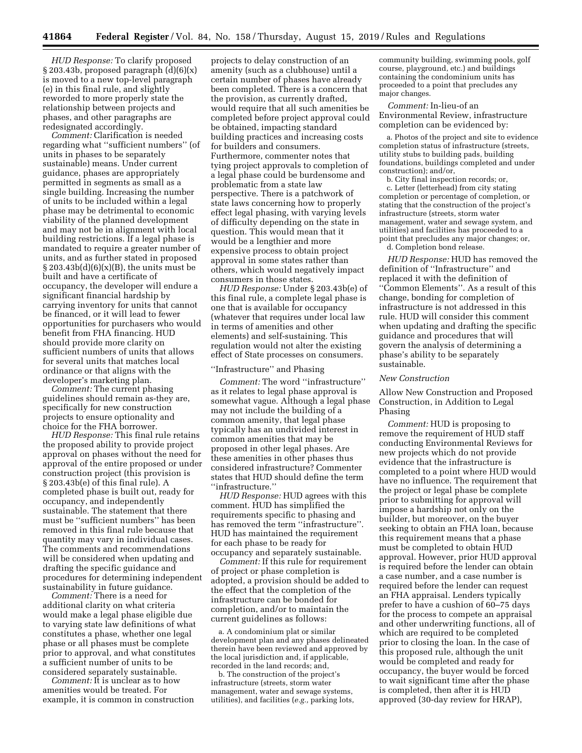*HUD Response:* To clarify proposed § 203.43b, proposed paragraph (d)(6)(x) is moved to a new top-level paragraph (e) in this final rule, and slightly reworded to more properly state the relationship between projects and phases, and other paragraphs are redesignated accordingly.

*Comment:* Clarification is needed regarding what ''sufficient numbers'' (of units in phases to be separately sustainable) means. Under current guidance, phases are appropriately permitted in segments as small as a single building. Increasing the number of units to be included within a legal phase may be detrimental to economic viability of the planned development and may not be in alignment with local building restrictions. If a legal phase is mandated to require a greater number of units, and as further stated in proposed § 203.43b(d)(6)(x)(B), the units must be built and have a certificate of occupancy, the developer will endure a significant financial hardship by carrying inventory for units that cannot be financed, or it will lead to fewer opportunities for purchasers who would benefit from FHA financing. HUD should provide more clarity on sufficient numbers of units that allows for several units that matches local ordinance or that aligns with the developer's marketing plan.

*Comment:* The current phasing guidelines should remain as-they are, specifically for new construction projects to ensure optionality and choice for the FHA borrower.

*HUD Response:* This final rule retains the proposed ability to provide project approval on phases without the need for approval of the entire proposed or under construction project (this provision is § 203.43b(e) of this final rule). A completed phase is built out, ready for occupancy, and independently sustainable. The statement that there must be ''sufficient numbers'' has been removed in this final rule because that quantity may vary in individual cases. The comments and recommendations will be considered when updating and drafting the specific guidance and procedures for determining independent sustainability in future guidance.

*Comment:* There is a need for additional clarity on what criteria would make a legal phase eligible due to varying state law definitions of what constitutes a phase, whether one legal phase or all phases must be complete prior to approval, and what constitutes a sufficient number of units to be considered separately sustainable.

*Comment:* It is unclear as to how amenities would be treated. For example, it is common in construction projects to delay construction of an amenity (such as a clubhouse) until a certain number of phases have already been completed. There is a concern that the provision, as currently drafted, would require that all such amenities be completed before project approval could be obtained, impacting standard building practices and increasing costs for builders and consumers. Furthermore, commenter notes that tying project approvals to completion of a legal phase could be burdensome and problematic from a state law perspective. There is a patchwork of state laws concerning how to properly effect legal phasing, with varying levels of difficulty depending on the state in question. This would mean that it would be a lengthier and more expensive process to obtain project approval in some states rather than others, which would negatively impact consumers in those states.

*HUD Response:* Under § 203.43b(e) of this final rule, a complete legal phase is one that is available for occupancy (whatever that requires under local law in terms of amenities and other elements) and self-sustaining. This regulation would not alter the existing effect of State processes on consumers.

''Infrastructure'' and Phasing

*Comment:* The word ''infrastructure'' as it relates to legal phase approval is somewhat vague. Although a legal phase may not include the building of a common amenity, that legal phase typically has an undivided interest in common amenities that may be proposed in other legal phases. Are these amenities in other phases thus considered infrastructure? Commenter states that HUD should define the term ''infrastructure.''

*HUD Response:* HUD agrees with this comment. HUD has simplified the requirements specific to phasing and has removed the term ''infrastructure''. HUD has maintained the requirement for each phase to be ready for occupancy and separately sustainable.

*Comment:* If this rule for requirement of project or phase completion is adopted, a provision should be added to the effect that the completion of the infrastructure can be bonded for completion, and/or to maintain the current guidelines as follows:

a. A condominium plat or similar development plan and any phases delineated therein have been reviewed and approved by the local jurisdiction and, if applicable, recorded in the land records; and,

b. The construction of the project's infrastructure (streets, storm water management, water and sewage systems, utilities), and facilities (*e.g.,* parking lots, community building, swimming pools, golf course, playground, etc.) and buildings containing the condominium units has proceeded to a point that precludes any major changes.

*Comment:* In-lieu-of an Environmental Review, infrastructure completion can be evidenced by:

a. Photos of the project and site to evidence completion status of infrastructure (streets, utility stubs to building pads, building foundations, buildings completed and under construction); and/or,

b. City final inspection records; or,

c. Letter (letterhead) from city stating completion or percentage of completion, or stating that the construction of the project's infrastructure (streets, storm water management, water and sewage system, and utilities) and facilities has proceeded to a point that precludes any major changes; or,

d. Completion bond release.

*HUD Response:* HUD has removed the definition of ''Infrastructure'' and replaced it with the definition of ''Common Elements''. As a result of this change, bonding for completion of infrastructure is not addressed in this rule. HUD will consider this comment when updating and drafting the specific guidance and procedures that will govern the analysis of determining a phase's ability to be separately sustainable.

*New Construction*

Allow New Construction and Proposed Construction, in Addition to Legal Phasing

*Comment:* HUD is proposing to remove the requirement of HUD staff conducting Environmental Reviews for new projects which do not provide evidence that the infrastructure is completed to a point where HUD would have no influence. The requirement that the project or legal phase be complete prior to submitting for approval will impose a hardship not only on the builder, but moreover, on the buyer seeking to obtain an FHA loan, because this requirement means that a phase must be completed to obtain HUD approval. However, prior HUD approval is required before the lender can obtain a case number, and a case number is required before the lender can request an FHA appraisal. Lenders typically prefer to have a cushion of 60–75 days for the process to compete an appraisal and other underwriting functions, all of which are required to be completed prior to closing the loan. In the case of this proposed rule, although the unit would be completed and ready for occupancy, the buyer would be forced to wait significant time after the phase is completed, then after it is HUD approved (30-day review for HRAP),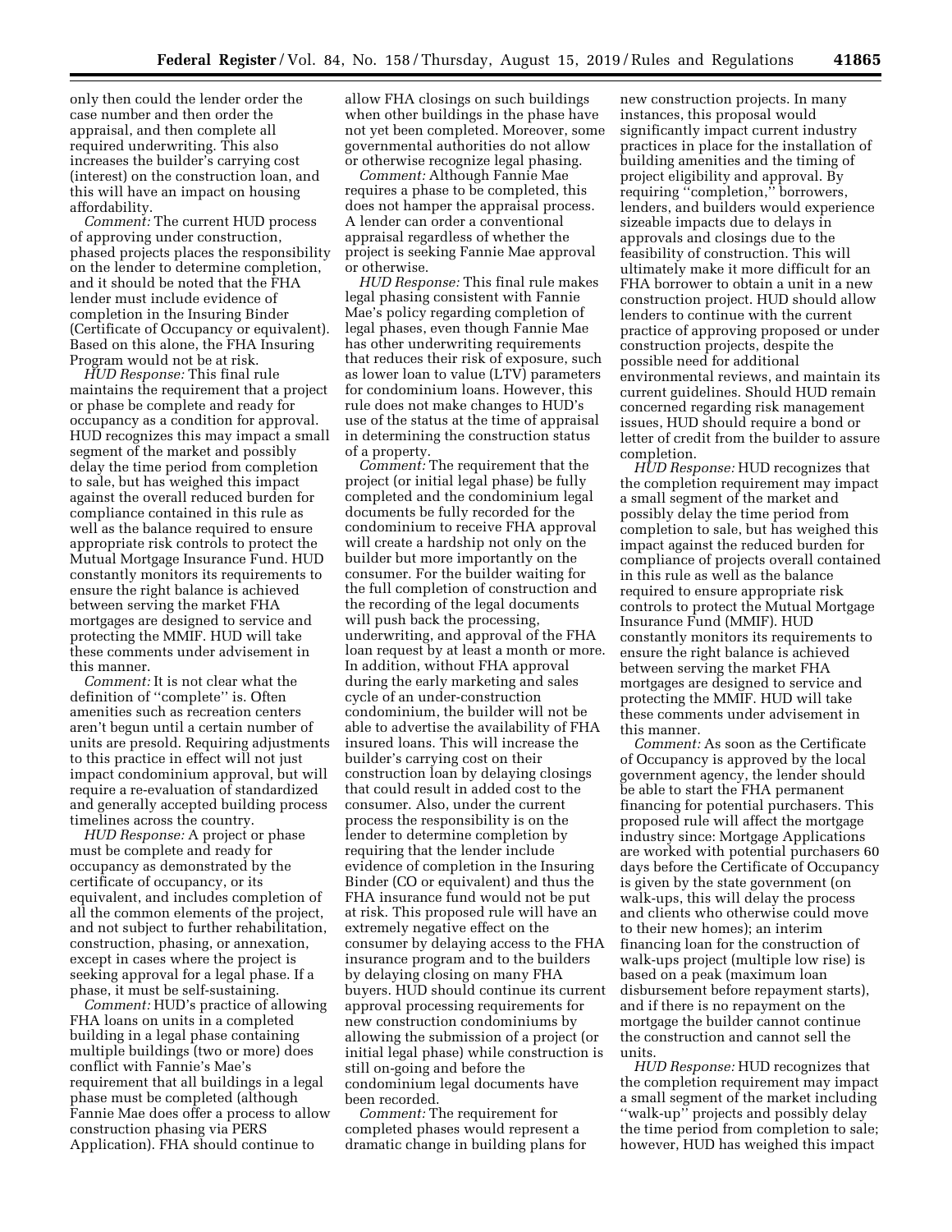only then could the lender order the case number and then order the appraisal, and then complete all required underwriting. This also increases the builder's carrying cost (interest) on the construction loan, and this will have an impact on housing affordability.

*Comment:* The current HUD process of approving under construction, phased projects places the responsibility on the lender to determine completion, and it should be noted that the FHA lender must include evidence of completion in the Insuring Binder (Certificate of Occupancy or equivalent). Based on this alone, the FHA Insuring Program would not be at risk.

*HUD Response:* This final rule maintains the requirement that a project or phase be complete and ready for occupancy as a condition for approval. HUD recognizes this may impact a small segment of the market and possibly delay the time period from completion to sale, but has weighed this impact against the overall reduced burden for compliance contained in this rule as well as the balance required to ensure appropriate risk controls to protect the Mutual Mortgage Insurance Fund. HUD constantly monitors its requirements to ensure the right balance is achieved between serving the market FHA mortgages are designed to service and protecting the MMIF. HUD will take these comments under advisement in this manner.

*Comment:* It is not clear what the definition of ''complete'' is. Often amenities such as recreation centers aren't begun until a certain number of units are presold. Requiring adjustments to this practice in effect will not just impact condominium approval, but will require a re-evaluation of standardized and generally accepted building process timelines across the country.

*HUD Response:* A project or phase must be complete and ready for occupancy as demonstrated by the certificate of occupancy, or its equivalent, and includes completion of all the common elements of the project, and not subject to further rehabilitation, construction, phasing, or annexation, except in cases where the project is seeking approval for a legal phase. If a phase, it must be self-sustaining.

*Comment:* HUD's practice of allowing FHA loans on units in a completed building in a legal phase containing multiple buildings (two or more) does conflict with Fannie's Mae's requirement that all buildings in a legal phase must be completed (although Fannie Mae does offer a process to allow construction phasing via PERS Application). FHA should continue to allow FHA closings on such buildings when other buildings in the phase have not yet been completed. Moreover, some governmental authorities do not allow or otherwise recognize legal phasing.

*Comment:* Although Fannie Mae requires a phase to be completed, this does not hamper the appraisal process. A lender can order a conventional appraisal regardless of whether the project is seeking Fannie Mae approval or otherwise.

*HUD Response:* This final rule makes legal phasing consistent with Fannie Mae's policy regarding completion of legal phases, even though Fannie Mae has other underwriting requirements that reduces their risk of exposure, such as lower loan to value (LTV) parameters for condominium loans. However, this rule does not make changes to HUD's use of the status at the time of appraisal in determining the construction status of a property.

*Comment:* The requirement that the project (or initial legal phase) be fully completed and the condominium legal documents be fully recorded for the condominium to receive FHA approval will create a hardship not only on the builder but more importantly on the consumer. For the builder waiting for the full completion of construction and the recording of the legal documents will push back the processing, underwriting, and approval of the FHA loan request by at least a month or more. In addition, without FHA approval during the early marketing and sales cycle of an under-construction condominium, the builder will not be able to advertise the availability of FHA insured loans. This will increase the builder's carrying cost on their construction loan by delaying closings that could result in added cost to the consumer. Also, under the current process the responsibility is on the lender to determine completion by requiring that the lender include evidence of completion in the Insuring Binder (CO or equivalent) and thus the FHA insurance fund would not be put at risk. This proposed rule will have an extremely negative effect on the consumer by delaying access to the FHA insurance program and to the builders by delaying closing on many FHA buyers. HUD should continue its current approval processing requirements for new construction condominiums by allowing the submission of a project (or initial legal phase) while construction is still on-going and before the condominium legal documents have been recorded.

*Comment:* The requirement for completed phases would represent a dramatic change in building plans for new construction projects. In many instances, this proposal would significantly impact current industry practices in place for the installation of building amenities and the timing of project eligibility and approval. By requiring ''completion,'' borrowers, lenders, and builders would experience sizeable impacts due to delays in approvals and closings due to the feasibility of construction. This will ultimately make it more difficult for an FHA borrower to obtain a unit in a new construction project. HUD should allow lenders to continue with the current practice of approving proposed or under construction projects, despite the possible need for additional environmental reviews, and maintain its current guidelines. Should HUD remain concerned regarding risk management issues, HUD should require a bond or letter of credit from the builder to assure completion.

*HUD Response:* HUD recognizes that the completion requirement may impact a small segment of the market and possibly delay the time period from completion to sale, but has weighed this impact against the reduced burden for compliance of projects overall contained in this rule as well as the balance required to ensure appropriate risk controls to protect the Mutual Mortgage Insurance Fund (MMIF). HUD constantly monitors its requirements to ensure the right balance is achieved between serving the market FHA mortgages are designed to service and protecting the MMIF. HUD will take these comments under advisement in this manner.

*Comment:* As soon as the Certificate of Occupancy is approved by the local government agency, the lender should be able to start the FHA permanent financing for potential purchasers. This proposed rule will affect the mortgage industry since: Mortgage Applications are worked with potential purchasers 60 days before the Certificate of Occupancy is given by the state government (on walk-ups, this will delay the process and clients who otherwise could move to their new homes); an interim financing loan for the construction of walk-ups project (multiple low rise) is based on a peak (maximum loan disbursement before repayment starts), and if there is no repayment on the mortgage the builder cannot continue the construction and cannot sell the units.

*HUD Response:* HUD recognizes that the completion requirement may impact a small segment of the market including ''walk-up'' projects and possibly delay the time period from completion to sale; however, HUD has weighed this impact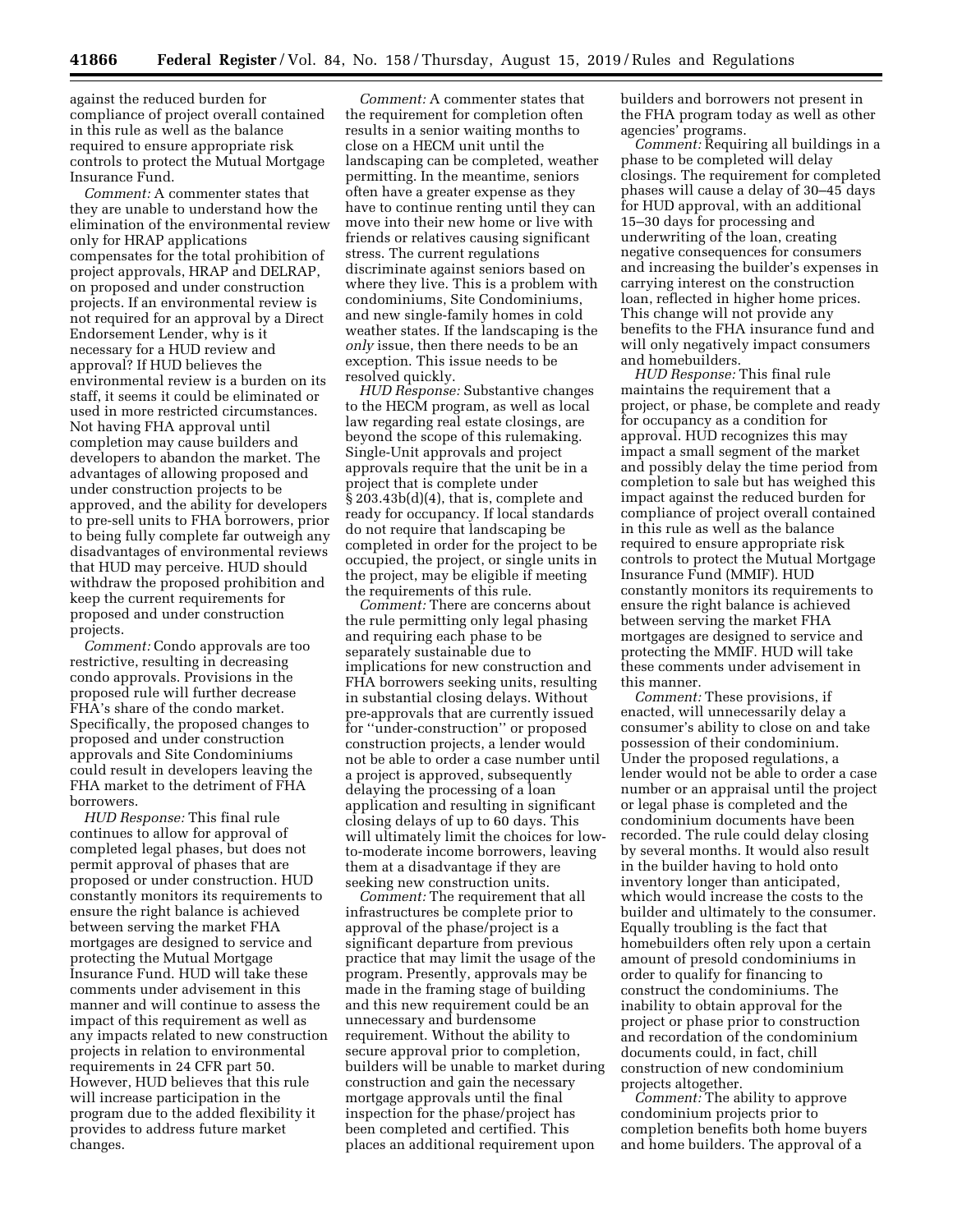against the reduced burden for compliance of project overall contained in this rule as well as the balance required to ensure appropriate risk controls to protect the Mutual Mortgage Insurance Fund.

*Comment:* A commenter states that they are unable to understand how the elimination of the environmental review only for HRAP applications compensates for the total prohibition of project approvals, HRAP and DELRAP, on proposed and under construction projects. If an environmental review is not required for an approval by a Direct Endorsement Lender, why is it necessary for a HUD review and approval? If HUD believes the environmental review is a burden on its staff, it seems it could be eliminated or used in more restricted circumstances. Not having FHA approval until completion may cause builders and developers to abandon the market. The advantages of allowing proposed and under construction projects to be approved, and the ability for developers to pre-sell units to FHA borrowers, prior to being fully complete far outweigh any disadvantages of environmental reviews that HUD may perceive. HUD should withdraw the proposed prohibition and keep the current requirements for proposed and under construction projects.

*Comment:* Condo approvals are too restrictive, resulting in decreasing condo approvals. Provisions in the proposed rule will further decrease FHA's share of the condo market. Specifically, the proposed changes to proposed and under construction approvals and Site Condominiums could result in developers leaving the FHA market to the detriment of FHA borrowers.

*HUD Response:* This final rule continues to allow for approval of completed legal phases, but does not permit approval of phases that are proposed or under construction. HUD constantly monitors its requirements to ensure the right balance is achieved between serving the market FHA mortgages are designed to service and protecting the Mutual Mortgage Insurance Fund. HUD will take these comments under advisement in this manner and will continue to assess the impact of this requirement as well as any impacts related to new construction projects in relation to environmental requirements in 24 CFR part 50. However, HUD believes that this rule will increase participation in the program due to the added flexibility it provides to address future market changes.

*Comment:* A commenter states that the requirement for completion often results in a senior waiting months to close on a HECM unit until the landscaping can be completed, weather permitting. In the meantime, seniors often have a greater expense as they have to continue renting until they can move into their new home or live with friends or relatives causing significant stress. The current regulations discriminate against seniors based on where they live. This is a problem with condominiums, Site Condominiums, and new single-family homes in cold weather states. If the landscaping is the *only* issue, then there needs to be an exception. This issue needs to be resolved quickly.

*HUD Response:* Substantive changes to the HECM program, as well as local law regarding real estate closings, are beyond the scope of this rulemaking. Single-Unit approvals and project approvals require that the unit be in a project that is complete under § 203.43b(d)(4), that is, complete and ready for occupancy. If local standards do not require that landscaping be completed in order for the project to be occupied, the project, or single units in the project, may be eligible if meeting the requirements of this rule.

*Comment:* There are concerns about the rule permitting only legal phasing and requiring each phase to be separately sustainable due to implications for new construction and FHA borrowers seeking units, resulting in substantial closing delays. Without pre-approvals that are currently issued for "under-construction" or proposed construction projects, a lender would not be able to order a case number until a project is approved, subsequently delaying the processing of a loan application and resulting in significant closing delays of up to 60 days. This will ultimately limit the choices for low-to-moderate income borrowers, leaving them at a disadvantage if they are seeking new construction units.

*Comment:* The requirement that all infrastructures be complete prior to approval of the phase/project is a significant departure from previous practice that may limit the usage of the program. Presently, approvals may be made in the framing stage of building and this new requirement could be an unnecessary and burdensome requirement. Without the ability to secure approval prior to completion, builders will be unable to market during construction and gain the necessary mortgage approvals until the final inspection for the phase/project has been completed and certified. This places an additional requirement upon builders and borrowers not present in the FHA program today as well as other agencies' programs.

*Comment:* Requiring all buildings in a phase to be completed will delay closings. The requirement for completed phases will cause a delay of 30–45 days for HUD approval, with an additional 15–30 days for processing and underwriting of the loan, creating negative consequences for consumers and increasing the builder's expenses in carrying interest on the construction loan, reflected in higher home prices. This change will not provide any benefits to the FHA insurance fund and will only negatively impact consumers and homebuilders.

*HUD Response:* This final rule maintains the requirement that a project, or phase, be complete and ready for occupancy as a condition for approval. HUD recognizes this may impact a small segment of the market and possibly delay the time period from completion to sale but has weighed this impact against the reduced burden for compliance of project overall contained in this rule as well as the balance required to ensure appropriate risk controls to protect the Mutual Mortgage Insurance Fund (MMIF). HUD constantly monitors its requirements to ensure the right balance is achieved between serving the market FHA mortgages are designed to service and protecting the MMIF. HUD will take these comments under advisement in this manner.

*Comment:* These provisions, if enacted, will unnecessarily delay a consumer's ability to close on and take possession of their condominium. Under the proposed regulations, a lender would not be able to order a case number or an appraisal until the project or legal phase is completed and the condominium documents have been recorded. The rule could delay closing by several months. It would also result in the builder having to hold onto inventory longer than anticipated, which would increase the costs to the builder and ultimately to the consumer. Equally troubling is the fact that homebuilders often rely upon a certain amount of presold condominiums in order to qualify for financing to construct the condominiums. The inability to obtain approval for the project or phase prior to construction and recordation of the condominium documents could, in fact, chill construction of new condominium projects altogether.

*Comment:* The ability to approve condominium projects prior to completion benefits both home buyers and home builders. The approval of a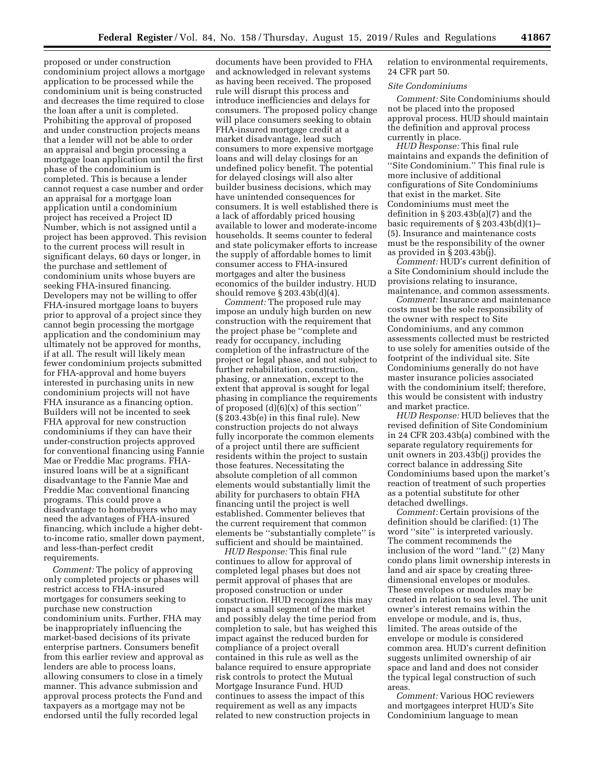proposed or under construction condominium project allows a mortgage application to be processed while the condominium unit is being constructed and decreases the time required to close the loan after a unit is completed. Prohibiting the approval of proposed and under construction projects means that a lender will not be able to order an appraisal and begin processing a mortgage loan application until the first phase of the condominium is completed. This is because a lender cannot request a case number and order an appraisal for a mortgage loan application until a condominium project has received a Project ID Number, which is not assigned until a project has been approved. This revision to the current process will result in significant delays, 60 days or longer, in the purchase and settlement of condominium units whose buyers are seeking FHA-insured financing. Developers may not be willing to offer FHA-insured mortgage loans to buyers prior to approval of a project since they cannot begin processing the mortgage application and the condominium may ultimately not be approved for months, if at all. The result will likely mean fewer condominium projects submitted for FHA-approval and home buyers interested in purchasing units in new condominium projects will not have FHA insurance as a financing option. Builders will not be incented to seek FHA approval for new construction condominiums if they can have their under-construction projects approved for conventional financing using Fannie Mae or Freddie Mac programs. FHA-insured loans will be at a significant disadvantage to the Fannie Mae and Freddie Mac conventional financing programs. This could prove a disadvantage to homebuyers who may need the advantages of FHA-insured financing, which include a higher debt-to-income ratio, smaller down payment, and less-than-perfect credit requirements.

*Comment:* The policy of approving only completed projects or phases will restrict access to FHA-insured mortgages for consumers seeking to purchase new construction condominium units. Further, FHA may be inappropriately influencing the market-based decisions of its private enterprise partners. Consumers benefit from this earlier review and approval as lenders are able to process loans, allowing consumers to close in a timely manner. This advance submission and approval process protects the Fund and taxpayers as a mortgage may not be endorsed until the fully recorded legal documents have been provided to FHA and acknowledged in relevant systems as having been received. The proposed rule will disrupt this process and introduce inefficiencies and delays for consumers. The proposed policy change will place consumers seeking to obtain FHA-insured mortgage credit at a market disadvantage, lead such consumers to more expensive mortgage loans and will delay closings for an undefined policy benefit. The potential for delayed closings will also alter builder business decisions, which may have unintended consequences for consumers. It is well established there is a lack of affordably priced housing available to lower and moderate-income households. It seems counter to federal and state policymaker efforts to increase the supply of affordable homes to limit consumer access to FHA-insured mortgages and alter the business economics of the builder industry. HUD should remove § 203.43b(d)(4).

*Comment:* The proposed rule may impose an unduly high burden on new construction with the requirement that the project phase be ''complete and ready for occupancy, including completion of the infrastructure of the project or legal phase, and not subject to further rehabilitation, construction, phasing, or annexation, except to the extent that approval is sought for legal phasing in compliance the requirements of proposed (d)(6)(x) of this section'' (§ 203.43b(e) in this final rule). New construction projects do not always fully incorporate the common elements of a project until there are sufficient residents within the project to sustain those features. Necessitating the absolute completion of all common elements would substantially limit the ability for purchasers to obtain FHA financing until the project is well established. Commenter believes that the current requirement that common elements be ''substantially complete'' is sufficient and should be maintained.

*HUD Response:* This final rule continues to allow for approval of completed legal phases but does not permit approval of phases that are proposed construction or under construction. HUD recognizes this may impact a small segment of the market and possibly delay the time period from completion to sale, but has weighed this impact against the reduced burden for compliance of a project overall contained in this rule as well as the balance required to ensure appropriate risk controls to protect the Mutual Mortgage Insurance Fund. HUD continues to assess the impact of this requirement as well as any impacts related to new construction projects in relation to environmental requirements, 24 CFR part 50.

*Site Condominiums*

*Comment:* Site Condominiums should not be placed into the proposed approval process. HUD should maintain the definition and approval process currently in place.

*HUD Response:* This final rule maintains and expands the definition of ''Site Condominium.'' This final rule is more inclusive of additional configurations of Site Condominiums that exist in the market. Site Condominiums must meet the definition in § 203.43b(a)(7) and the basic requirements of § 203.43b(d)(1)–(5). Insurance and maintenance costs must be the responsibility of the owner as provided in § 203.43b(j).

*Comment:* HUD's current definition of a Site Condominium should include the provisions relating to insurance, maintenance, and common assessments.

*Comment:* Insurance and maintenance costs must be the sole responsibility of the owner with respect to Site Condominiums, and any common assessments collected must be restricted to use solely for amenities outside of the footprint of the individual site. Site Condominiums generally do not have master insurance policies associated with the condominium itself; therefore, this would be consistent with industry and market practice.

*HUD Response:* HUD believes that the revised definition of Site Condominium in 24 CFR 203.43b(a) combined with the separate regulatory requirements for unit owners in 203.43b(j) provides the correct balance in addressing Site Condominiums based upon the market's reaction of treatment of such properties as a potential substitute for other detached dwellings.

*Comment:* Certain provisions of the definition should be clarified: (1) The word ''site'' is interpreted variously. The comment recommends the inclusion of the word ''land.'' (2) Many condo plans limit ownership interests in land and air space by creating three-dimensional envelopes or modules. These envelopes or modules may be created in relation to sea level. The unit owner's interest remains within the envelope or module, and is, thus, limited. The areas outside of the envelope or module is considered common area. HUD's current definition suggests unlimited ownership of air space and land and does not consider the typical legal construction of such areas.

*Comment:* Various HOC reviewers and mortgagees interpret HUD's Site Condominium language to mean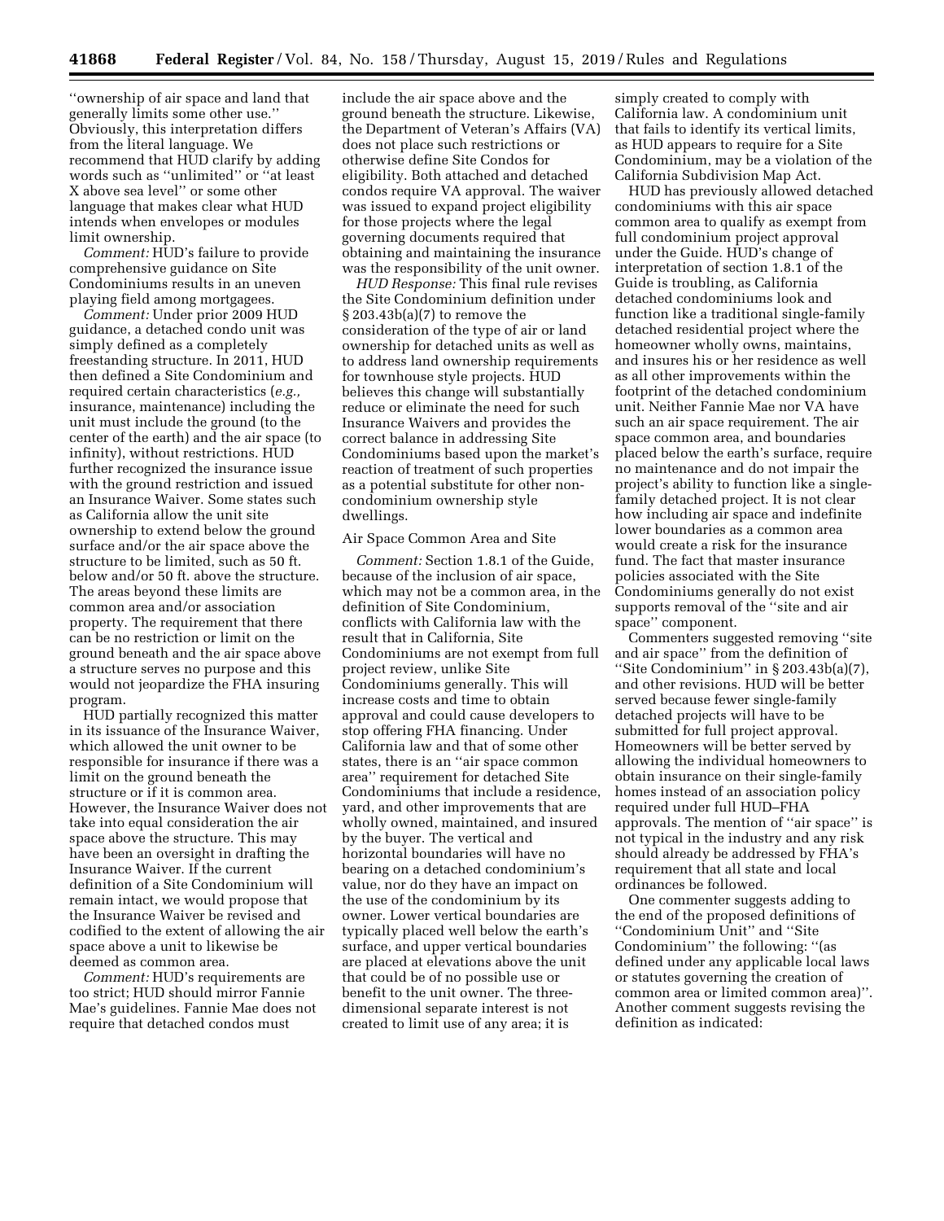''ownership of air space and land that generally limits some other use.'' Obviously, this interpretation differs from the literal language. We recommend that HUD clarify by adding words such as ''unlimited'' or ''at least X above sea level'' or some other language that makes clear what HUD intends when envelopes or modules limit ownership.

*Comment:* HUD's failure to provide comprehensive guidance on Site Condominiums results in an uneven playing field among mortgagees.

*Comment:* Under prior 2009 HUD guidance, a detached condo unit was simply defined as a completely freestanding structure. In 2011, HUD then defined a Site Condominium and required certain characteristics (*e.g.,* insurance, maintenance) including the unit must include the ground (to the center of the earth) and the air space (to infinity), without restrictions. HUD further recognized the insurance issue with the ground restriction and issued an Insurance Waiver. Some states such as California allow the unit site ownership to extend below the ground surface and/or the air space above the structure to be limited, such as 50 ft. below and/or 50 ft. above the structure. The areas beyond these limits are common area and/or association property. The requirement that there can be no restriction or limit on the ground beneath and the air space above a structure serves no purpose and this would not jeopardize the FHA insuring program.

HUD partially recognized this matter in its issuance of the Insurance Waiver, which allowed the unit owner to be responsible for insurance if there was a limit on the ground beneath the structure or if it is common area. However, the Insurance Waiver does not take into equal consideration the air space above the structure. This may have been an oversight in drafting the Insurance Waiver. If the current definition of a Site Condominium will remain intact, we would propose that the Insurance Waiver be revised and codified to the extent of allowing the air space above a unit to likewise be deemed as common area.

*Comment:* HUD's requirements are too strict; HUD should mirror Fannie Mae's guidelines. Fannie Mae does not require that detached condos must include the air space above and the ground beneath the structure. Likewise, the Department of Veteran's Affairs (VA) does not place such restrictions or otherwise define Site Condos for eligibility. Both attached and detached condos require VA approval. The waiver was issued to expand project eligibility for those projects where the legal governing documents required that obtaining and maintaining the insurance was the responsibility of the unit owner.

*HUD Response:* This final rule revises the Site Condominium definition under § 203.43b(a)(7) to remove the consideration of the type of air or land ownership for detached units as well as to address land ownership requirements for townhouse style projects. HUD believes this change will substantially reduce or eliminate the need for such Insurance Waivers and provides the correct balance in addressing Site Condominiums based upon the market's reaction of treatment of such properties as a potential substitute for other non-condominium ownership style dwellings.

Air Space Common Area and Site

*Comment:* Section 1.8.1 of the Guide, because of the inclusion of air space, which may not be a common area, in the definition of Site Condominium, conflicts with California law with the result that in California, Site Condominiums are not exempt from full project review, unlike Site Condominiums generally. This will increase costs and time to obtain approval and could cause developers to stop offering FHA financing. Under California law and that of some other states, there is an ''air space common area'' requirement for detached Site Condominiums that include a residence, yard, and other improvements that are wholly owned, maintained, and insured by the buyer. The vertical and horizontal boundaries will have no bearing on a detached condominium's value, nor do they have an impact on the use of the condominium by its owner. Lower vertical boundaries are typically placed well below the earth's surface, and upper vertical boundaries are placed at elevations above the unit that could be of no possible use or benefit to the unit owner. The three-dimensional separate interest is not created to limit use of any area; it is simply created to comply with California law. A condominium unit that fails to identify its vertical limits, as HUD appears to require for a Site Condominium, may be a violation of the California Subdivision Map Act.

HUD has previously allowed detached condominiums with this air space common area to qualify as exempt from full condominium project approval under the Guide. HUD's change of interpretation of section 1.8.1 of the Guide is troubling, as California detached condominiums look and function like a traditional single-family detached residential project where the homeowner wholly owns, maintains, and insures his or her residence as well as all other improvements within the footprint of the detached condominium unit. Neither Fannie Mae nor VA have such an air space requirement. The air space common area, and boundaries placed below the earth's surface, require no maintenance and do not impair the project's ability to function like a single-family detached project. It is not clear how including air space and indefinite lower boundaries as a common area would create a risk for the insurance fund. The fact that master insurance policies associated with the Site Condominiums generally do not exist supports removal of the ''site and air space'' component.

Commenters suggested removing ''site and air space'' from the definition of ''Site Condominium'' in § 203.43b(a)(7), and other revisions. HUD will be better served because fewer single-family detached projects will have to be submitted for full project approval. Homeowners will be better served by allowing the individual homeowners to obtain insurance on their single-family homes instead of an association policy required under full HUD–FHA approvals. The mention of ''air space'' is not typical in the industry and any risk should already be addressed by FHA's requirement that all state and local ordinances be followed.

One commenter suggests adding to the end of the proposed definitions of ''Condominium Unit'' and ''Site Condominium'' the following: ''(as defined under any applicable local laws or statutes governing the creation of common area or limited common area)''. Another comment suggests revising the definition as indicated: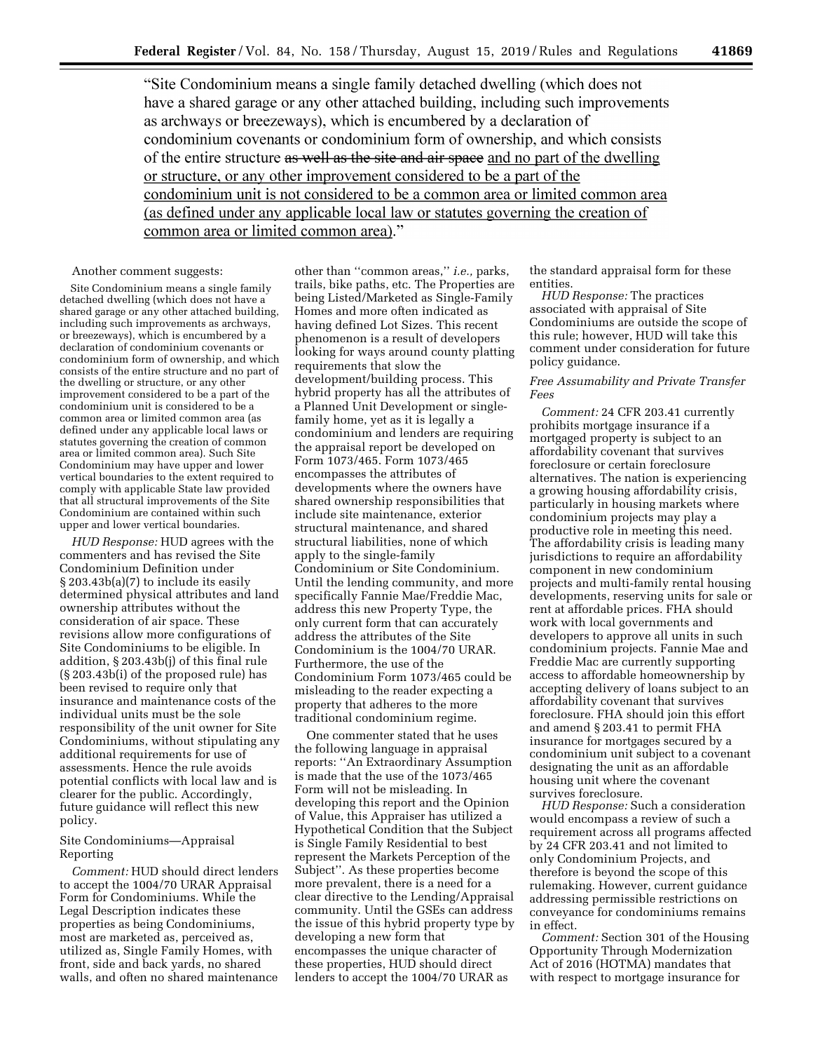"Site Condominium means a single family detached dwelling (which does not have a shared garage or any other attached building, including such improvements as archways or breezeways), which is encumbered by a declaration of condominium covenants or condominium form of ownership, and which consists of the entire structure ~~as well as the site and air space~~ <u>and no part of the dwelling or structure, or any other improvement considered to be a part of the condominium unit is not considered to be a common area or limited common area (as defined under any applicable local law or statutes governing the creation of common area or limited common area)</u>."

Another comment suggests:

> Site Condominium means a single family detached dwelling (which does not have a shared garage or any other attached building, including such improvements as archways, or breezeways), which is encumbered by a declaration of condominium covenants or condominium form of ownership, and which consists of the entire structure and no part of the dwelling or structure, or any other improvement considered to be a part of the condominium unit is considered to be a common area or limited common area (as defined under any applicable local laws or statutes governing the creation of common area or limited common area). Such Site Condominium may have upper and lower vertical boundaries to the extent required to comply with applicable State law provided that all structural improvements of the Site Condominium are contained within such upper and lower vertical boundaries.

*HUD Response:* HUD agrees with the commenters and has revised the Site Condominium Definition under § 203.43b(a)(7) to include its easily determined physical attributes and land ownership attributes without the consideration of air space. These revisions allow more configurations of Site Condominiums to be eligible. In addition, § 203.43b(j) of this final rule (§ 203.43b(i) of the proposed rule) has been revised to require only that insurance and maintenance costs of the individual units must be the sole responsibility of the unit owner for Site Condominiums, without stipulating any additional requirements for use of assessments. Hence the rule avoids potential conflicts with local law and is clearer for the public. Accordingly, future guidance will reflect this new policy.

Site Condominiums—Appraisal Reporting

*Comment:* HUD should direct lenders to accept the 1004/70 URAR Appraisal Form for Condominiums. While the Legal Description indicates these properties as being Condominiums, most are marketed as, perceived as, utilized as, Single Family Homes, with front, side and back yards, no shared walls, and often no shared maintenance other than ''common areas,'' *i.e.,* parks, trails, bike paths, etc. The Properties are being Listed/Marketed as Single-Family Homes and more often indicated as having defined Lot Sizes. This recent phenomenon is a result of developers looking for ways around county platting requirements that slow the development/building process. This hybrid property has all the attributes of a Planned Unit Development or single-family home, yet as it is legally a condominium and lenders are requiring the appraisal report be developed on Form 1073/465. Form 1073/465 encompasses the attributes of developments where the owners have shared ownership responsibilities that include site maintenance, exterior structural maintenance, and shared structural liabilities, none of which apply to the single-family Condominium or Site Condominium. Until the lending community, and more specifically Fannie Mae/Freddie Mac, address this new Property Type, the only current form that can accurately address the attributes of the Site Condominium is the 1004/70 URAR. Furthermore, the use of the Condominium Form 1073/465 could be misleading to the reader expecting a property that adheres to the more traditional condominium regime.

One commenter stated that he uses the following language in appraisal reports: ''An Extraordinary Assumption is made that the use of the 1073/465 Form will not be misleading. In developing this report and the Opinion of Value, this Appraiser has utilized a Hypothetical Condition that the Subject is Single Family Residential to best represent the Markets Perception of the Subject''. As these properties become more prevalent, there is a need for a clear directive to the Lending/Appraisal community. Until the GSEs can address the issue of this hybrid property type by developing a new form that encompasses the unique character of these properties, HUD should direct lenders to accept the 1004/70 URAR as the standard appraisal form for these entities.

*HUD Response:* The practices associated with appraisal of Site Condominiums are outside the scope of this rule; however, HUD will take this comment under consideration for future policy guidance.

*Free Assumability and Private Transfer Fees*

*Comment:* 24 CFR 203.41 currently prohibits mortgage insurance if a mortgaged property is subject to an affordability covenant that survives foreclosure or certain foreclosure alternatives. The nation is experiencing a growing housing affordability crisis, particularly in housing markets where condominium projects may play a productive role in meeting this need. The affordability crisis is leading many jurisdictions to require an affordability component in new condominium projects and multi-family rental housing developments, reserving units for sale or rent at affordable prices. FHA should work with local governments and developers to approve all units in such condominium projects. Fannie Mae and Freddie Mac are currently supporting access to affordable homeownership by accepting delivery of loans subject to an affordability covenant that survives foreclosure. FHA should join this effort and amend § 203.41 to permit FHA insurance for mortgages secured by a condominium unit subject to a covenant designating the unit as an affordable housing unit where the covenant survives foreclosure.

*HUD Response:* Such a consideration would encompass a review of such a requirement across all programs affected by 24 CFR 203.41 and not limited to only Condominium Projects, and therefore is beyond the scope of this rulemaking. However, current guidance addressing permissible restrictions on conveyance for condominiums remains in effect.

*Comment:* Section 301 of the Housing Opportunity Through Modernization Act of 2016 (HOTMA) mandates that with respect to mortgage insurance for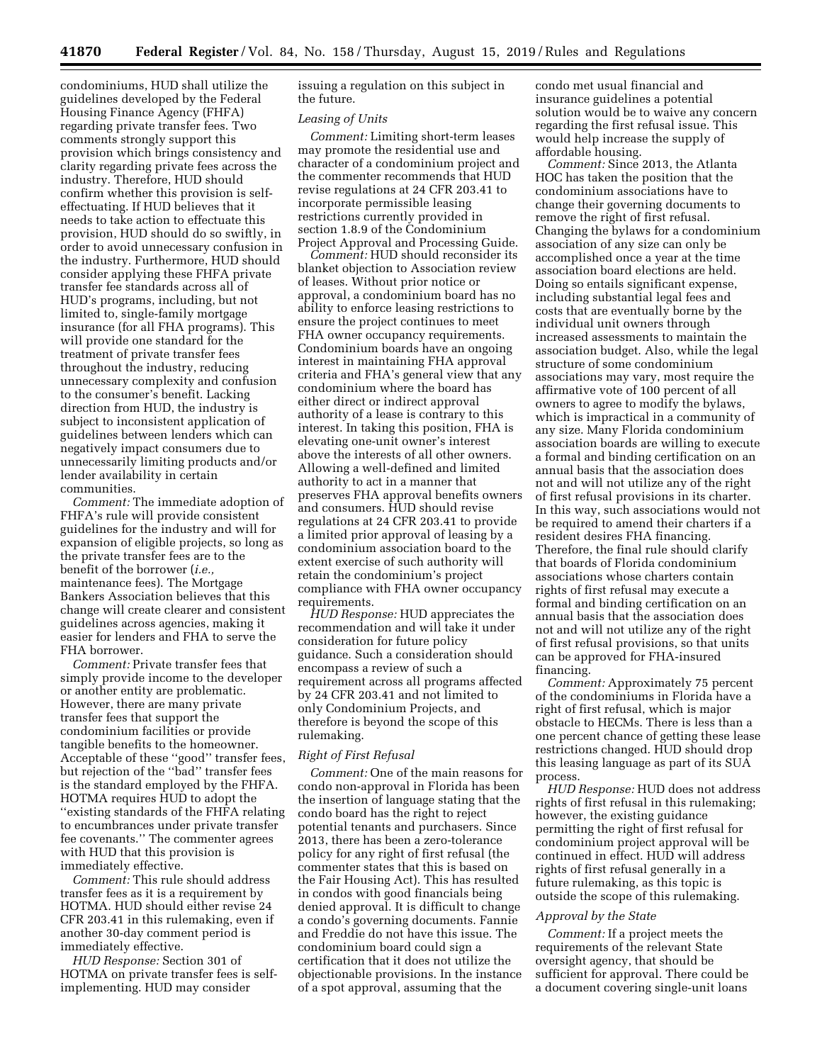condominiums, HUD shall utilize the guidelines developed by the Federal Housing Finance Agency (FHFA) regarding private transfer fees. Two comments strongly support this provision which brings consistency and clarity regarding private fees across the industry. Therefore, HUD should confirm whether this provision is self-effectuating. If HUD believes that it needs to take action to effectuate this provision, HUD should do so swiftly, in order to avoid unnecessary confusion in the industry. Furthermore, HUD should consider applying these FHFA private transfer fee standards across all of HUD's programs, including, but not limited to, single-family mortgage insurance (for all FHA programs). This will provide one standard for the treatment of private transfer fees throughout the industry, reducing unnecessary complexity and confusion to the consumer's benefit. Lacking direction from HUD, the industry is subject to inconsistent application of guidelines between lenders which can negatively impact consumers due to unnecessarily limiting products and/or lender availability in certain communities.

*Comment:* The immediate adoption of FHFA's rule will provide consistent guidelines for the industry and will for expansion of eligible projects, so long as the private transfer fees are to the benefit of the borrower (*i.e.,* maintenance fees). The Mortgage Bankers Association believes that this change will create clearer and consistent guidelines across agencies, making it easier for lenders and FHA to serve the FHA borrower.

*Comment:* Private transfer fees that simply provide income to the developer or another entity are problematic. However, there are many private transfer fees that support the condominium facilities or provide tangible benefits to the homeowner. Acceptable of these ''good'' transfer fees, but rejection of the ''bad'' transfer fees is the standard employed by the FHFA. HOTMA requires HUD to adopt the ''existing standards of the FHFA relating to encumbrances under private transfer fee covenants.'' The commenter agrees with HUD that this provision is immediately effective.

*Comment:* This rule should address transfer fees as it is a requirement by HOTMA. HUD should either revise 24 CFR 203.41 in this rulemaking, even if another 30-day comment period is immediately effective.

*HUD Response:* Section 301 of HOTMA on private transfer fees is self-implementing. HUD may consider issuing a regulation on this subject in the future.

*Leasing of Units*

*Comment:* Limiting short-term leases may promote the residential use and character of a condominium project and the commenter recommends that HUD revise regulations at 24 CFR 203.41 to incorporate permissible leasing restrictions currently provided in section 1.8.9 of the Condominium Project Approval and Processing Guide.

*Comment:* HUD should reconsider its blanket objection to Association review of leases. Without prior notice or approval, a condominium board has no ability to enforce leasing restrictions to ensure the project continues to meet FHA owner occupancy requirements. Condominium boards have an ongoing interest in maintaining FHA approval criteria and FHA's general view that any condominium where the board has either direct or indirect approval authority of a lease is contrary to this interest. In taking this position, FHA is elevating one-unit owner's interest above the interests of all other owners. Allowing a well-defined and limited authority to act in a manner that preserves FHA approval benefits owners and consumers. HUD should revise regulations at 24 CFR 203.41 to provide a limited prior approval of leasing by a condominium association board to the extent exercise of such authority will retain the condominium's project compliance with FHA owner occupancy requirements.

*HUD Response:* HUD appreciates the recommendation and will take it under consideration for future policy guidance. Such a consideration should encompass a review of such a requirement across all programs affected by 24 CFR 203.41 and not limited to only Condominium Projects, and therefore is beyond the scope of this rulemaking.

*Right of First Refusal*

*Comment:* One of the main reasons for condo non-approval in Florida has been the insertion of language stating that the condo board has the right to reject potential tenants and purchasers. Since 2013, there has been a zero-tolerance policy for any right of first refusal (the commenter states that this is based on the Fair Housing Act). This has resulted in condos with good financials being denied approval. It is difficult to change a condo's governing documents. Fannie and Freddie do not have this issue. The condominium board could sign a certification that it does not utilize the objectionable provisions. In the instance of a spot approval, assuming that the condo met usual financial and insurance guidelines a potential solution would be to waive any concern regarding the first refusal issue. This would help increase the supply of affordable housing.

*Comment:* Since 2013, the Atlanta HOC has taken the position that the condominium associations have to change their governing documents to remove the right of first refusal. Changing the bylaws for a condominium association of any size can only be accomplished once a year at the time association board elections are held. Doing so entails significant expense, including substantial legal fees and costs that are eventually borne by the individual unit owners through increased assessments to maintain the association budget. Also, while the legal structure of some condominium associations may vary, most require the affirmative vote of 100 percent of all owners to agree to modify the bylaws, which is impractical in a community of any size. Many Florida condominium association boards are willing to execute a formal and binding certification on an annual basis that the association does not and will not utilize any of the right of first refusal provisions in its charter. In this way, such associations would not be required to amend their charters if a resident desires FHA financing. Therefore, the final rule should clarify that boards of Florida condominium associations whose charters contain rights of first refusal may execute a formal and binding certification on an annual basis that the association does not and will not utilize any of the right of first refusal provisions, so that units can be approved for FHA-insured financing.

*Comment:* Approximately 75 percent of the condominiums in Florida have a right of first refusal, which is major obstacle to HECMs. There is less than a one percent chance of getting these lease restrictions changed. HUD should drop this leasing language as part of its SUA process.

*HUD Response:* HUD does not address rights of first refusal in this rulemaking; however, the existing guidance permitting the right of first refusal for condominium project approval will be continued in effect. HUD will address rights of first refusal generally in a future rulemaking, as this topic is outside the scope of this rulemaking.

*Approval by the State*

*Comment:* If a project meets the requirements of the relevant State oversight agency, that should be sufficient for approval. There could be a document covering single-unit loans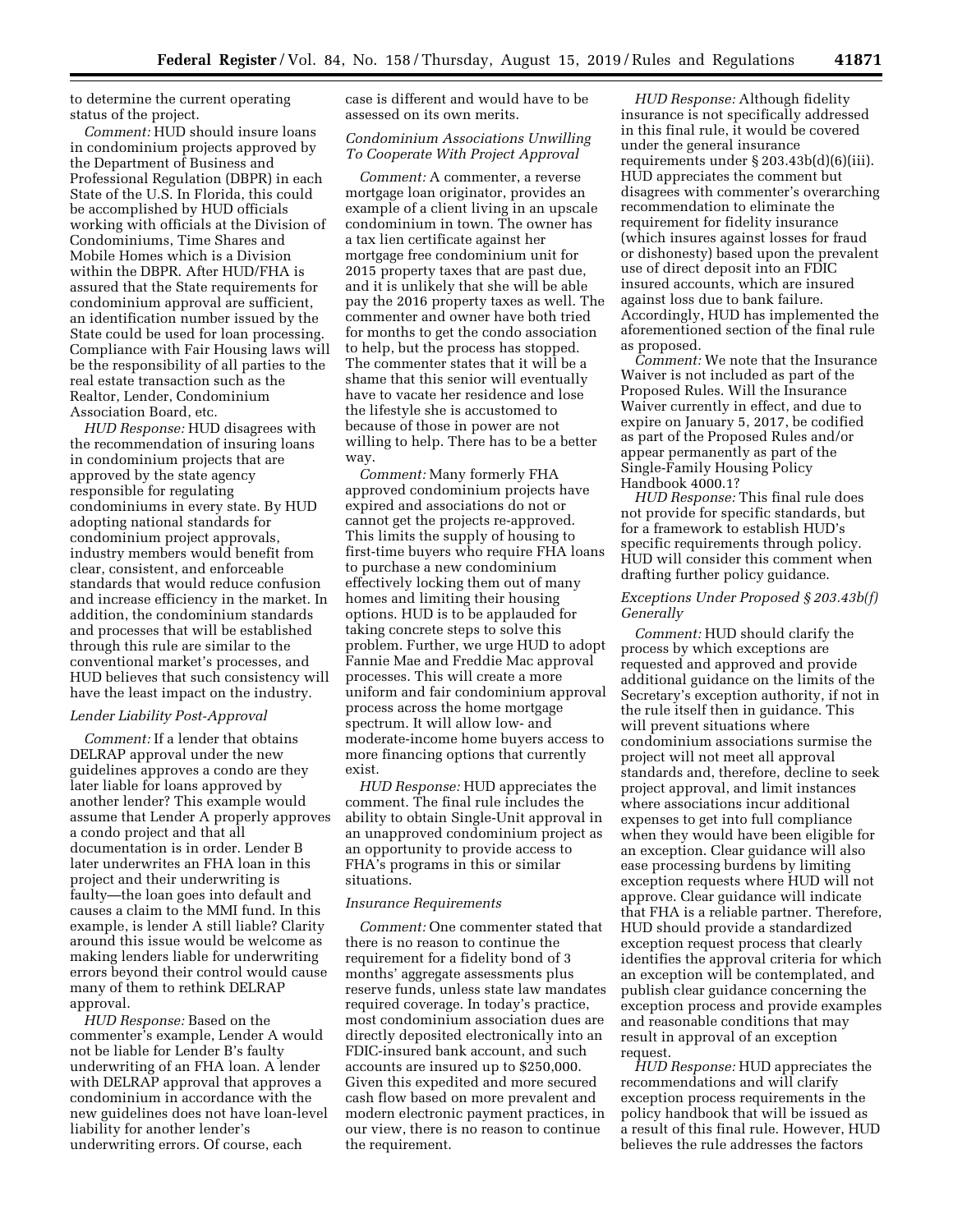to determine the current operating status of the project.

*Comment:* HUD should insure loans in condominium projects approved by the Department of Business and Professional Regulation (DBPR) in each State of the U.S. In Florida, this could be accomplished by HUD officials working with officials at the Division of Condominiums, Time Shares and Mobile Homes which is a Division within the DBPR. After HUD/FHA is assured that the State requirements for condominium approval are sufficient, an identification number issued by the State could be used for loan processing. Compliance with Fair Housing laws will be the responsibility of all parties to the real estate transaction such as the Realtor, Lender, Condominium Association Board, etc.

*HUD Response:* HUD disagrees with the recommendation of insuring loans in condominium projects that are approved by the state agency responsible for regulating condominiums in every state. By HUD adopting national standards for condominium project approvals, industry members would benefit from clear, consistent, and enforceable standards that would reduce confusion and increase efficiency in the market. In addition, the condominium standards and processes that will be established through this rule are similar to the conventional market's processes, and HUD believes that such consistency will have the least impact on the industry.

*Lender Liability Post-Approval*

*Comment:* If a lender that obtains DELRAP approval under the new guidelines approves a condo are they later liable for loans approved by another lender? This example would assume that Lender A properly approves a condo project and that all documentation is in order. Lender B later underwrites an FHA loan in this project and their underwriting is faulty—the loan goes into default and causes a claim to the MMI fund. In this example, is lender A still liable? Clarity around this issue would be welcome as making lenders liable for underwriting errors beyond their control would cause many of them to rethink DELRAP approval.

*HUD Response:* Based on the commenter's example, Lender A would not be liable for Lender B's faulty underwriting of an FHA loan. A lender with DELRAP approval that approves a condominium in accordance with the new guidelines does not have loan-level liability for another lender's underwriting errors. Of course, each case is different and would have to be assessed on its own merits.

*Condominium Associations Unwilling To Cooperate With Project Approval*

*Comment:* A commenter, a reverse mortgage loan originator, provides an example of a client living in an upscale condominium in town. The owner has a tax lien certificate against her mortgage free condominium unit for 2015 property taxes that are past due, and it is unlikely that she will be able pay the 2016 property taxes as well. The commenter and owner have both tried for months to get the condo association to help, but the process has stopped. The commenter states that it will be a shame that this senior will eventually have to vacate her residence and lose the lifestyle she is accustomed to because of those in power are not willing to help. There has to be a better way.

*Comment:* Many formerly FHA approved condominium projects have expired and associations do not or cannot get the projects re-approved. This limits the supply of housing to first-time buyers who require FHA loans to purchase a new condominium effectively locking them out of many homes and limiting their housing options. HUD is to be applauded for taking concrete steps to solve this problem. Further, we urge HUD to adopt Fannie Mae and Freddie Mac approval processes. This will create a more uniform and fair condominium approval process across the home mortgage spectrum. It will allow low- and moderate-income home buyers access to more financing options that currently exist.

*HUD Response:* HUD appreciates the comment. The final rule includes the ability to obtain Single-Unit approval in an unapproved condominium project as an opportunity to provide access to FHA's programs in this or similar situations.

*Insurance Requirements*

*Comment:* One commenter stated that there is no reason to continue the requirement for a fidelity bond of 3 months' aggregate assessments plus reserve funds, unless state law mandates required coverage. In today's practice, most condominium association dues are directly deposited electronically into an FDIC-insured bank account, and such accounts are insured up to $250,000. Given this expedited and more secured cash flow based on more prevalent and modern electronic payment practices, in our view, there is no reason to continue the requirement.

*HUD Response:* Although fidelity insurance is not specifically addressed in this final rule, it would be covered under the general insurance requirements under § 203.43b(d)(6)(iii). HUD appreciates the comment but disagrees with commenter's overarching recommendation to eliminate the requirement for fidelity insurance (which insures against losses for fraud or dishonesty) based upon the prevalent use of direct deposit into an FDIC insured accounts, which are insured against loss due to bank failure. Accordingly, HUD has implemented the aforementioned section of the final rule as proposed.

*Comment:* We note that the Insurance Waiver is not included as part of the Proposed Rules. Will the Insurance Waiver currently in effect, and due to expire on January 5, 2017, be codified as part of the Proposed Rules and/or appear permanently as part of the Single-Family Housing Policy Handbook 4000.1?

*HUD Response:* This final rule does not provide for specific standards, but for a framework to establish HUD's specific requirements through policy. HUD will consider this comment when drafting further policy guidance.

*Exceptions Under Proposed § 203.43b(f) Generally*

*Comment:* HUD should clarify the process by which exceptions are requested and approved and provide additional guidance on the limits of the Secretary's exception authority, if not in the rule itself then in guidance. This will prevent situations where condominium associations surmise the project will not meet all approval standards and, therefore, decline to seek project approval, and limit instances where associations incur additional expenses to get into full compliance when they would have been eligible for an exception. Clear guidance will also ease processing burdens by limiting exception requests where HUD will not approve. Clear guidance will indicate that FHA is a reliable partner. Therefore, HUD should provide a standardized exception request process that clearly identifies the approval criteria for which an exception will be contemplated, and publish clear guidance concerning the exception process and provide examples and reasonable conditions that may result in approval of an exception request.

*HUD Response:* HUD appreciates the recommendations and will clarify exception process requirements in the policy handbook that will be issued as a result of this final rule. However, HUD believes the rule addresses the factors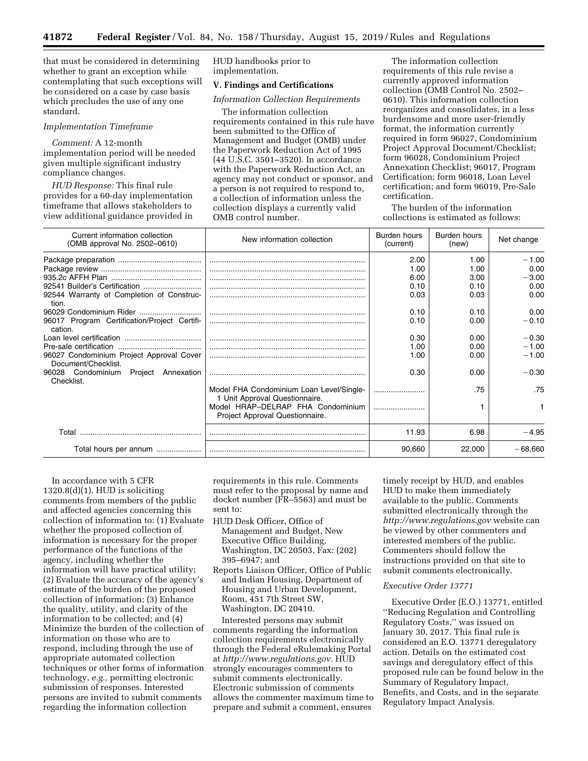that must be considered in determining whether to grant an exception while contemplating that such exceptions will be considered on a case by case basis which precludes the use of any one standard.

*Implementation Timeframe*

*Comment:* A 12-month implementation period will be needed given multiple significant industry compliance changes.

*HUD Response:* This final rule provides for a 60-day implementation timeframe that allows stakeholders to view additional guidance provided in HUD handbooks prior to implementation.

## V. Findings and Certifications

*Information Collection Requirements*

The information collection requirements contained in this rule have been submitted to the Office of Management and Budget (OMB) under the Paperwork Reduction Act of 1995 (44 U.S.C. 3501–3520). In accordance with the Paperwork Reduction Act, an agency may not conduct or sponsor, and a person is not required to respond to, a collection of information unless the collection displays a currently valid OMB control number.

The information collection requirements of this rule revise a currently approved information collection (OMB Control No. 2502–0610). This information collection reorganizes and consolidates, in a less burdensome and more user-friendly format, the information currently required in form 96027, Condominium Project Approval Document/Checklist; form 96028, Condominium Project Annexation Checklist; 96017, Program Certification; form 96018, Loan Level certification; and form 96019, Pre-Sale certification.

The burden of the information collections is estimated as follows:

| Current information collection (OMB approval No. 2502–0610) | New information collection | Burden hours (current) | Burden hours (new) | Net change |
|---|---|---|---|---|
| Package preparation | | 2.00 | 1.00 | −1.00 |
| Package review | | 1.00 | 1.00 | 0.00 |
| 935.2c AFFH Plan | | 6.00 | 3.00 | −3.00 |
| 92541 Builder's Certification | | 0.10 | 0.10 | 0.00 |
| 92544 Warranty of Completion of Construction. | | 0.03 | 0.03 | 0.00 |
| 96029 Condominium Rider | | 0.10 | 0.10 | 0.00 |
| 96017 Program Certification/Project Certification. | | 0.10 | 0.00 | −0.10 |
| Loan level certification | | 0.30 | 0.00 | −0.30 |
| Pre-sale certification | | 1.00 | 0.00 | −1.00 |
| 96027 Condominium Project Approval Cover Document/Checklist. | | 1.00 | 0.00 | −1.00 |
| 96028 Condominium Project Annexation Checklist. | | 0.30 | 0.00 | −0.30 |
| | Model FHA Condominium Loan Level/Single-1 Unit Approval Questionnaire. | | .75 | .75 |
| | Model HRAP–DELRAP FHA Condominium Project Approval Questionnaire. | | 1 | 1 |
| Total | | 11.93 | 6.98 | −4.95 |
| Total hours per annum | | 90,660 | 22,000 | −68,660 |

In accordance with 5 CFR 1320.8(d)(1), HUD is soliciting comments from members of the public and affected agencies concerning this collection of information to: (1) Evaluate whether the proposed collection of information is necessary for the proper performance of the functions of the agency, including whether the information will have practical utility; (2) Evaluate the accuracy of the agency's estimate of the burden of the proposed collection of information; (3) Enhance the quality, utility, and clarity of the information to be collected; and (4) Minimize the burden of the collection of information on those who are to respond, including through the use of appropriate automated collection techniques or other forms of information technology, *e.g.,* permitting electronic submission of responses. Interested persons are invited to submit comments regarding the information collection requirements in this rule. Comments must refer to the proposal by name and docket number (FR–5563) and must be sent to:

HUD Desk Officer, Office of Management and Budget, New Executive Office Building, Washington, DC 20503, Fax: (202) 395–6947; and

Reports Liaison Officer, Office of Public and Indian Housing, Department of Housing and Urban Development, Room, 451 7th Street SW, Washington, DC 20410.

Interested persons may submit comments regarding the information collection requirements electronically through the Federal eRulemaking Portal at *http://www.regulations.gov.* HUD strongly encourages commenters to submit comments electronically. Electronic submission of comments allows the commenter maximum time to prepare and submit a comment, ensures timely receipt by HUD, and enables HUD to make them immediately available to the public. Comments submitted electronically through the *http://www.regulations.gov* website can be viewed by other commenters and interested members of the public. Commenters should follow the instructions provided on that site to submit comments electronically.

*Executive Order 13771*

Executive Order (E.O.) 13771, entitled ''Reducing Regulation and Controlling Regulatory Costs,'' was issued on January 30, 2017. This final rule is considered an E.O. 13771 deregulatory action. Details on the estimated cost savings and deregulatory effect of this proposed rule can be found below in the Summary of Regulatory Impact, Benefits, and Costs, and in the separate Regulatory Impact Analysis.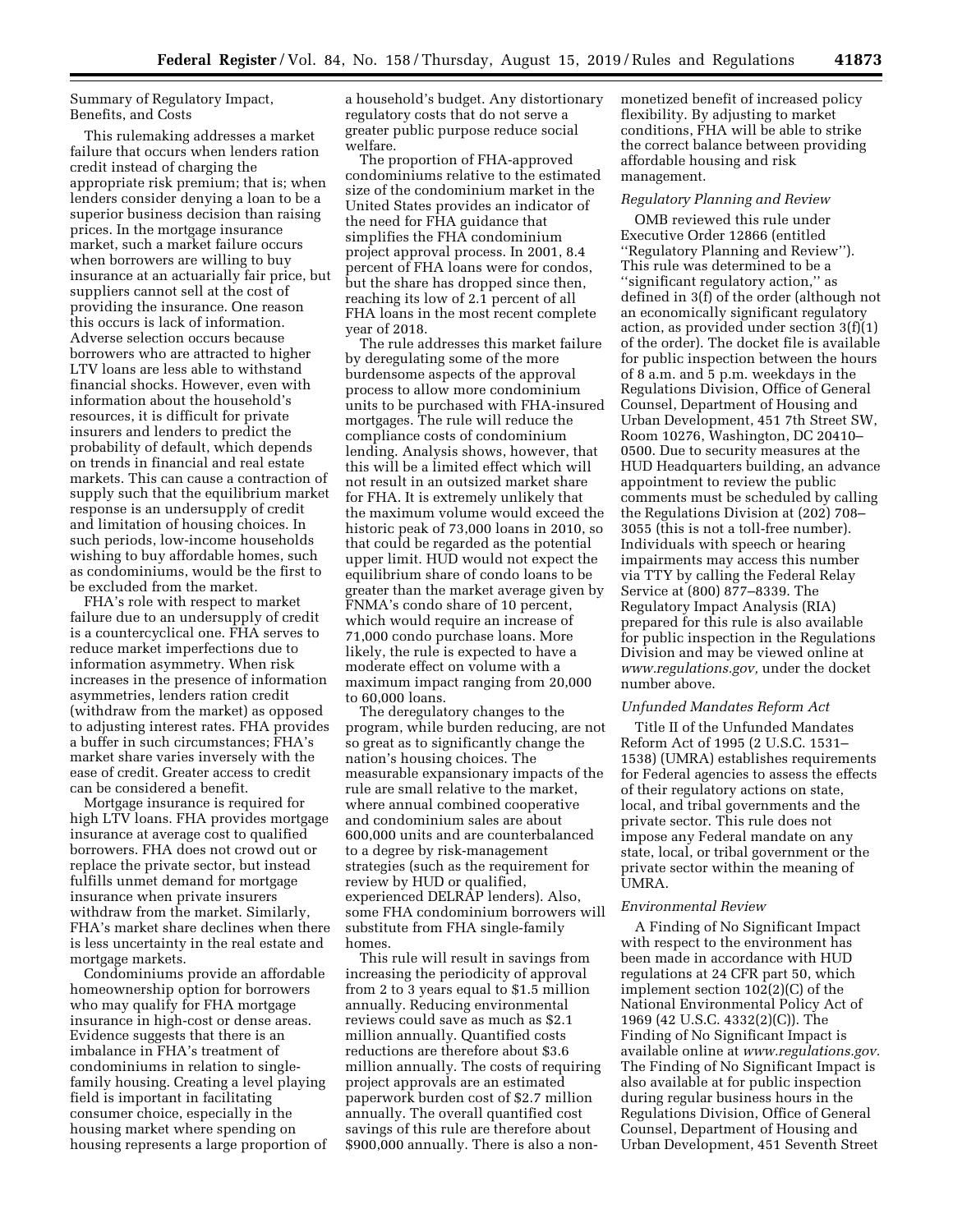Summary of Regulatory Impact, Benefits, and Costs

This rulemaking addresses a market failure that occurs when lenders ration credit instead of charging the appropriate risk premium; that is; when lenders consider denying a loan to be a superior business decision than raising prices. In the mortgage insurance market, such a market failure occurs when borrowers are willing to buy insurance at an actuarially fair price, but suppliers cannot sell at the cost of providing the insurance. One reason this occurs is lack of information. Adverse selection occurs because borrowers who are attracted to higher LTV loans are less able to withstand financial shocks. However, even with information about the household's resources, it is difficult for private insurers and lenders to predict the probability of default, which depends on trends in financial and real estate markets. This can cause a contraction of supply such that the equilibrium market response is an undersupply of credit and limitation of housing choices. In such periods, low-income households wishing to buy affordable homes, such as condominiums, would be the first to be excluded from the market.

FHA's role with respect to market failure due to an undersupply of credit is a countercyclical one. FHA serves to reduce market imperfections due to information asymmetry. When risk increases in the presence of information asymmetries, lenders ration credit (withdraw from the market) as opposed to adjusting interest rates. FHA provides a buffer in such circumstances; FHA's market share varies inversely with the ease of credit. Greater access to credit can be considered a benefit.

Mortgage insurance is required for high LTV loans. FHA provides mortgage insurance at average cost to qualified borrowers. FHA does not crowd out or replace the private sector, but instead fulfills unmet demand for mortgage insurance when private insurers withdraw from the market. Similarly, FHA's market share declines when there is less uncertainty in the real estate and mortgage markets.

Condominiums provide an affordable homeownership option for borrowers who may qualify for FHA mortgage insurance in high-cost or dense areas. Evidence suggests that there is an imbalance in FHA's treatment of condominiums in relation to single-family housing. Creating a level playing field is important in facilitating consumer choice, especially in the housing market where spending on housing represents a large proportion of a household's budget. Any distortionary regulatory costs that do not serve a greater public purpose reduce social welfare.

The proportion of FHA-approved condominiums relative to the estimated size of the condominium market in the United States provides an indicator of the need for FHA guidance that simplifies the FHA condominium project approval process. In 2001, 8.4 percent of FHA loans were for condos, but the share has dropped since then, reaching its low of 2.1 percent of all FHA loans in the most recent complete year of 2018.

The rule addresses this market failure by deregulating some of the more burdensome aspects of the approval process to allow more condominium units to be purchased with FHA-insured mortgages. The rule will reduce the compliance costs of condominium lending. Analysis shows, however, that this will be a limited effect which will not result in an outsized market share for FHA. It is extremely unlikely that the maximum volume would exceed the historic peak of 73,000 loans in 2010, so that could be regarded as the potential upper limit. HUD would not expect the equilibrium share of condo loans to be greater than the market average given by FNMA's condo share of 10 percent, which would require an increase of 71,000 condo purchase loans. More likely, the rule is expected to have a moderate effect on volume with a maximum impact ranging from 20,000 to 60,000 loans.

The deregulatory changes to the program, while burden reducing, are not so great as to significantly change the nation's housing choices. The measurable expansionary impacts of the rule are small relative to the market, where annual combined cooperative and condominium sales are about 600,000 units and are counterbalanced to a degree by risk-management strategies (such as the requirement for review by HUD or qualified, experienced DELRAP lenders). Also, some FHA condominium borrowers will substitute from FHA single-family homes.

This rule will result in savings from increasing the periodicity of approval from 2 to 3 years equal to $1.5 million annually. Reducing environmental reviews could save as much as $2.1 million annually. Quantified costs reductions are therefore about $3.6 million annually. The costs of requiring project approvals are an estimated paperwork burden cost of $2.7 million annually. The overall quantified cost savings of this rule are therefore about $900,000 annually. There is also a non-monetized benefit of increased policy flexibility. By adjusting to market conditions, FHA will be able to strike the correct balance between providing affordable housing and risk management.

*Regulatory Planning and Review*

OMB reviewed this rule under Executive Order 12866 (entitled ''Regulatory Planning and Review''). This rule was determined to be a ''significant regulatory action,'' as defined in 3(f) of the order (although not an economically significant regulatory action, as provided under section 3(f)(1) of the order). The docket file is available for public inspection between the hours of 8 a.m. and 5 p.m. weekdays in the Regulations Division, Office of General Counsel, Department of Housing and Urban Development, 451 7th Street SW, Room 10276, Washington, DC 20410–0500. Due to security measures at the HUD Headquarters building, an advance appointment to review the public comments must be scheduled by calling the Regulations Division at (202) 708–3055 (this is not a toll-free number). Individuals with speech or hearing impairments may access this number via TTY by calling the Federal Relay Service at (800) 877–8339. The Regulatory Impact Analysis (RIA) prepared for this rule is also available for public inspection in the Regulations Division and may be viewed online at *www.regulations.gov,* under the docket number above.

*Unfunded Mandates Reform Act*

Title II of the Unfunded Mandates Reform Act of 1995 (2 U.S.C. 1531–1538) (UMRA) establishes requirements for Federal agencies to assess the effects of their regulatory actions on state, local, and tribal governments and the private sector. This rule does not impose any Federal mandate on any state, local, or tribal government or the private sector within the meaning of UMRA.

*Environmental Review*

A Finding of No Significant Impact with respect to the environment has been made in accordance with HUD regulations at 24 CFR part 50, which implement section 102(2)(C) of the National Environmental Policy Act of 1969 (42 U.S.C. 4332(2)(C)). The Finding of No Significant Impact is available online at *www.regulations.gov.* The Finding of No Significant Impact is also available at for public inspection during regular business hours in the Regulations Division, Office of General Counsel, Department of Housing and Urban Development, 451 Seventh Street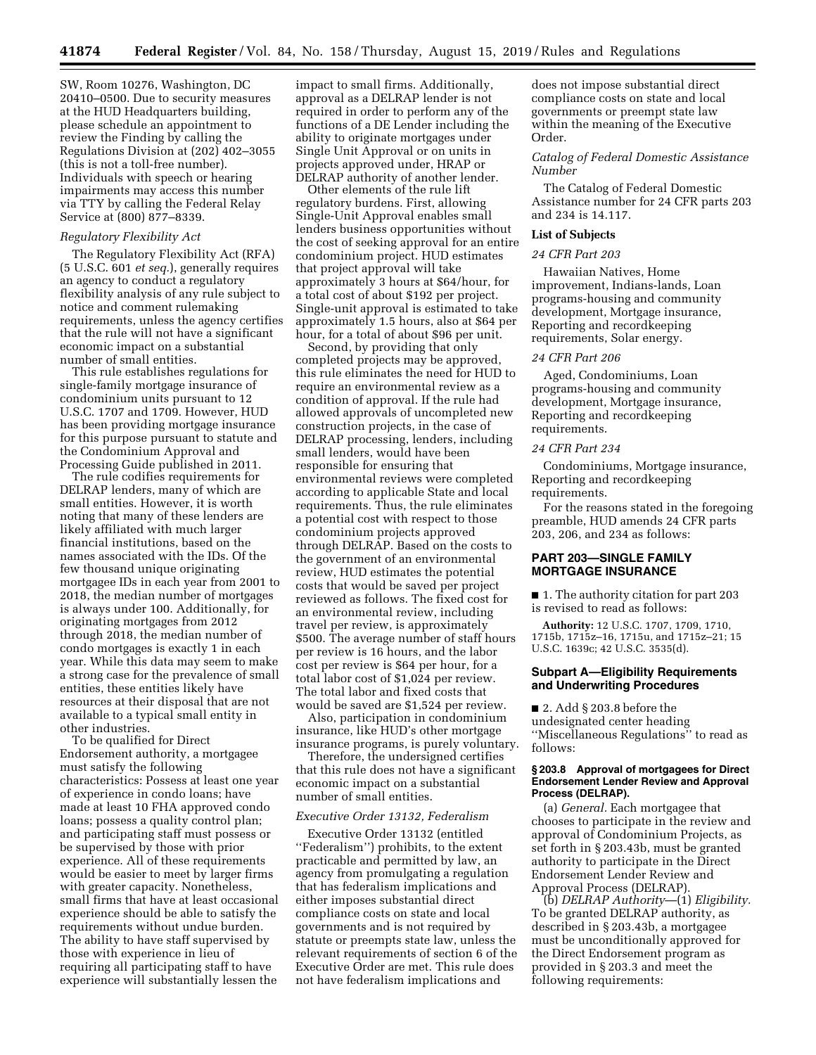SW, Room 10276, Washington, DC 20410–0500. Due to security measures at the HUD Headquarters building, please schedule an appointment to review the Finding by calling the Regulations Division at (202) 402–3055 (this is not a toll-free number). Individuals with speech or hearing impairments may access this number via TTY by calling the Federal Relay Service at (800) 877–8339.

*Regulatory Flexibility Act*

The Regulatory Flexibility Act (RFA) (5 U.S.C. 601 *et seq.*), generally requires an agency to conduct a regulatory flexibility analysis of any rule subject to notice and comment rulemaking requirements, unless the agency certifies that the rule will not have a significant economic impact on a substantial number of small entities.

This rule establishes regulations for single-family mortgage insurance of condominium units pursuant to 12 U.S.C. 1707 and 1709. However, HUD has been providing mortgage insurance for this purpose pursuant to statute and the Condominium Approval and Processing Guide published in 2011.

The rule codifies requirements for DELRAP lenders, many of which are small entities. However, it is worth noting that many of these lenders are likely affiliated with much larger financial institutions, based on the names associated with the IDs. Of the few thousand unique originating mortgagee IDs in each year from 2001 to 2018, the median number of mortgages is always under 100. Additionally, for originating mortgages from 2012 through 2018, the median number of condo mortgages is exactly 1 in each year. While this data may seem to make a strong case for the prevalence of small entities, these entities likely have resources at their disposal that are not available to a typical small entity in other industries.

To be qualified for Direct Endorsement authority, a mortgagee must satisfy the following characteristics: Possess at least one year of experience in condo loans; have made at least 10 FHA approved condo loans; possess a quality control plan; and participating staff must possess or be supervised by those with prior experience. All of these requirements would be easier to meet by larger firms with greater capacity. Nonetheless, small firms that have at least occasional experience should be able to satisfy the requirements without undue burden. The ability to have staff supervised by those with experience in lieu of requiring all participating staff to have experience will substantially lessen the impact to small firms. Additionally, approval as a DELRAP lender is not required in order to perform any of the functions of a DE Lender including the ability to originate mortgages under Single Unit Approval or on units in projects approved under, HRAP or DELRAP authority of another lender.

Other elements of the rule lift regulatory burdens. First, allowing Single-Unit Approval enables small lenders business opportunities without the cost of seeking approval for an entire condominium project. HUD estimates that project approval will take approximately 3 hours at $64/hour, for a total cost of about $192 per project. Single-unit approval is estimated to take approximately 1.5 hours, also at $64 per hour, for a total of about $96 per unit.

Second, by providing that only completed projects may be approved, this rule eliminates the need for HUD to require an environmental review as a condition of approval. If the rule had allowed approvals of uncompleted new construction projects, in the case of DELRAP processing, lenders, including small lenders, would have been responsible for ensuring that environmental reviews were completed according to applicable State and local requirements. Thus, the rule eliminates a potential cost with respect to those condominium projects approved through DELRAP. Based on the costs to the government of an environmental review, HUD estimates the potential costs that would be saved per project reviewed as follows. The fixed cost for an environmental review, including travel per review, is approximately $500. The average number of staff hours per review is 16 hours, and the labor cost per review is $64 per hour, for a total labor cost of $1,024 per review. The total labor and fixed costs that would be saved are $1,524 per review.

Also, participation in condominium insurance, like HUD's other mortgage insurance programs, is purely voluntary.

Therefore, the undersigned certifies that this rule does not have a significant economic impact on a substantial number of small entities.

*Executive Order 13132, Federalism*

Executive Order 13132 (entitled "Federalism") prohibits, to the extent practicable and permitted by law, an agency from promulgating a regulation that has federalism implications and either imposes substantial direct compliance costs on state and local governments and is not required by statute or preempts state law, unless the relevant requirements of section 6 of the Executive Order are met. This rule does not have federalism implications and does not impose substantial direct compliance costs on state and local governments or preempt state law within the meaning of the Executive Order.

*Catalog of Federal Domestic Assistance Number*

The Catalog of Federal Domestic Assistance number for 24 CFR parts 203 and 234 is 14.117.

**List of Subjects**

*24 CFR Part 203*

Hawaiian Natives, Home improvement, Indians-lands, Loan programs-housing and community development, Mortgage insurance, Reporting and recordkeeping requirements, Solar energy.

*24 CFR Part 206*

Aged, Condominiums, Loan programs-housing and community development, Mortgage insurance, Reporting and recordkeeping requirements.

*24 CFR Part 234*

Condominiums, Mortgage insurance, Reporting and recordkeeping requirements.

For the reasons stated in the foregoing preamble, HUD amends 24 CFR parts 203, 206, and 234 as follows:

## PART 203—SINGLE FAMILY MORTGAGE INSURANCE

■ 1. The authority citation for part 203 is revised to read as follows:

**Authority:** 12 U.S.C. 1707, 1709, 1710, 1715b, 1715z–16, 1715u, and 1715z–21; 15 U.S.C. 1639c; 42 U.S.C. 3535(d).

### Subpart A—Eligibility Requirements and Underwriting Procedures

■ 2. Add § 203.8 before the undesignated center heading "Miscellaneous Regulations" to read as follows:

**§ 203.8 Approval of mortgagees for Direct Endorsement Lender Review and Approval Process (DELRAP).**

(a) *General.* Each mortgagee that chooses to participate in the review and approval of Condominium Projects, as set forth in § 203.43b, must be granted authority to participate in the Direct Endorsement Lender Review and Approval Process (DELRAP).

(b) *DELRAP Authority*—(1) *Eligibility.* To be granted DELRAP authority, as described in § 203.43b, a mortgagee must be unconditionally approved for the Direct Endorsement program as provided in § 203.3 and meet the following requirements: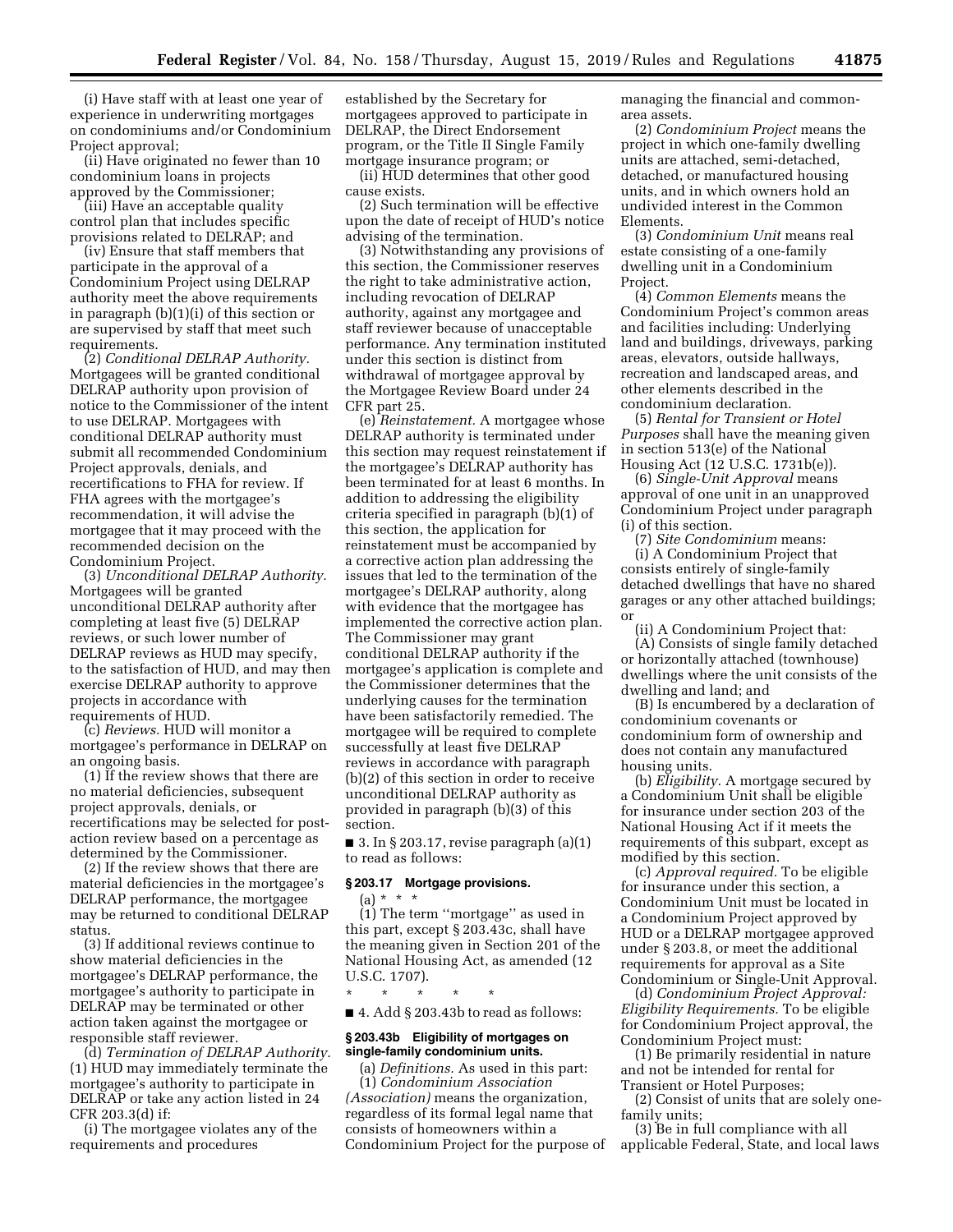(i) Have staff with at least one year of experience in underwriting mortgages on condominiums and/or Condominium Project approval;

(ii) Have originated no fewer than 10 condominium loans in projects approved by the Commissioner;

(iii) Have an acceptable quality control plan that includes specific provisions related to DELRAP; and

(iv) Ensure that staff members that participate in the approval of a Condominium Project using DELRAP authority meet the above requirements in paragraph (b)(1)(i) of this section or are supervised by staff that meet such requirements.

(2) *Conditional DELRAP Authority.* Mortgagees will be granted conditional DELRAP authority upon provision of notice to the Commissioner of the intent to use DELRAP. Mortgagees with conditional DELRAP authority must submit all recommended Condominium Project approvals, denials, and recertifications to FHA for review. If FHA agrees with the mortgagee's recommendation, it will advise the mortgagee that it may proceed with the recommended decision on the Condominium Project.

(3) *Unconditional DELRAP Authority.* Mortgagees will be granted unconditional DELRAP authority after completing at least five (5) DELRAP reviews, or such lower number of DELRAP reviews as HUD may specify, to the satisfaction of HUD, and may then exercise DELRAP authority to approve projects in accordance with requirements of HUD.

(c) *Reviews.* HUD will monitor a mortgagee's performance in DELRAP on an ongoing basis.

(1) If the review shows that there are no material deficiencies, subsequent project approvals, denials, or recertifications may be selected for post-action review based on a percentage as determined by the Commissioner.

(2) If the review shows that there are material deficiencies in the mortgagee's DELRAP performance, the mortgagee may be returned to conditional DELRAP status.

(3) If additional reviews continue to show material deficiencies in the mortgagee's DELRAP performance, the mortgagee's authority to participate in DELRAP may be terminated or other action taken against the mortgagee or responsible staff reviewer.

(d) *Termination of DELRAP Authority.* (1) HUD may immediately terminate the mortgagee's authority to participate in DELRAP or take any action listed in 24 CFR 203.3(d) if:

(i) The mortgagee violates any of the requirements and procedures established by the Secretary for mortgagees approved to participate in DELRAP, the Direct Endorsement program, or the Title II Single Family mortgage insurance program; or

(ii) HUD determines that other good cause exists.

(2) Such termination will be effective upon the date of receipt of HUD's notice advising of the termination.

(3) Notwithstanding any provisions of this section, the Commissioner reserves the right to take administrative action, including revocation of DELRAP authority, against any mortgagee and staff reviewer because of unacceptable performance. Any termination instituted under this section is distinct from withdrawal of mortgagee approval by the Mortgagee Review Board under 24 CFR part 25.

(e) *Reinstatement.* A mortgagee whose DELRAP authority is terminated under this section may request reinstatement if the mortgagee's DELRAP authority has been terminated for at least 6 months. In addition to addressing the eligibility criteria specified in paragraph (b)(1) of this section, the application for reinstatement must be accompanied by a corrective action plan addressing the issues that led to the termination of the mortgagee's DELRAP authority, along with evidence that the mortgagee has implemented the corrective action plan. The Commissioner may grant conditional DELRAP authority if the mortgagee's application is complete and the Commissioner determines that the underlying causes for the termination have been satisfactorily remedied. The mortgagee will be required to complete successfully at least five DELRAP reviews in accordance with paragraph (b)(2) of this section in order to receive unconditional DELRAP authority as provided in paragraph (b)(3) of this section.

■ 3. In § 203.17, revise paragraph (a)(1) to read as follows:

**§ 203.17 Mortgage provisions.**

(a) * * *

(1) The term "mortgage" as used in this part, except § 203.43c, shall have the meaning given in Section 201 of the National Housing Act, as amended (12 U.S.C. 1707).

\* \* \* \* \*

■ 4. Add § 203.43b to read as follows:

**§ 203.43b Eligibility of mortgages on single-family condominium units.**

(a) *Definitions.* As used in this part:

(1) *Condominium Association (Association)* means the organization, regardless of its formal legal name that consists of homeowners within a Condominium Project for the purpose of managing the financial and common-area assets.

(2) *Condominium Project* means the project in which one-family dwelling units are attached, semi-detached, detached, or manufactured housing units, and in which owners hold an undivided interest in the Common Elements.

(3) *Condominium Unit* means real estate consisting of a one-family dwelling unit in a Condominium Project.

(4) *Common Elements* means the Condominium Project's common areas and facilities including: Underlying land and buildings, driveways, parking areas, elevators, outside hallways, recreation and landscaped areas, and other elements described in the condominium declaration.

(5) *Rental for Transient or Hotel Purposes* shall have the meaning given in section 513(e) of the National Housing Act (12 U.S.C. 1731b(e)).

(6) *Single-Unit Approval* means approval of one unit in an unapproved Condominium Project under paragraph (i) of this section.

(7) *Site Condominium* means:

(i) A Condominium Project that consists entirely of single-family detached dwellings that have no shared garages or any other attached buildings; or

(ii) A Condominium Project that:

(A) Consists of single family detached or horizontally attached (townhouse) dwellings where the unit consists of the dwelling and land; and

(B) Is encumbered by a declaration of condominium covenants or condominium form of ownership and does not contain any manufactured housing units.

(b) *Eligibility.* A mortgage secured by a Condominium Unit shall be eligible for insurance under section 203 of the National Housing Act if it meets the requirements of this subpart, except as modified by this section.

(c) *Approval required.* To be eligible for insurance under this section, a Condominium Unit must be located in a Condominium Project approved by HUD or a DELRAP mortgagee approved under § 203.8, or meet the additional requirements for approval as a Site Condominium or Single-Unit Approval.

(d) *Condominium Project Approval: Eligibility Requirements.* To be eligible for Condominium Project approval, the Condominium Project must:

(1) Be primarily residential in nature and not be intended for rental for Transient or Hotel Purposes;

(2) Consist of units that are solely one-family units;

(3) Be in full compliance with all applicable Federal, State, and local laws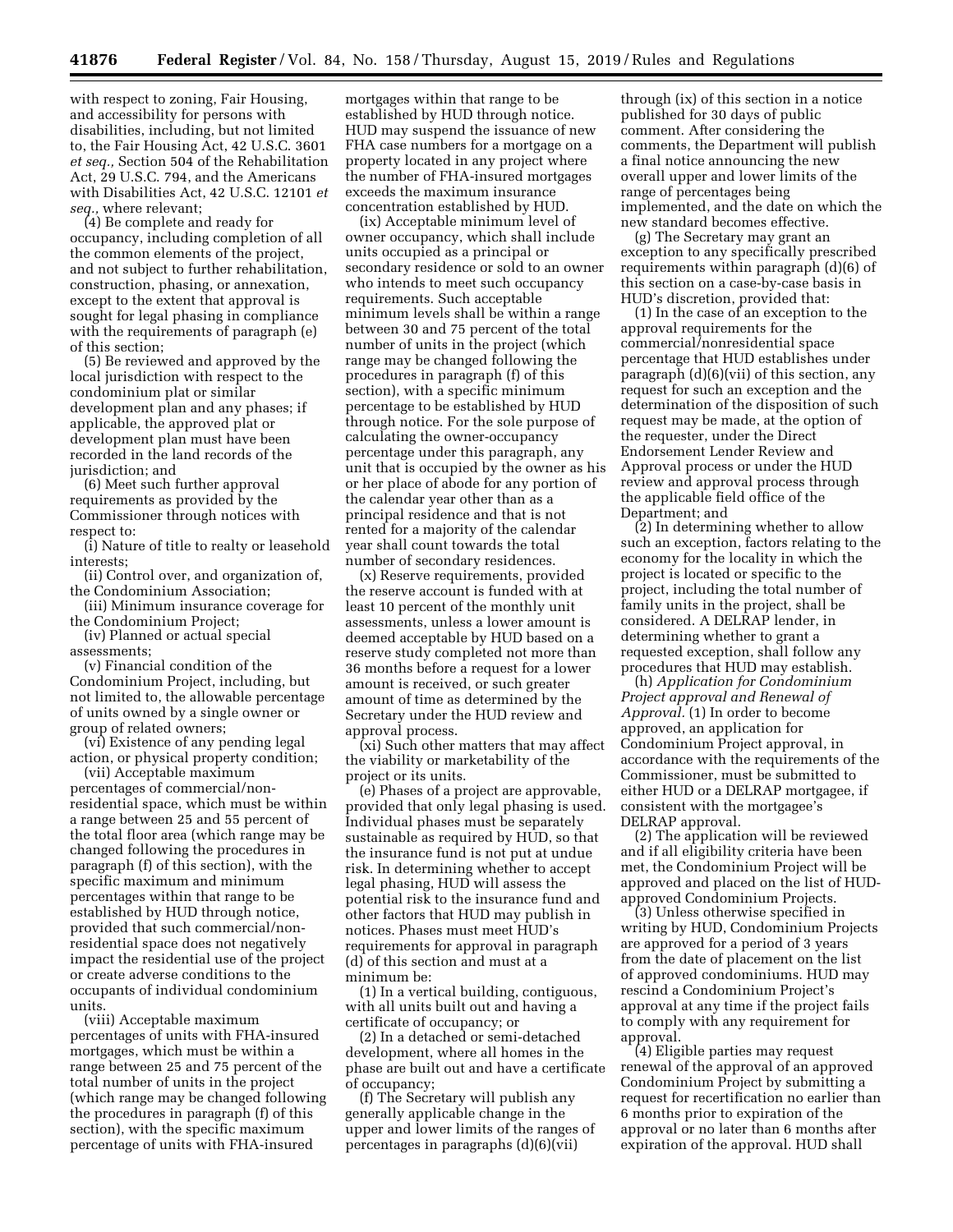with respect to zoning, Fair Housing, and accessibility for persons with disabilities, including, but not limited to, the Fair Housing Act, 42 U.S.C. 3601 *et seq.,* Section 504 of the Rehabilitation Act, 29 U.S.C. 794, and the Americans with Disabilities Act, 42 U.S.C. 12101 *et seq.,* where relevant;

(4) Be complete and ready for occupancy, including completion of all the common elements of the project, and not subject to further rehabilitation, construction, phasing, or annexation, except to the extent that approval is sought for legal phasing in compliance with the requirements of paragraph (e) of this section;

(5) Be reviewed and approved by the local jurisdiction with respect to the condominium plat or similar development plan and any phases; if applicable, the approved plat or development plan must have been recorded in the land records of the jurisdiction; and

(6) Meet such further approval requirements as provided by the Commissioner through notices with respect to:

(i) Nature of title to realty or leasehold interests;

(ii) Control over, and organization of, the Condominium Association;

(iii) Minimum insurance coverage for the Condominium Project;

(iv) Planned or actual special assessments;

(v) Financial condition of the Condominium Project, including, but not limited to, the allowable percentage of units owned by a single owner or group of related owners;

(vi) Existence of any pending legal action, or physical property condition;

(vii) Acceptable maximum percentages of commercial/non-residential space, which must be within a range between 25 and 55 percent of the total floor area (which range may be changed following the procedures in paragraph (f) of this section), with the specific maximum and minimum percentages within that range to be established by HUD through notice, provided that such commercial/non-residential space does not negatively impact the residential use of the project or create adverse conditions to the occupants of individual condominium units.

(viii) Acceptable maximum percentages of units with FHA-insured mortgages, which must be within a range between 25 and 75 percent of the total number of units in the project (which range may be changed following the procedures in paragraph (f) of this section), with the specific maximum percentage of units with FHA-insured mortgages within that range to be established by HUD through notice. HUD may suspend the issuance of new FHA case numbers for a mortgage on a property located in any project where the number of FHA-insured mortgages exceeds the maximum insurance concentration established by HUD.

(ix) Acceptable minimum level of owner occupancy, which shall include units occupied as a principal or secondary residence or sold to an owner who intends to meet such occupancy requirements. Such acceptable minimum levels shall be within a range between 30 and 75 percent of the total number of units in the project (which range may be changed following the procedures in paragraph (f) of this section), with a specific minimum percentage to be established by HUD through notice. For the sole purpose of calculating the owner-occupancy percentage under this paragraph, any unit that is occupied by the owner as his or her place of abode for any portion of the calendar year other than as a principal residence and that is not rented for a majority of the calendar year shall count towards the total number of secondary residences.

(x) Reserve requirements, provided the reserve account is funded with at least 10 percent of the monthly unit assessments, unless a lower amount is deemed acceptable by HUD based on a reserve study completed not more than 36 months before a request for a lower amount is received, or such greater amount of time as determined by the Secretary under the HUD review and approval process.

(xi) Such other matters that may affect the viability or marketability of the project or its units.

(e) Phases of a project are approvable, provided that only legal phasing is used. Individual phases must be separately sustainable as required by HUD, so that the insurance fund is not put at undue risk. In determining whether to accept legal phasing, HUD will assess the potential risk to the insurance fund and other factors that HUD may publish in notices. Phases must meet HUD's requirements for approval in paragraph (d) of this section and must at a minimum be:

(1) In a vertical building, contiguous, with all units built out and having a certificate of occupancy; or

(2) In a detached or semi-detached development, where all homes in the phase are built out and have a certificate of occupancy;

(f) The Secretary will publish any generally applicable change in the upper and lower limits of the ranges of percentages in paragraphs (d)(6)(vii) through (ix) of this section in a notice published for 30 days of public comment. After considering the comments, the Department will publish a final notice announcing the new overall upper and lower limits of the range of percentages being implemented, and the date on which the new standard becomes effective.

(g) The Secretary may grant an exception to any specifically prescribed requirements within paragraph (d)(6) of this section on a case-by-case basis in HUD's discretion, provided that:

(1) In the case of an exception to the approval requirements for the commercial/nonresidential space percentage that HUD establishes under paragraph (d)(6)(vii) of this section, any request for such an exception and the determination of the disposition of such request may be made, at the option of the requester, under the Direct Endorsement Lender Review and Approval process or under the HUD review and approval process through the applicable field office of the Department; and

(2) In determining whether to allow such an exception, factors relating to the economy for the locality in which the project is located or specific to the project, including the total number of family units in the project, shall be considered. A DELRAP lender, in determining whether to grant a requested exception, shall follow any procedures that HUD may establish.

(h) *Application for Condominium Project approval and Renewal of Approval.* (1) In order to become approved, an application for Condominium Project approval, in accordance with the requirements of the Commissioner, must be submitted to either HUD or a DELRAP mortgagee, if consistent with the mortgagee's DELRAP approval.

(2) The application will be reviewed and if all eligibility criteria have been met, the Condominium Project will be approved and placed on the list of HUD-approved Condominium Projects.

(3) Unless otherwise specified in writing by HUD, Condominium Projects are approved for a period of 3 years from the date of placement on the list of approved condominiums. HUD may rescind a Condominium Project's approval at any time if the project fails to comply with any requirement for approval.

(4) Eligible parties may request renewal of the approval of an approved Condominium Project by submitting a request for recertification no earlier than 6 months prior to expiration of the approval or no later than 6 months after expiration of the approval. HUD shall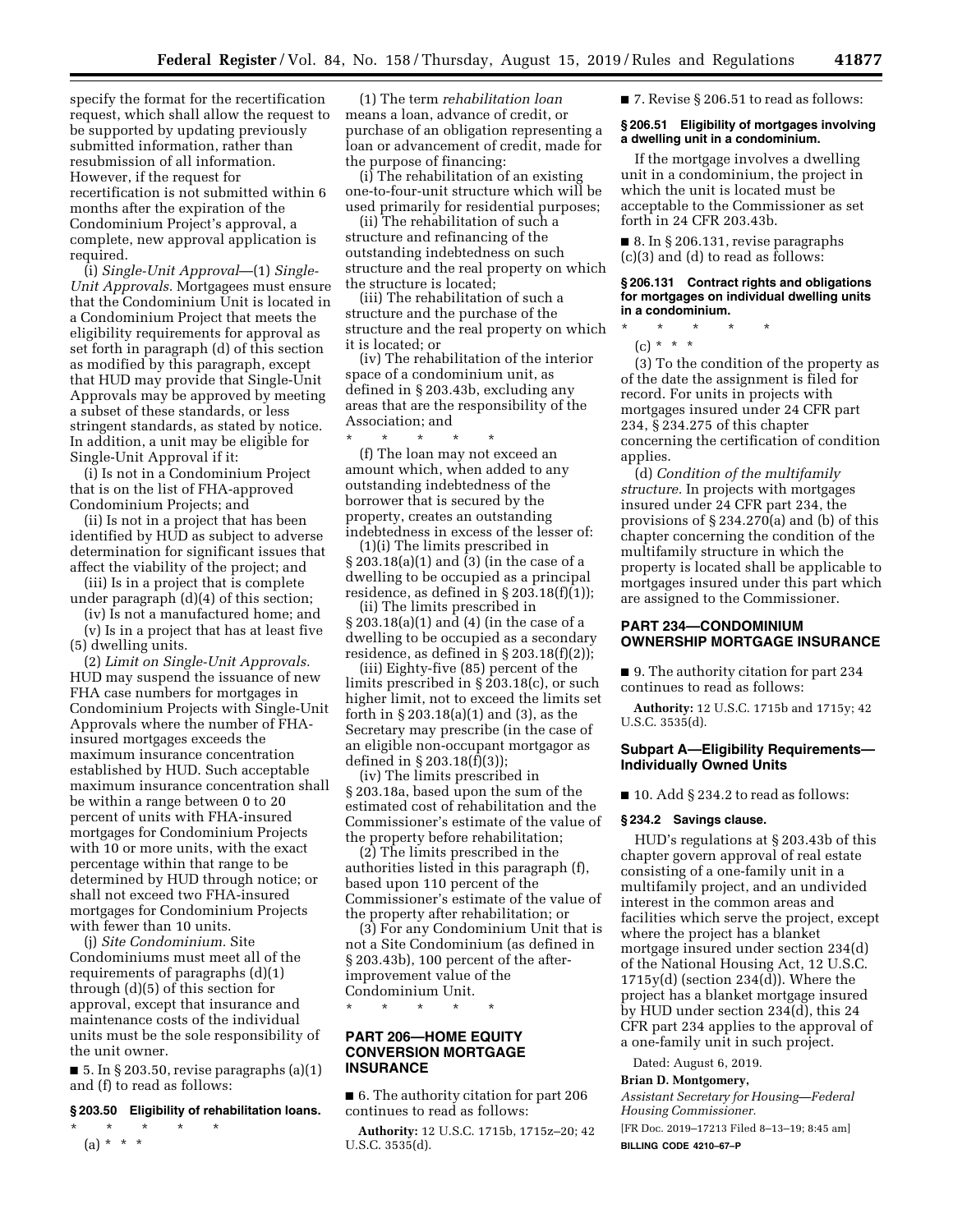specify the format for the recertification request, which shall allow the request to be supported by updating previously submitted information, rather than resubmission of all information. However, if the request for recertification is not submitted within 6 months after the expiration of the Condominium Project's approval, a complete, new approval application is required.

(i) *Single-Unit Approval*—(1) *Single-Unit Approvals.* Mortgagees must ensure that the Condominium Unit is located in a Condominium Project that meets the eligibility requirements for approval as set forth in paragraph (d) of this section as modified by this paragraph, except that HUD may provide that Single-Unit Approvals may be approved by meeting a subset of these standards, or less stringent standards, as stated by notice. In addition, a unit may be eligible for Single-Unit Approval if it:

(i) Is not in a Condominium Project that is on the list of FHA-approved Condominium Projects; and

(ii) Is not in a project that has been identified by HUD as subject to adverse determination for significant issues that affect the viability of the project; and

(iii) Is in a project that is complete under paragraph (d)(4) of this section;

(iv) Is not a manufactured home; and

(v) Is in a project that has at least five (5) dwelling units.

(2) *Limit on Single-Unit Approvals.* HUD may suspend the issuance of new FHA case numbers for mortgages in Condominium Projects with Single-Unit Approvals where the number of FHA-insured mortgages exceeds the maximum insurance concentration established by HUD. Such acceptable maximum insurance concentration shall be within a range between 0 to 20 percent of units with FHA-insured mortgages for Condominium Projects with 10 or more units, with the exact percentage within that range to be determined by HUD through notice; or shall not exceed two FHA-insured mortgages for Condominium Projects with fewer than 10 units.

(j) *Site Condominium.* Site Condominiums must meet all of the requirements of paragraphs (d)(1) through (d)(5) of this section for approval, except that insurance and maintenance costs of the individual units must be the sole responsibility of the unit owner.

■ 5. In § 203.50, revise paragraphs (a)(1) and (f) to read as follows:

**§ 203.50 Eligibility of rehabilitation loans.**

\* \* \* \* \*

(a) \* \* \*

(1) The term *rehabilitation loan* means a loan, advance of credit, or purchase of an obligation representing a loan or advancement of credit, made for the purpose of financing:

(i) The rehabilitation of an existing one-to-four-unit structure which will be used primarily for residential purposes;

(ii) The rehabilitation of such a structure and refinancing of the outstanding indebtedness on such structure and the real property on which the structure is located;

(iii) The rehabilitation of such a structure and the purchase of the structure and the real property on which it is located; or

(iv) The rehabilitation of the interior space of a condominium unit, as defined in § 203.43b, excluding any areas that are the responsibility of the Association; and

\* \* \* \* \*

(f) The loan may not exceed an amount which, when added to any outstanding indebtedness of the borrower that is secured by the property, creates an outstanding indebtedness in excess of the lesser of:

(1)(i) The limits prescribed in § 203.18(a)(1) and (3) (in the case of a dwelling to be occupied as a principal residence, as defined in § 203.18(f)(1));

(ii) The limits prescribed in § 203.18(a)(1) and (4) (in the case of a dwelling to be occupied as a secondary residence, as defined in § 203.18(f)(2));

(iii) Eighty-five (85) percent of the limits prescribed in § 203.18(c), or such higher limit, not to exceed the limits set forth in § 203.18(a)(1) and (3), as the Secretary may prescribe (in the case of an eligible non-occupant mortgagor as defined in § 203.18(f)(3));

(iv) The limits prescribed in § 203.18a, based upon the sum of the estimated cost of rehabilitation and the Commissioner's estimate of the value of the property before rehabilitation;

(2) The limits prescribed in the authorities listed in this paragraph (f), based upon 110 percent of the Commissioner's estimate of the value of the property after rehabilitation; or

(3) For any Condominium Unit that is not a Site Condominium (as defined in § 203.43b), 100 percent of the after-improvement value of the Condominium Unit.

\* \* \* \* \*

## PART 206—HOME EQUITY CONVERSION MORTGAGE INSURANCE

■ 6. The authority citation for part 206 continues to read as follows:

**Authority:** 12 U.S.C. 1715b, 1715z–20; 42 U.S.C. 3535(d).

■ 7. Revise § 206.51 to read as follows:

**§ 206.51 Eligibility of mortgages involving a dwelling unit in a condominium.**

If the mortgage involves a dwelling unit in a condominium, the project in which the unit is located must be acceptable to the Commissioner as set forth in 24 CFR 203.43b.

■ 8. In § 206.131, revise paragraphs (c)(3) and (d) to read as follows:

**§ 206.131 Contract rights and obligations for mortgages on individual dwelling units in a condominium.**

\* \* \* \* \*

(c) \* \* \*

(3) To the condition of the property as of the date the assignment is filed for record. For units in projects with mortgages insured under 24 CFR part 234, § 234.275 of this chapter concerning the certification of condition applies.

(d) *Condition of the multifamily structure.* In projects with mortgages insured under 24 CFR part 234, the provisions of § 234.270(a) and (b) of this chapter concerning the condition of the multifamily structure in which the property is located shall be applicable to mortgages insured under this part which are assigned to the Commissioner.

## PART 234—CONDOMINIUM OWNERSHIP MORTGAGE INSURANCE

■ 9. The authority citation for part 234 continues to read as follows:

**Authority:** 12 U.S.C. 1715b and 1715y; 42 U.S.C. 3535(d).

### Subpart A—Eligibility Requirements—Individually Owned Units

■ 10. Add § 234.2 to read as follows:

**§ 234.2 Savings clause.**

HUD's regulations at § 203.43b of this chapter govern approval of real estate consisting of a one-family unit in a multifamily project, and an undivided interest in the common areas and facilities which serve the project, except where the project has a blanket mortgage insured under section 234(d) of the National Housing Act, 12 U.S.C. 1715y(d) (section 234(d)). Where the project has a blanket mortgage insured by HUD under section 234(d), this 24 CFR part 234 applies to the approval of a one-family unit in such project.

Dated: August 6, 2019.

**Brian D. Montgomery,**

*Assistant Secretary for Housing—Federal Housing Commissioner.*

[FR Doc. 2019–17213 Filed 8–13–19; 8:45 am]

**BILLING CODE 4210–67–P**